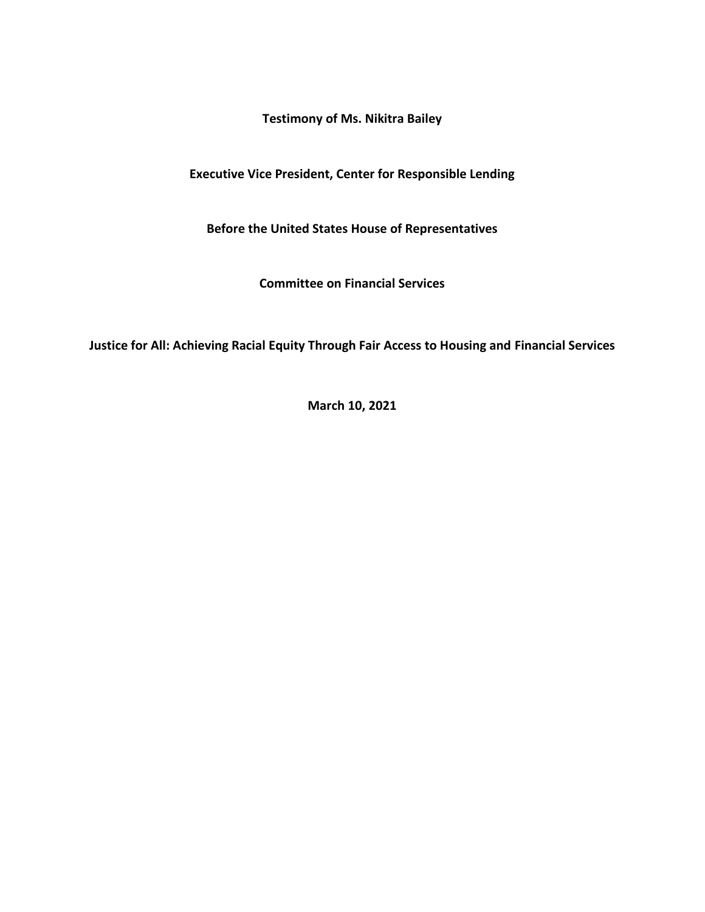**Testimony of Ms. Nikitra Bailey**

**Executive Vice President, Center for Responsible Lending**

**Before the United States House of Representatives**

**Committee on Financial Services**

**Justice for All: Achieving Racial Equity Through Fair Access to Housing and Financial Services**

**March 10, 2021**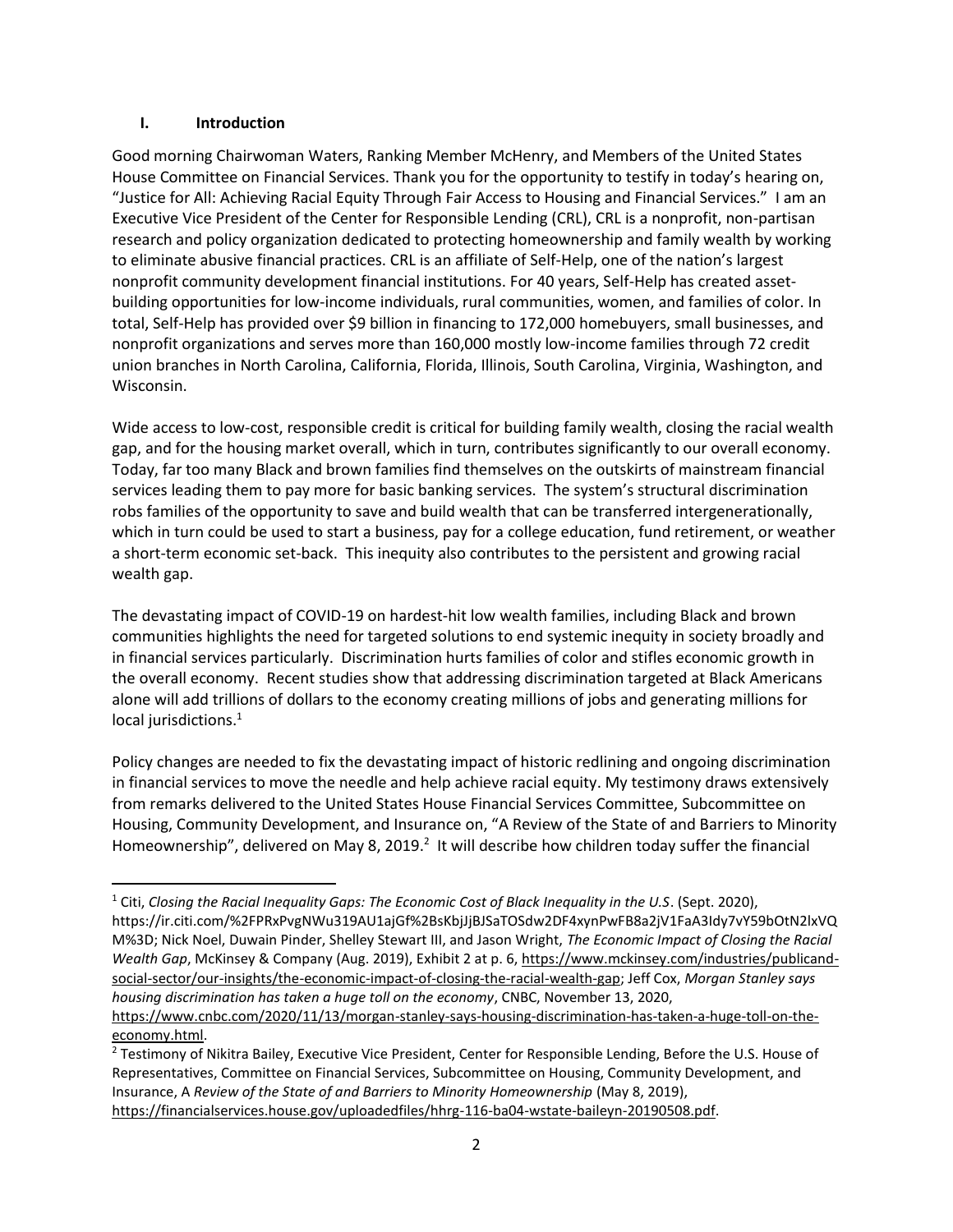## I. Introduction

Good morning Chairwoman Waters, Ranking Member McHenry, and Members of the United States House Committee on Financial Services. Thank you for the opportunity to testify in today's hearing on, "Justice for All: Achieving Racial Equity Through Fair Access to Housing and Financial Services." I am an Executive Vice President of the Center for Responsible Lending (CRL), CRL is a nonprofit, non-partisan research and policy organization dedicated to protecting homeownership and family wealth by working to eliminate abusive financial practices. CRL is an affiliate of Self-Help, one of the nation's largest nonprofit community development financial institutions. For 40 years, Self-Help has created asset-building opportunities for low-income individuals, rural communities, women, and families of color. In total, Self-Help has provided over $9 billion in financing to 172,000 homebuyers, small businesses, and nonprofit organizations and serves more than 160,000 mostly low-income families through 72 credit union branches in North Carolina, California, Florida, Illinois, South Carolina, Virginia, Washington, and Wisconsin.

Wide access to low-cost, responsible credit is critical for building family wealth, closing the racial wealth gap, and for the housing market overall, which in turn, contributes significantly to our overall economy. Today, far too many Black and brown families find themselves on the outskirts of mainstream financial services leading them to pay more for basic banking services. The system's structural discrimination robs families of the opportunity to save and build wealth that can be transferred intergenerationally, which in turn could be used to start a business, pay for a college education, fund retirement, or weather a short-term economic set-back. This inequity also contributes to the persistent and growing racial wealth gap.

The devastating impact of COVID-19 on hardest-hit low wealth families, including Black and brown communities highlights the need for targeted solutions to end systemic inequity in society broadly and in financial services particularly. Discrimination hurts families of color and stifles economic growth in the overall economy. Recent studies show that addressing discrimination targeted at Black Americans alone will add trillions of dollars to the economy creating millions of jobs and generating millions for local jurisdictions.[1]

Policy changes are needed to fix the devastating impact of historic redlining and ongoing discrimination in financial services to move the needle and help achieve racial equity. My testimony draws extensively from remarks delivered to the United States House Financial Services Committee, Subcommittee on Housing, Community Development, and Insurance on, "A Review of the State of and Barriers to Minority Homeownership", delivered on May 8, 2019.[2] It will describe how children today suffer the financial

---

[1] Citi, *Closing the Racial Inequality Gaps: The Economic Cost of Black Inequality in the U.S*. (Sept. 2020), https://ir.citi.com/%2FPRxPvgNWu319AU1ajGf%2BsKbjJjBJSaTOSdw2DF4xynPwFB8a2jV1FaA3Idy7vY59bOtN2lxVQM%3D; Nick Noel, Duwain Pinder, Shelley Stewart III, and Jason Wright, *The Economic Impact of Closing the Racial Wealth Gap*, McKinsey & Company (Aug. 2019), Exhibit 2 at p. 6, https://www.mckinsey.com/industries/publicand-social-sector/our-insights/the-economic-impact-of-closing-the-racial-wealth-gap; Jeff Cox, *Morgan Stanley says housing discrimination has taken a huge toll on the economy*, CNBC, November 13, 2020, https://www.cnbc.com/2020/11/13/morgan-stanley-says-housing-discrimination-has-taken-a-huge-toll-on-the-economy.html.

[2] Testimony of Nikitra Bailey, Executive Vice President, Center for Responsible Lending, Before the U.S. House of Representatives, Committee on Financial Services, Subcommittee on Housing, Community Development, and Insurance, A *Review of the State of and Barriers to Minority Homeownership* (May 8, 2019), https://financialservices.house.gov/uploadedfiles/hhrg-116-ba04-wstate-baileyn-20190508.pdf.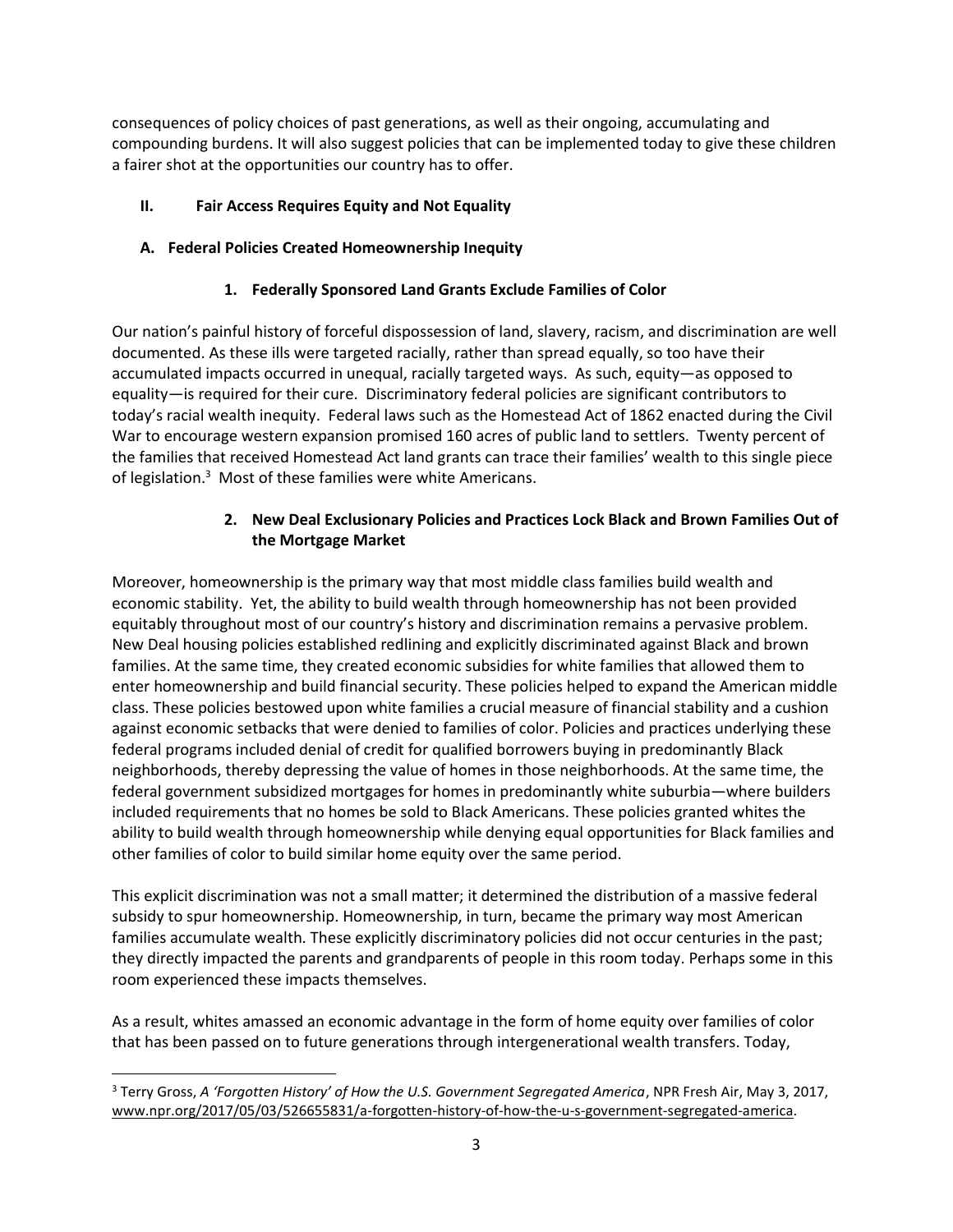consequences of policy choices of past generations, as well as their ongoing, accumulating and compounding burdens. It will also suggest policies that can be implemented today to give these children a fairer shot at the opportunities our country has to offer.

## II. Fair Access Requires Equity and Not Equality

### A. Federal Policies Created Homeownership Inequity

#### 1. Federally Sponsored Land Grants Exclude Families of Color

Our nation's painful history of forceful dispossession of land, slavery, racism, and discrimination are well documented. As these ills were targeted racially, rather than spread equally, so too have their accumulated impacts occurred in unequal, racially targeted ways. As such, equity—as opposed to equality—is required for their cure. Discriminatory federal policies are significant contributors to today's racial wealth inequity. Federal laws such as the Homestead Act of 1862 enacted during the Civil War to encourage western expansion promised 160 acres of public land to settlers. Twenty percent of the families that received Homestead Act land grants can trace their families' wealth to this single piece of legislation.[3] Most of these families were white Americans.

#### 2. New Deal Exclusionary Policies and Practices Lock Black and Brown Families Out of the Mortgage Market

Moreover, homeownership is the primary way that most middle class families build wealth and economic stability. Yet, the ability to build wealth through homeownership has not been provided equitably throughout most of our country's history and discrimination remains a pervasive problem. New Deal housing policies established redlining and explicitly discriminated against Black and brown families. At the same time, they created economic subsidies for white families that allowed them to enter homeownership and build financial security. These policies helped to expand the American middle class. These policies bestowed upon white families a crucial measure of financial stability and a cushion against economic setbacks that were denied to families of color. Policies and practices underlying these federal programs included denial of credit for qualified borrowers buying in predominantly Black neighborhoods, thereby depressing the value of homes in those neighborhoods. At the same time, the federal government subsidized mortgages for homes in predominantly white suburbia—where builders included requirements that no homes be sold to Black Americans. These policies granted whites the ability to build wealth through homeownership while denying equal opportunities for Black families and other families of color to build similar home equity over the same period.

This explicit discrimination was not a small matter; it determined the distribution of a massive federal subsidy to spur homeownership. Homeownership, in turn, became the primary way most American families accumulate wealth. These explicitly discriminatory policies did not occur centuries in the past; they directly impacted the parents and grandparents of people in this room today. Perhaps some in this room experienced these impacts themselves.

As a result, whites amassed an economic advantage in the form of home equity over families of color that has been passed on to future generations through intergenerational wealth transfers. Today,

---

[3] Terry Gross, *A 'Forgotten History' of How the U.S. Government Segregated America*, NPR Fresh Air, May 3, 2017, www.npr.org/2017/05/03/526655831/a-forgotten-history-of-how-the-u-s-government-segregated-america.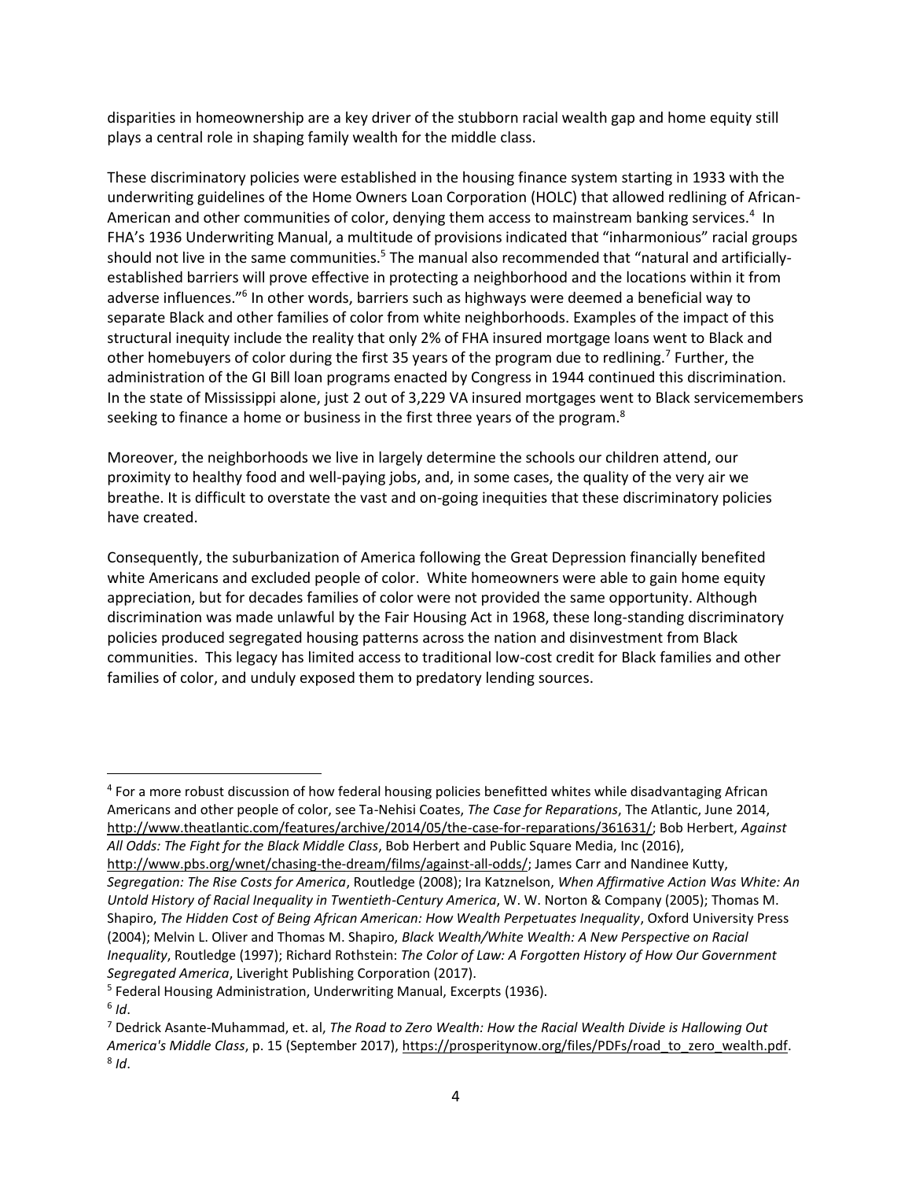disparities in homeownership are a key driver of the stubborn racial wealth gap and home equity still plays a central role in shaping family wealth for the middle class.

These discriminatory policies were established in the housing finance system starting in 1933 with the underwriting guidelines of the Home Owners Loan Corporation (HOLC) that allowed redlining of African-American and other communities of color, denying them access to mainstream banking services.[4] In FHA's 1936 Underwriting Manual, a multitude of provisions indicated that "inharmonious" racial groups should not live in the same communities.[5] The manual also recommended that "natural and artificially-established barriers will prove effective in protecting a neighborhood and the locations within it from adverse influences."[6] In other words, barriers such as highways were deemed a beneficial way to separate Black and other families of color from white neighborhoods. Examples of the impact of this structural inequity include the reality that only 2% of FHA insured mortgage loans went to Black and other homebuyers of color during the first 35 years of the program due to redlining.[7] Further, the administration of the GI Bill loan programs enacted by Congress in 1944 continued this discrimination. In the state of Mississippi alone, just 2 out of 3,229 VA insured mortgages went to Black servicemembers seeking to finance a home or business in the first three years of the program.[8]

Moreover, the neighborhoods we live in largely determine the schools our children attend, our proximity to healthy food and well-paying jobs, and, in some cases, the quality of the very air we breathe. It is difficult to overstate the vast and on-going inequities that these discriminatory policies have created.

Consequently, the suburbanization of America following the Great Depression financially benefited white Americans and excluded people of color. White homeowners were able to gain home equity appreciation, but for decades families of color were not provided the same opportunity. Although discrimination was made unlawful by the Fair Housing Act in 1968, these long-standing discriminatory policies produced segregated housing patterns across the nation and disinvestment from Black communities. This legacy has limited access to traditional low-cost credit for Black families and other families of color, and unduly exposed them to predatory lending sources.

---

[4] For a more robust discussion of how federal housing policies benefitted whites while disadvantaging African Americans and other people of color, see Ta-Nehisi Coates, *The Case for Reparations*, The Atlantic, June 2014, http://www.theatlantic.com/features/archive/2014/05/the-case-for-reparations/361631/; Bob Herbert, *Against All Odds: The Fight for the Black Middle Class*, Bob Herbert and Public Square Media, Inc (2016), http://www.pbs.org/wnet/chasing-the-dream/films/against-all-odds/; James Carr and Nandinee Kutty, *Segregation: The Rise Costs for America*, Routledge (2008); Ira Katznelson, *When Affirmative Action Was White: An Untold History of Racial Inequality in Twentieth-Century America*, W. W. Norton & Company (2005); Thomas M. Shapiro, *The Hidden Cost of Being African American: How Wealth Perpetuates Inequality*, Oxford University Press (2004); Melvin L. Oliver and Thomas M. Shapiro, *Black Wealth/White Wealth: A New Perspective on Racial Inequality*, Routledge (1997); Richard Rothstein: *The Color of Law: A Forgotten History of How Our Government Segregated America*, Liveright Publishing Corporation (2017).

[5] Federal Housing Administration, Underwriting Manual, Excerpts (1936).

[6] *Id*.

[7] Dedrick Asante-Muhammad, et. al, *The Road to Zero Wealth: How the Racial Wealth Divide is Hallowing Out America's Middle Class*, p. 15 (September 2017), https://prosperitynow.org/files/PDFs/road_to_zero_wealth.pdf.

[8] *Id*.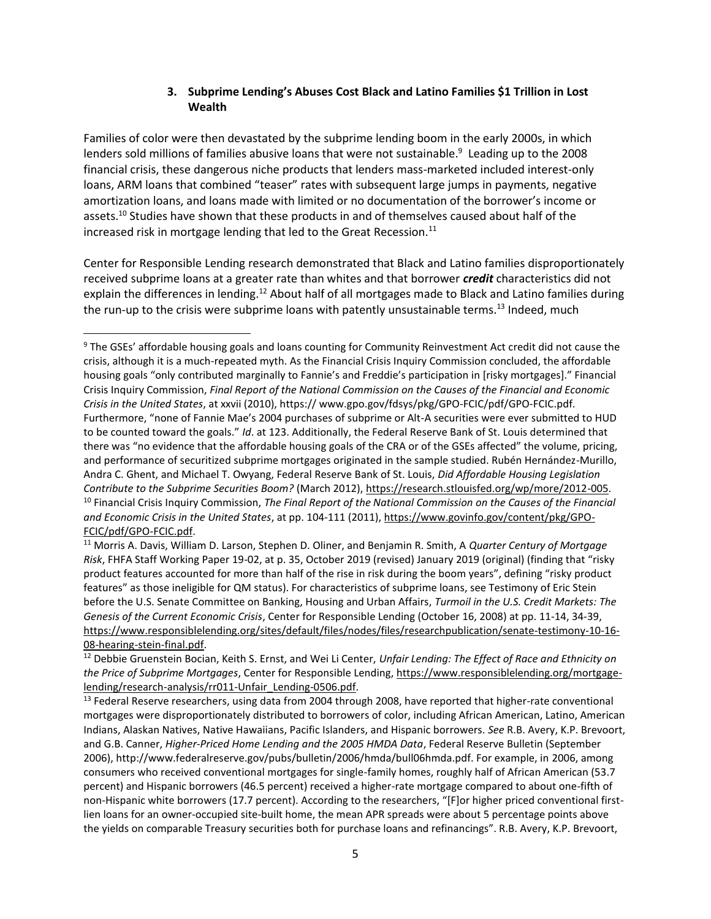### 3. Subprime Lending's Abuses Cost Black and Latino Families $1 Trillion in Lost Wealth

Families of color were then devastated by the subprime lending boom in the early 2000s, in which lenders sold millions of families abusive loans that were not sustainable.[9] Leading up to the 2008 financial crisis, these dangerous niche products that lenders mass-marketed included interest-only loans, ARM loans that combined "teaser" rates with subsequent large jumps in payments, negative amortization loans, and loans made with limited or no documentation of the borrower's income or assets.[10] Studies have shown that these products in and of themselves caused about half of the increased risk in mortgage lending that led to the Great Recession.[11]

Center for Responsible Lending research demonstrated that Black and Latino families disproportionately received subprime loans at a greater rate than whites and that borrower ***credit*** characteristics did not explain the differences in lending.[12] About half of all mortgages made to Black and Latino families during the run-up to the crisis were subprime loans with patently unsustainable terms.[13] Indeed, much

[9] The GSEs' affordable housing goals and loans counting for Community Reinvestment Act credit did not cause the crisis, although it is a much-repeated myth. As the Financial Crisis Inquiry Commission concluded, the affordable housing goals "only contributed marginally to Fannie's and Freddie's participation in [risky mortgages]." Financial Crisis Inquiry Commission, *Final Report of the National Commission on the Causes of the Financial and Economic Crisis in the United States*, at xxvii (2010), https:// www.gpo.gov/fdsys/pkg/GPO-FCIC/pdf/GPO-FCIC.pdf. Furthermore, "none of Fannie Mae's 2004 purchases of subprime or Alt-A securities were ever submitted to HUD to be counted toward the goals." *Id*. at 123. Additionally, the Federal Reserve Bank of St. Louis determined that there was "no evidence that the affordable housing goals of the CRA or of the GSEs affected" the volume, pricing, and performance of securitized subprime mortgages originated in the sample studied. Rubén Hernández-Murillo, Andra C. Ghent, and Michael T. Owyang, Federal Reserve Bank of St. Louis, *Did Affordable Housing Legislation Contribute to the Subprime Securities Boom?* (March 2012), https://research.stlouisfed.org/wp/more/2012-005.

[10] Financial Crisis Inquiry Commission, *The Final Report of the National Commission on the Causes of the Financial and Economic Crisis in the United States*, at pp. 104-111 (2011), https://www.govinfo.gov/content/pkg/GPO-FCIC/pdf/GPO-FCIC.pdf.

[11] Morris A. Davis, William D. Larson, Stephen D. Oliner, and Benjamin R. Smith, A *Quarter Century of Mortgage Risk*, FHFA Staff Working Paper 19-02, at p. 35, October 2019 (revised) January 2019 (original) (finding that "risky product features accounted for more than half of the rise in risk during the boom years", defining "risky product features" as those ineligible for QM status). For characteristics of subprime loans, see Testimony of Eric Stein before the U.S. Senate Committee on Banking, Housing and Urban Affairs, *Turmoil in the U.S. Credit Markets: The Genesis of the Current Economic Crisis*, Center for Responsible Lending (October 16, 2008) at pp. 11-14, 34-39, https://www.responsiblelending.org/sites/default/files/nodes/files/researchpublication/senate-testimony-10-16-08-hearing-stein-final.pdf.

[12] Debbie Gruenstein Bocian, Keith S. Ernst, and Wei Li Center, *Unfair Lending: The Effect of Race and Ethnicity on the Price of Subprime Mortgages*, Center for Responsible Lending, https://www.responsiblelending.org/mortgage-lending/research-analysis/rr011-Unfair_Lending-0506.pdf.

[13] Federal Reserve researchers, using data from 2004 through 2008, have reported that higher-rate conventional mortgages were disproportionately distributed to borrowers of color, including African American, Latino, American Indians, Alaskan Natives, Native Hawaiians, Pacific Islanders, and Hispanic borrowers. *See* R.B. Avery, K.P. Brevoort, and G.B. Canner, *Higher-Priced Home Lending and the 2005 HMDA Data*, Federal Reserve Bulletin (September 2006), http://www.federalreserve.gov/pubs/bulletin/2006/hmda/bull06hmda.pdf. For example, in 2006, among consumers who received conventional mortgages for single-family homes, roughly half of African American (53.7 percent) and Hispanic borrowers (46.5 percent) received a higher-rate mortgage compared to about one-fifth of non-Hispanic white borrowers (17.7 percent). According to the researchers, "[F]or higher priced conventional first-lien loans for an owner-occupied site-built home, the mean APR spreads were about 5 percentage points above the yields on comparable Treasury securities both for purchase loans and refinancings". R.B. Avery, K.P. Brevoort,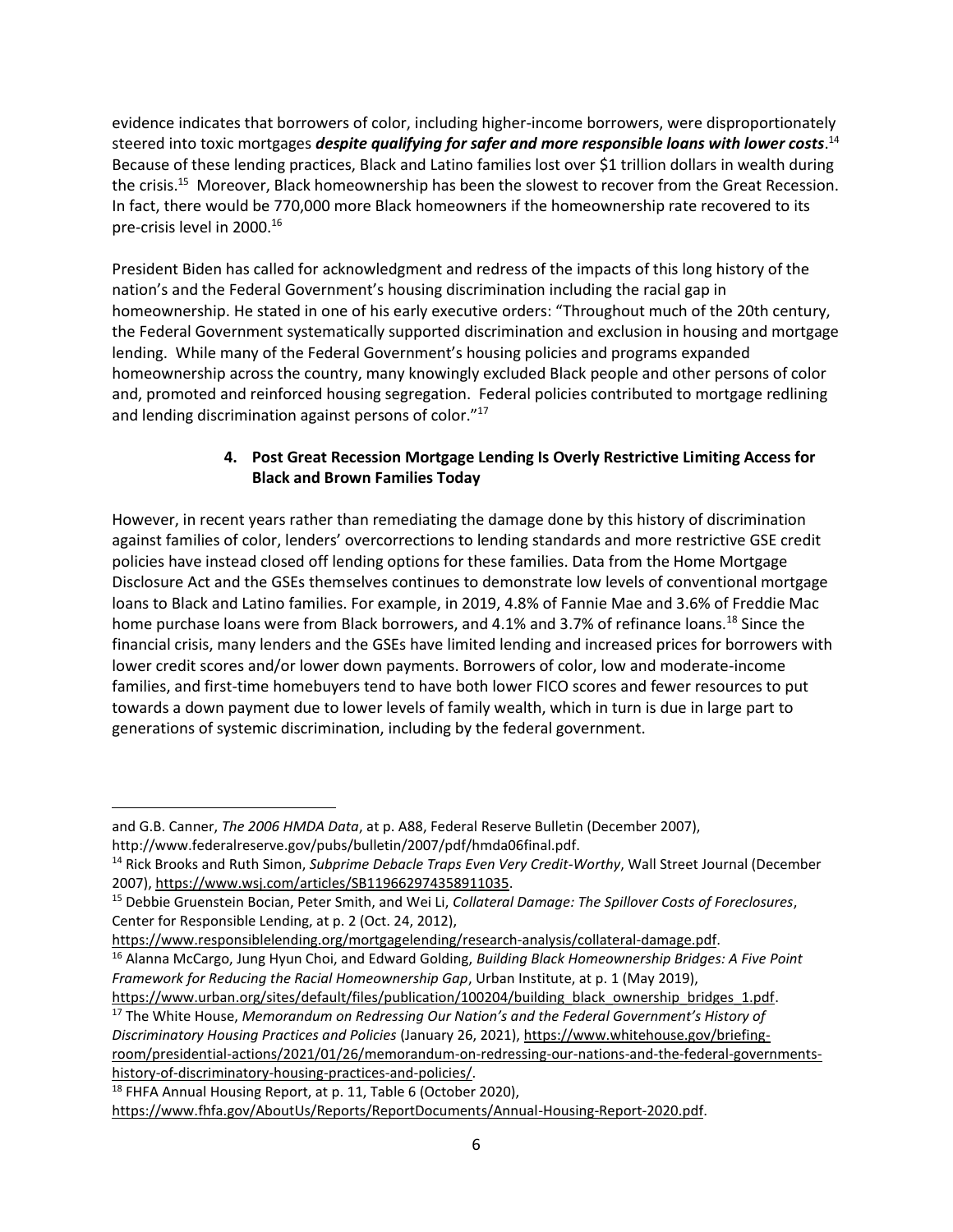evidence indicates that borrowers of color, including higher-income borrowers, were disproportionately steered into toxic mortgages ***despite qualifying for safer and more responsible loans with lower costs***.[14] Because of these lending practices, Black and Latino families lost over $1 trillion dollars in wealth during the crisis.[15] Moreover, Black homeownership has been the slowest to recover from the Great Recession. In fact, there would be 770,000 more Black homeowners if the homeownership rate recovered to its pre-crisis level in 2000.[16]

President Biden has called for acknowledgment and redress of the impacts of this long history of the nation's and the Federal Government's housing discrimination including the racial gap in homeownership. He stated in one of his early executive orders: "Throughout much of the 20th century, the Federal Government systematically supported discrimination and exclusion in housing and mortgage lending. While many of the Federal Government's housing policies and programs expanded homeownership across the country, many knowingly excluded Black people and other persons of color and, promoted and reinforced housing segregation. Federal policies contributed to mortgage redlining and lending discrimination against persons of color."[17]

### 4. Post Great Recession Mortgage Lending Is Overly Restrictive Limiting Access for Black and Brown Families Today

However, in recent years rather than remediating the damage done by this history of discrimination against families of color, lenders' overcorrections to lending standards and more restrictive GSE credit policies have instead closed off lending options for these families. Data from the Home Mortgage Disclosure Act and the GSEs themselves continues to demonstrate low levels of conventional mortgage loans to Black and Latino families. For example, in 2019, 4.8% of Fannie Mae and 3.6% of Freddie Mac home purchase loans were from Black borrowers, and 4.1% and 3.7% of refinance loans.[18] Since the financial crisis, many lenders and the GSEs have limited lending and increased prices for borrowers with lower credit scores and/or lower down payments. Borrowers of color, low and moderate-income families, and first-time homebuyers tend to have both lower FICO scores and fewer resources to put towards a down payment due to lower levels of family wealth, which in turn is due in large part to generations of systemic discrimination, including by the federal government.

---

and G.B. Canner, *The 2006 HMDA Data*, at p. A88, Federal Reserve Bulletin (December 2007), http://www.federalreserve.gov/pubs/bulletin/2007/pdf/hmda06final.pdf.

[14] Rick Brooks and Ruth Simon, *Subprime Debacle Traps Even Very Credit-Worthy*, Wall Street Journal (December 2007), https://www.wsj.com/articles/SB119662974358911035.

[15] Debbie Gruenstein Bocian, Peter Smith, and Wei Li, *Collateral Damage: The Spillover Costs of Foreclosures*, Center for Responsible Lending, at p. 2 (Oct. 24, 2012), https://www.responsiblelending.org/mortgagelending/research-analysis/collateral-damage.pdf.

[16] Alanna McCargo, Jung Hyun Choi, and Edward Golding, *Building Black Homeownership Bridges: A Five Point Framework for Reducing the Racial Homeownership Gap*, Urban Institute, at p. 1 (May 2019), https://www.urban.org/sites/default/files/publication/100204/building_black_ownership_bridges_1.pdf.

[17] The White House, *Memorandum on Redressing Our Nation's and the Federal Government's History of Discriminatory Housing Practices and Policies* (January 26, 2021), https://www.whitehouse.gov/briefing-room/presidential-actions/2021/01/26/memorandum-on-redressing-our-nations-and-the-federal-governments-history-of-discriminatory-housing-practices-and-policies/.

[18] FHFA Annual Housing Report, at p. 11, Table 6 (October 2020), https://www.fhfa.gov/AboutUs/Reports/ReportDocuments/Annual-Housing-Report-2020.pdf.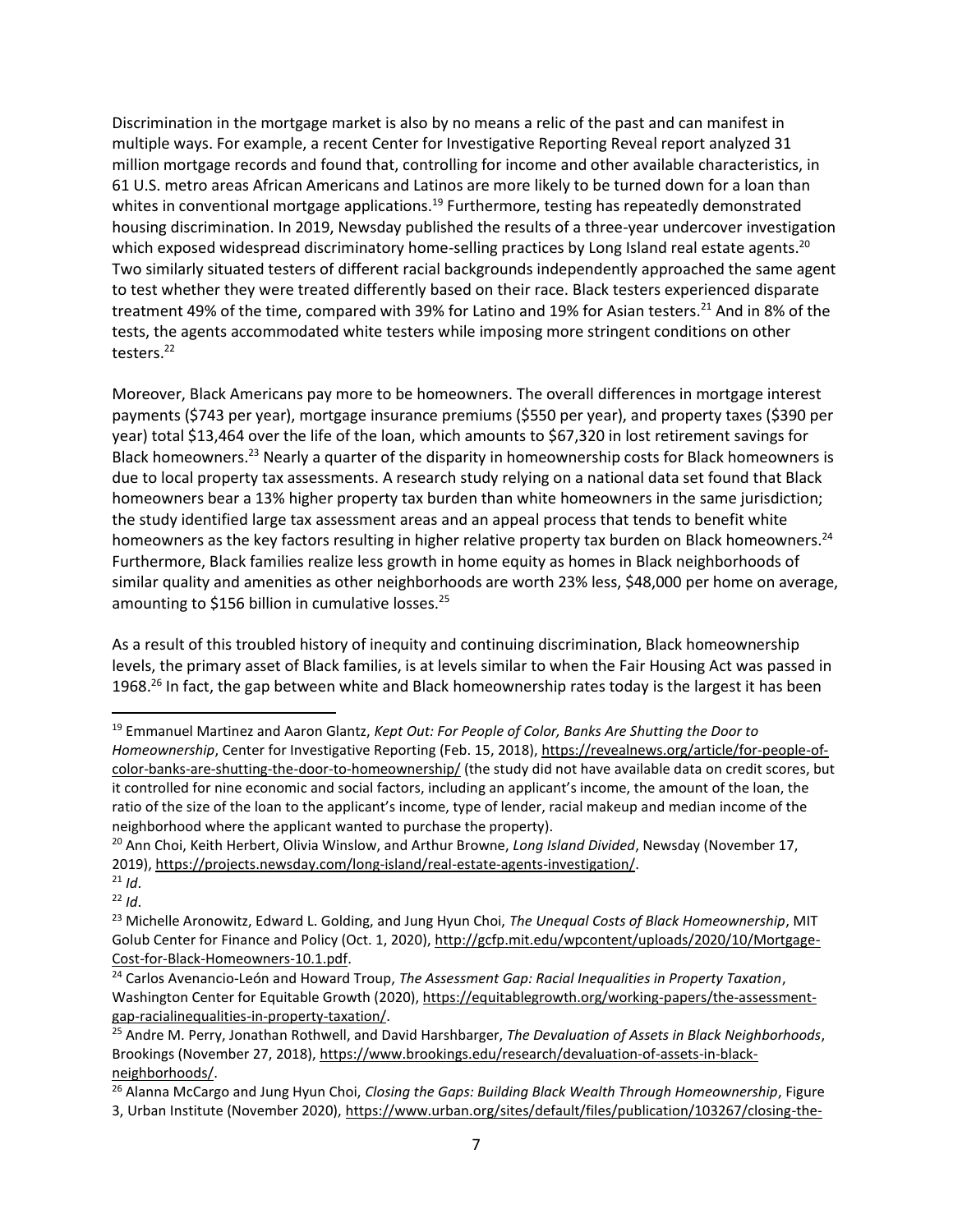Discrimination in the mortgage market is also by no means a relic of the past and can manifest in multiple ways. For example, a recent Center for Investigative Reporting Reveal report analyzed 31 million mortgage records and found that, controlling for income and other available characteristics, in 61 U.S. metro areas African Americans and Latinos are more likely to be turned down for a loan than whites in conventional mortgage applications.[19] Furthermore, testing has repeatedly demonstrated housing discrimination. In 2019, Newsday published the results of a three-year undercover investigation which exposed widespread discriminatory home-selling practices by Long Island real estate agents.[20] Two similarly situated testers of different racial backgrounds independently approached the same agent to test whether they were treated differently based on their race. Black testers experienced disparate treatment 49% of the time, compared with 39% for Latino and 19% for Asian testers.[21] And in 8% of the tests, the agents accommodated white testers while imposing more stringent conditions on other testers.[22]

Moreover, Black Americans pay more to be homeowners. The overall differences in mortgage interest payments ($743 per year), mortgage insurance premiums ($550 per year), and property taxes ($390 per year) total $13,464 over the life of the loan, which amounts to $67,320 in lost retirement savings for Black homeowners.[23] Nearly a quarter of the disparity in homeownership costs for Black homeowners is due to local property tax assessments. A research study relying on a national data set found that Black homeowners bear a 13% higher property tax burden than white homeowners in the same jurisdiction; the study identified large tax assessment areas and an appeal process that tends to benefit white homeowners as the key factors resulting in higher relative property tax burden on Black homeowners.[24] Furthermore, Black families realize less growth in home equity as homes in Black neighborhoods of similar quality and amenities as other neighborhoods are worth 23% less, $48,000 per home on average, amounting to $156 billion in cumulative losses.[25]

As a result of this troubled history of inequity and continuing discrimination, Black homeownership levels, the primary asset of Black families, is at levels similar to when the Fair Housing Act was passed in 1968.[26] In fact, the gap between white and Black homeownership rates today is the largest it has been

---

[19] Emmanuel Martinez and Aaron Glantz, *Kept Out: For People of Color, Banks Are Shutting the Door to Homeownership*, Center for Investigative Reporting (Feb. 15, 2018), https://revealnews.org/article/for-people-of-color-banks-are-shutting-the-door-to-homeownership/ (the study did not have available data on credit scores, but it controlled for nine economic and social factors, including an applicant's income, the amount of the loan, the ratio of the size of the loan to the applicant's income, type of lender, racial makeup and median income of the neighborhood where the applicant wanted to purchase the property).

[20] Ann Choi, Keith Herbert, Olivia Winslow, and Arthur Browne, *Long Island Divided*, Newsday (November 17, 2019), https://projects.newsday.com/long-island/real-estate-agents-investigation/.

[21] *Id*.

[22] *Id*.

[23] Michelle Aronowitz, Edward L. Golding, and Jung Hyun Choi, *The Unequal Costs of Black Homeownership*, MIT Golub Center for Finance and Policy (Oct. 1, 2020), http://gcfp.mit.edu/wpcontent/uploads/2020/10/Mortgage-Cost-for-Black-Homeowners-10.1.pdf.

[24] Carlos Avenancio-León and Howard Troup, *The Assessment Gap: Racial Inequalities in Property Taxation*, Washington Center for Equitable Growth (2020), https://equitablegrowth.org/working-papers/the-assessment-gap-racialinequalities-in-property-taxation/.

[25] Andre M. Perry, Jonathan Rothwell, and David Harshbarger, *The Devaluation of Assets in Black Neighborhoods*, Brookings (November 27, 2018), https://www.brookings.edu/research/devaluation-of-assets-in-black-neighborhoods/.

[26] Alanna McCargo and Jung Hyun Choi, *Closing the Gaps: Building Black Wealth Through Homeownership*, Figure 3, Urban Institute (November 2020), https://www.urban.org/sites/default/files/publication/103267/closing-the-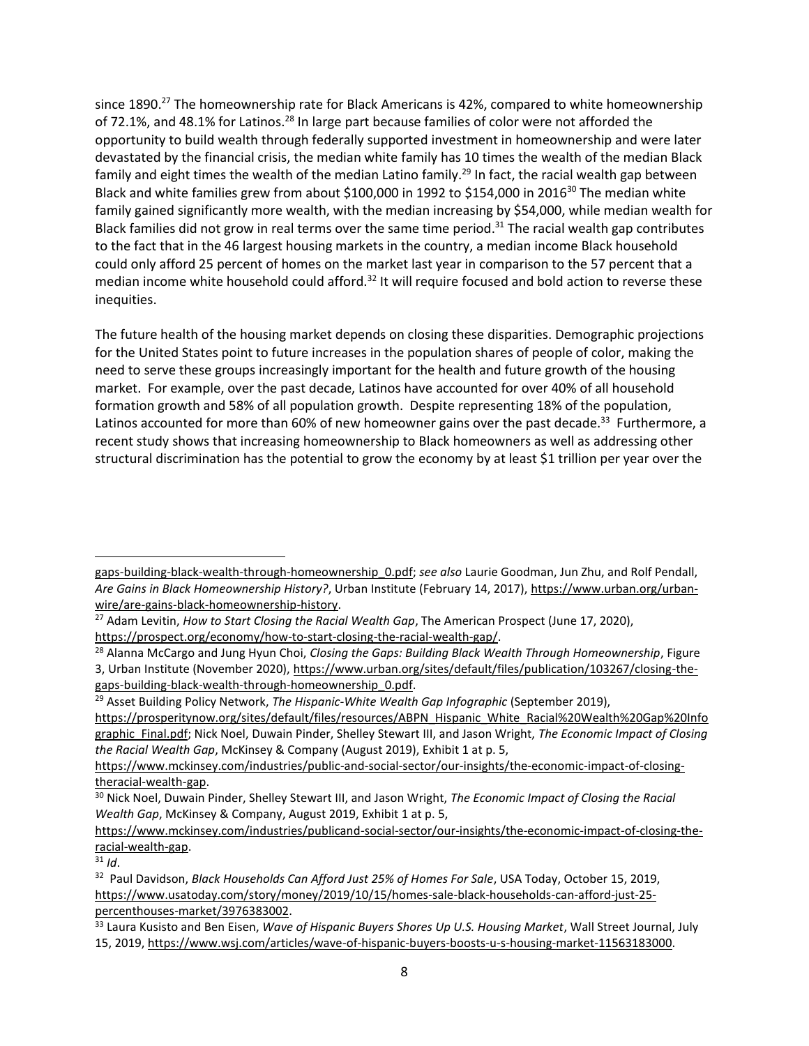since 1890.[27] The homeownership rate for Black Americans is 42%, compared to white homeownership of 72.1%, and 48.1% for Latinos.[28] In large part because families of color were not afforded the opportunity to build wealth through federally supported investment in homeownership and were later devastated by the financial crisis, the median white family has 10 times the wealth of the median Black family and eight times the wealth of the median Latino family.[29] In fact, the racial wealth gap between Black and white families grew from about $100,000 in 1992 to $154,000 in 2016[30] The median white family gained significantly more wealth, with the median increasing by $54,000, while median wealth for Black families did not grow in real terms over the same time period.[31] The racial wealth gap contributes to the fact that in the 46 largest housing markets in the country, a median income Black household could only afford 25 percent of homes on the market last year in comparison to the 57 percent that a median income white household could afford.[32] It will require focused and bold action to reverse these inequities.

The future health of the housing market depends on closing these disparities. Demographic projections for the United States point to future increases in the population shares of people of color, making the need to serve these groups increasingly important for the health and future growth of the housing market. For example, over the past decade, Latinos have accounted for over 40% of all household formation growth and 58% of all population growth. Despite representing 18% of the population, Latinos accounted for more than 60% of new homeowner gains over the past decade.[33] Furthermore, a recent study shows that increasing homeownership to Black homeowners as well as addressing other structural discrimination has the potential to grow the economy by at least $1 trillion per year over the

---

gaps-building-black-wealth-through-homeownership_0.pdf; *see also* Laurie Goodman, Jun Zhu, and Rolf Pendall, *Are Gains in Black Homeownership History?*, Urban Institute (February 14, 2017), https://www.urban.org/urban-wire/are-gains-black-homeownership-history.

[27] Adam Levitin, *How to Start Closing the Racial Wealth Gap*, The American Prospect (June 17, 2020), https://prospect.org/economy/how-to-start-closing-the-racial-wealth-gap/.

[28] Alanna McCargo and Jung Hyun Choi, *Closing the Gaps: Building Black Wealth Through Homeownership*, Figure 3, Urban Institute (November 2020), https://www.urban.org/sites/default/files/publication/103267/closing-the-gaps-building-black-wealth-through-homeownership_0.pdf.

[29] Asset Building Policy Network, *The Hispanic-White Wealth Gap Infographic* (September 2019), https://prosperitynow.org/sites/default/files/resources/ABPN_Hispanic_White_Racial%20Wealth%20Gap%20Infographic_Final.pdf; Nick Noel, Duwain Pinder, Shelley Stewart III, and Jason Wright, *The Economic Impact of Closing the Racial Wealth Gap*, McKinsey & Company (August 2019), Exhibit 1 at p. 5, https://www.mckinsey.com/industries/public-and-social-sector/our-insights/the-economic-impact-of-closing-theracial-wealth-gap.

[30] Nick Noel, Duwain Pinder, Shelley Stewart III, and Jason Wright, *The Economic Impact of Closing the Racial Wealth Gap*, McKinsey & Company, August 2019, Exhibit 1 at p. 5, https://www.mckinsey.com/industries/publicand-social-sector/our-insights/the-economic-impact-of-closing-the-racial-wealth-gap.

[31] *Id*.

[32] Paul Davidson, *Black Households Can Afford Just 25% of Homes For Sale*, USA Today, October 15, 2019, https://www.usatoday.com/story/money/2019/10/15/homes-sale-black-households-can-afford-just-25-percenthouses-market/3976383002.

[33] Laura Kusisto and Ben Eisen, *Wave of Hispanic Buyers Shores Up U.S. Housing Market*, Wall Street Journal, July 15, 2019, https://www.wsj.com/articles/wave-of-hispanic-buyers-boosts-u-s-housing-market-11563183000.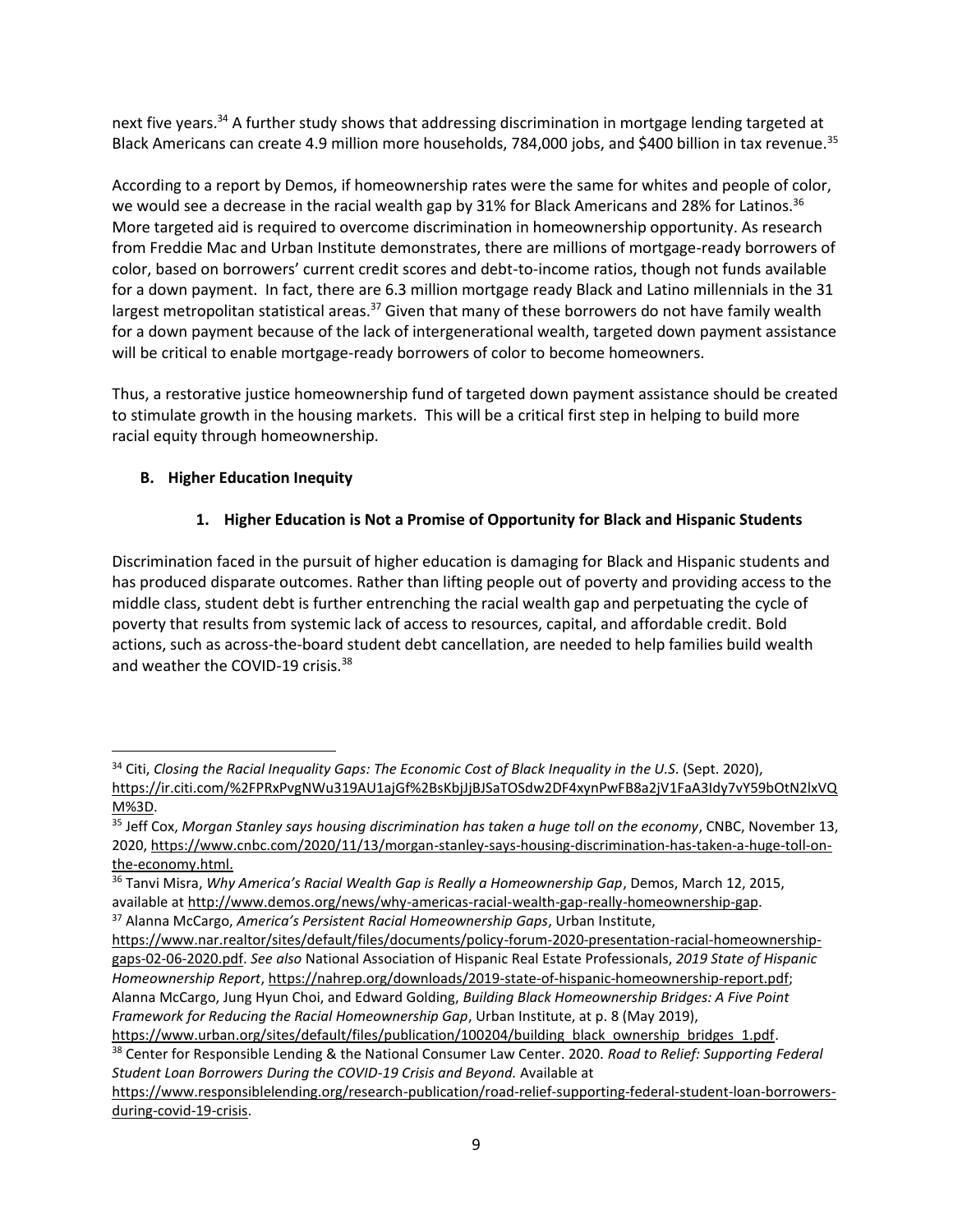next five years.[34] A further study shows that addressing discrimination in mortgage lending targeted at Black Americans can create 4.9 million more households, 784,000 jobs, and $400 billion in tax revenue.[35]

According to a report by Demos, if homeownership rates were the same for whites and people of color, we would see a decrease in the racial wealth gap by 31% for Black Americans and 28% for Latinos.[36] More targeted aid is required to overcome discrimination in homeownership opportunity. As research from Freddie Mac and Urban Institute demonstrates, there are millions of mortgage-ready borrowers of color, based on borrowers' current credit scores and debt-to-income ratios, though not funds available for a down payment. In fact, there are 6.3 million mortgage ready Black and Latino millennials in the 31 largest metropolitan statistical areas.[37] Given that many of these borrowers do not have family wealth for a down payment because of the lack of intergenerational wealth, targeted down payment assistance will be critical to enable mortgage-ready borrowers of color to become homeowners.

Thus, a restorative justice homeownership fund of targeted down payment assistance should be created to stimulate growth in the housing markets. This will be a critical first step in helping to build more racial equity through homeownership.

## B. Higher Education Inequity

### 1. Higher Education is Not a Promise of Opportunity for Black and Hispanic Students

Discrimination faced in the pursuit of higher education is damaging for Black and Hispanic students and has produced disparate outcomes. Rather than lifting people out of poverty and providing access to the middle class, student debt is further entrenching the racial wealth gap and perpetuating the cycle of poverty that results from systemic lack of access to resources, capital, and affordable credit. Bold actions, such as across-the-board student debt cancellation, are needed to help families build wealth and weather the COVID-19 crisis.[38]

---

[34] Citi, *Closing the Racial Inequality Gaps: The Economic Cost of Black Inequality in the U.S.* (Sept. 2020), https://ir.citi.com/%2FPRxPvgNWu319AU1ajGf%2BsKbjJjBJSaTOSdw2DF4xynPwFB8a2jV1FaA3Idy7vY59bOtN2lxVQM%3D.

[35] Jeff Cox, *Morgan Stanley says housing discrimination has taken a huge toll on the economy*, CNBC, November 13, 2020, https://www.cnbc.com/2020/11/13/morgan-stanley-says-housing-discrimination-has-taken-a-huge-toll-on-the-economy.html.

[36] Tanvi Misra, *Why America's Racial Wealth Gap is Really a Homeownership Gap*, Demos, March 12, 2015, available at http://www.demos.org/news/why-americas-racial-wealth-gap-really-homeownership-gap.

[37] Alanna McCargo, *America's Persistent Racial Homeownership Gaps*, Urban Institute, https://www.nar.realtor/sites/default/files/documents/policy-forum-2020-presentation-racial-homeownership-gaps-02-06-2020.pdf. *See also* National Association of Hispanic Real Estate Professionals, *2019 State of Hispanic Homeownership Report*, https://nahrep.org/downloads/2019-state-of-hispanic-homeownership-report.pdf; Alanna McCargo, Jung Hyun Choi, and Edward Golding, *Building Black Homeownership Bridges: A Five Point Framework for Reducing the Racial Homeownership Gap*, Urban Institute, at p. 8 (May 2019), https://www.urban.org/sites/default/files/publication/100204/building_black_ownership_bridges_1.pdf.

[38] Center for Responsible Lending & the National Consumer Law Center. 2020. *Road to Relief: Supporting Federal Student Loan Borrowers During the COVID-19 Crisis and Beyond.* Available at https://www.responsiblelending.org/research-publication/road-relief-supporting-federal-student-loan-borrowers-during-covid-19-crisis.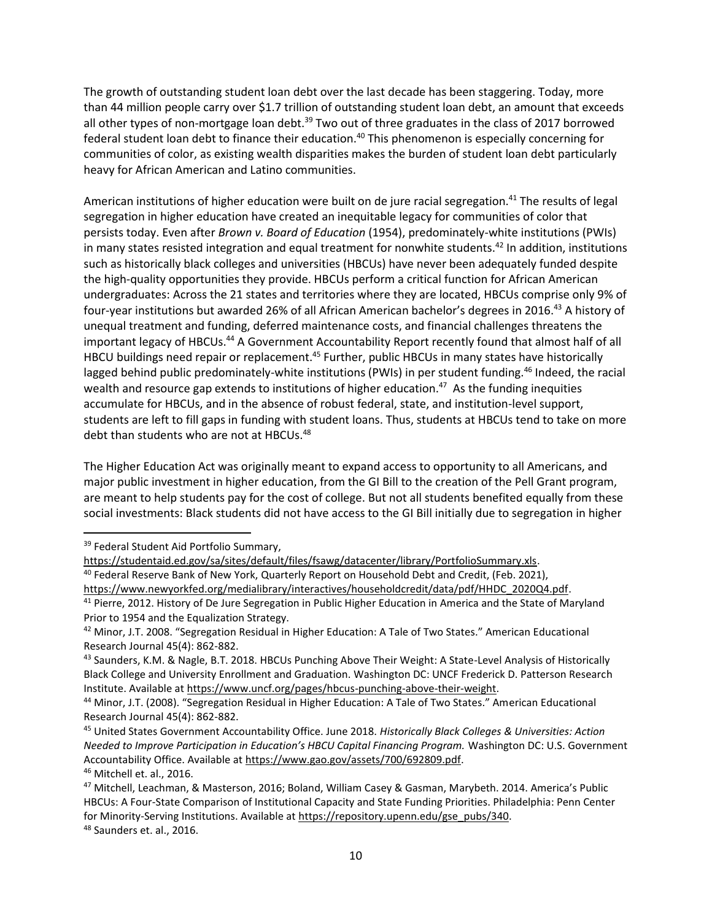The growth of outstanding student loan debt over the last decade has been staggering. Today, more than 44 million people carry over $1.7 trillion of outstanding student loan debt, an amount that exceeds all other types of non-mortgage loan debt.[39] Two out of three graduates in the class of 2017 borrowed federal student loan debt to finance their education.[40] This phenomenon is especially concerning for communities of color, as existing wealth disparities makes the burden of student loan debt particularly heavy for African American and Latino communities.

American institutions of higher education were built on de jure racial segregation.[41] The results of legal segregation in higher education have created an inequitable legacy for communities of color that persists today. Even after *Brown v. Board of Education* (1954), predominately-white institutions (PWIs) in many states resisted integration and equal treatment for nonwhite students.[42] In addition, institutions such as historically black colleges and universities (HBCUs) have never been adequately funded despite the high-quality opportunities they provide. HBCUs perform a critical function for African American undergraduates: Across the 21 states and territories where they are located, HBCUs comprise only 9% of four-year institutions but awarded 26% of all African American bachelor's degrees in 2016.[43] A history of unequal treatment and funding, deferred maintenance costs, and financial challenges threatens the important legacy of HBCUs.[44] A Government Accountability Report recently found that almost half of all HBCU buildings need repair or replacement.[45] Further, public HBCUs in many states have historically lagged behind public predominately-white institutions (PWIs) in per student funding.[46] Indeed, the racial wealth and resource gap extends to institutions of higher education.[47] As the funding inequities accumulate for HBCUs, and in the absence of robust federal, state, and institution-level support, students are left to fill gaps in funding with student loans. Thus, students at HBCUs tend to take on more debt than students who are not at HBCUs.[48]

The Higher Education Act was originally meant to expand access to opportunity to all Americans, and major public investment in higher education, from the GI Bill to the creation of the Pell Grant program, are meant to help students pay for the cost of college. But not all students benefited equally from these social investments: Black students did not have access to the GI Bill initially due to segregation in higher

---

[39] Federal Student Aid Portfolio Summary, https://studentaid.ed.gov/sa/sites/default/files/fsawg/datacenter/library/PortfolioSummary.xls.

[40] Federal Reserve Bank of New York, Quarterly Report on Household Debt and Credit, (Feb. 2021), https://www.newyorkfed.org/medialibrary/interactives/householdcredit/data/pdf/HHDC_2020Q4.pdf.

[41] Pierre, 2012. History of De Jure Segregation in Public Higher Education in America and the State of Maryland Prior to 1954 and the Equalization Strategy.

[42] Minor, J.T. 2008. "Segregation Residual in Higher Education: A Tale of Two States." American Educational Research Journal 45(4): 862-882.

[43] Saunders, K.M. & Nagle, B.T. 2018. HBCUs Punching Above Their Weight: A State-Level Analysis of Historically Black College and University Enrollment and Graduation. Washington DC: UNCF Frederick D. Patterson Research Institute. Available at https://www.uncf.org/pages/hbcus-punching-above-their-weight.

[44] Minor, J.T. (2008). "Segregation Residual in Higher Education: A Tale of Two States." American Educational Research Journal 45(4): 862-882.

[45] United States Government Accountability Office. June 2018. *Historically Black Colleges & Universities: Action Needed to Improve Participation in Education's HBCU Capital Financing Program.* Washington DC: U.S. Government Accountability Office. Available at https://www.gao.gov/assets/700/692809.pdf.

[46] Mitchell et. al., 2016.

[47] Mitchell, Leachman, & Masterson, 2016; Boland, William Casey & Gasman, Marybeth. 2014. America's Public HBCUs: A Four-State Comparison of Institutional Capacity and State Funding Priorities. Philadelphia: Penn Center for Minority-Serving Institutions. Available at https://repository.upenn.edu/gse_pubs/340.

[48] Saunders et. al., 2016.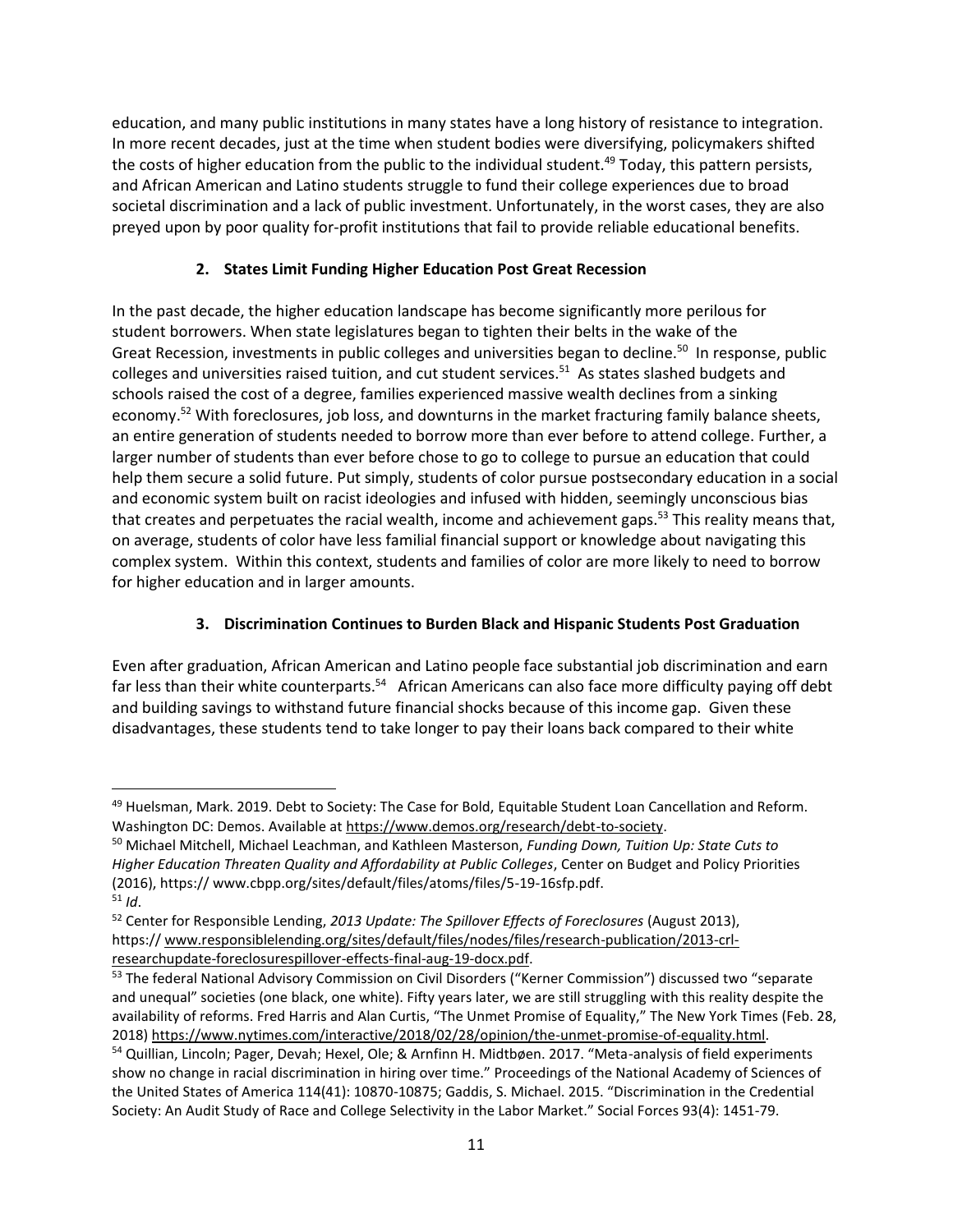education, and many public institutions in many states have a long history of resistance to integration. In more recent decades, just at the time when student bodies were diversifying, policymakers shifted the costs of higher education from the public to the individual student.[49] Today, this pattern persists, and African American and Latino students struggle to fund their college experiences due to broad societal discrimination and a lack of public investment. Unfortunately, in the worst cases, they are also preyed upon by poor quality for-profit institutions that fail to provide reliable educational benefits.

### 2. States Limit Funding Higher Education Post Great Recession

In the past decade, the higher education landscape has become significantly more perilous for student borrowers. When state legislatures began to tighten their belts in the wake of the Great Recession, investments in public colleges and universities began to decline.[50] In response, public colleges and universities raised tuition, and cut student services.[51] As states slashed budgets and schools raised the cost of a degree, families experienced massive wealth declines from a sinking economy.[52] With foreclosures, job loss, and downturns in the market fracturing family balance sheets, an entire generation of students needed to borrow more than ever before to attend college. Further, a larger number of students than ever before chose to go to college to pursue an education that could help them secure a solid future. Put simply, students of color pursue postsecondary education in a social and economic system built on racist ideologies and infused with hidden, seemingly unconscious bias that creates and perpetuates the racial wealth, income and achievement gaps.[53] This reality means that, on average, students of color have less familial financial support or knowledge about navigating this complex system. Within this context, students and families of color are more likely to need to borrow for higher education and in larger amounts.

### 3. Discrimination Continues to Burden Black and Hispanic Students Post Graduation

Even after graduation, African American and Latino people face substantial job discrimination and earn far less than their white counterparts.[54] African Americans can also face more difficulty paying off debt and building savings to withstand future financial shocks because of this income gap. Given these disadvantages, these students tend to take longer to pay their loans back compared to their white

---

[49] Huelsman, Mark. 2019. Debt to Society: The Case for Bold, Equitable Student Loan Cancellation and Reform. Washington DC: Demos. Available at https://www.demos.org/research/debt-to-society.

[50] Michael Mitchell, Michael Leachman, and Kathleen Masterson, *Funding Down, Tuition Up: State Cuts to Higher Education Threaten Quality and Affordability at Public Colleges*, Center on Budget and Policy Priorities (2016), https:// www.cbpp.org/sites/default/files/atoms/files/5-19-16sfp.pdf.

[51] *Id*.

[52] Center for Responsible Lending, *2013 Update: The Spillover Effects of Foreclosures* (August 2013), https:// www.responsiblelending.org/sites/default/files/nodes/files/research-publication/2013-crl-researchupdate-foreclosurespillover-effects-final-aug-19-docx.pdf.

[53] The federal National Advisory Commission on Civil Disorders ("Kerner Commission") discussed two "separate and unequal" societies (one black, one white). Fifty years later, we are still struggling with this reality despite the availability of reforms. Fred Harris and Alan Curtis, "The Unmet Promise of Equality," The New York Times (Feb. 28, 2018) https://www.nytimes.com/interactive/2018/02/28/opinion/the-unmet-promise-of-equality.html.

[54] Quillian, Lincoln; Pager, Devah; Hexel, Ole; & Arnfinn H. Midtbøen. 2017. "Meta-analysis of field experiments show no change in racial discrimination in hiring over time." Proceedings of the National Academy of Sciences of the United States of America 114(41): 10870-10875; Gaddis, S. Michael. 2015. "Discrimination in the Credential Society: An Audit Study of Race and College Selectivity in the Labor Market." Social Forces 93(4): 1451-79.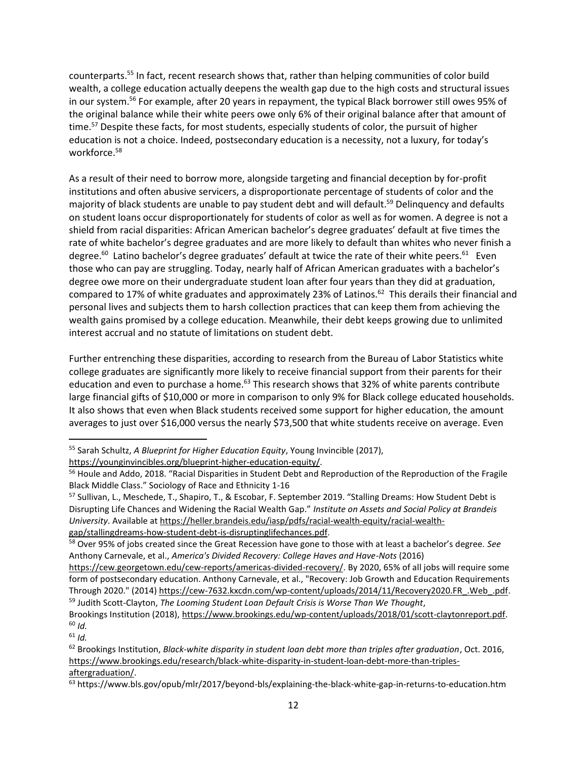counterparts.[55] In fact, recent research shows that, rather than helping communities of color build wealth, a college education actually deepens the wealth gap due to the high costs and structural issues in our system.[56] For example, after 20 years in repayment, the typical Black borrower still owes 95% of the original balance while their white peers owe only 6% of their original balance after that amount of time.[57] Despite these facts, for most students, especially students of color, the pursuit of higher education is not a choice. Indeed, postsecondary education is a necessity, not a luxury, for today's workforce.[58]

As a result of their need to borrow more, alongside targeting and financial deception by for-profit institutions and often abusive servicers, a disproportionate percentage of students of color and the majority of black students are unable to pay student debt and will default.[59] Delinquency and defaults on student loans occur disproportionately for students of color as well as for women. A degree is not a shield from racial disparities: African American bachelor's degree graduates' default at five times the rate of white bachelor's degree graduates and are more likely to default than whites who never finish a degree.[60] Latino bachelor's degree graduates' default at twice the rate of their white peers.[61] Even those who can pay are struggling. Today, nearly half of African American graduates with a bachelor's degree owe more on their undergraduate student loan after four years than they did at graduation, compared to 17% of white graduates and approximately 23% of Latinos.[62] This derails their financial and personal lives and subjects them to harsh collection practices that can keep them from achieving the wealth gains promised by a college education. Meanwhile, their debt keeps growing due to unlimited interest accrual and no statute of limitations on student debt.

Further entrenching these disparities, according to research from the Bureau of Labor Statistics white college graduates are significantly more likely to receive financial support from their parents for their education and even to purchase a home.[63] This research shows that 32% of white parents contribute large financial gifts of $10,000 or more in comparison to only 9% for Black college educated households. It also shows that even when Black students received some support for higher education, the amount averages to just over $16,000 versus the nearly $73,500 that white students receive on average. Even

---

[55] Sarah Schultz, *A Blueprint for Higher Education Equity*, Young Invincible (2017), https://younginvincibles.org/blueprint-higher-education-equity/.

[56] Houle and Addo, 2018. "Racial Disparities in Student Debt and Reproduction of the Reproduction of the Fragile Black Middle Class." Sociology of Race and Ethnicity 1-16

[57] Sullivan, L., Meschede, T., Shapiro, T., & Escobar, F. September 2019. "Stalling Dreams: How Student Debt is Disrupting Life Chances and Widening the Racial Wealth Gap." *Institute on Assets and Social Policy at Brandeis University*. Available at https://heller.brandeis.edu/iasp/pdfs/racial-wealth-equity/racial-wealth-gap/stallingdreams-how-student-debt-is-disruptinglifechances.pdf.

[58] Over 95% of jobs created since the Great Recession have gone to those with at least a bachelor's degree. *See* Anthony Carnevale, et al., *America's Divided Recovery: College Haves and Have-Nots* (2016) https://cew.georgetown.edu/cew-reports/americas-divided-recovery/. By 2020, 65% of all jobs will require some form of postsecondary education. Anthony Carnevale, et al., "Recovery: Job Growth and Education Requirements Through 2020." (2014) https://cew-7632.kxcdn.com/wp-content/uploads/2014/11/Recovery2020.FR_.Web_.pdf.

[59] Judith Scott-Clayton, *The Looming Student Loan Default Crisis is Worse Than We Thought*, Brookings Institution (2018), https://www.brookings.edu/wp-content/uploads/2018/01/scott-claytonreport.pdf.

[60] *Id.*

[61] *Id.*

[62] Brookings Institution, *Black-white disparity in student loan debt more than triples after graduation*, Oct. 2016, https://www.brookings.edu/research/black-white-disparity-in-student-loan-debt-more-than-triples-aftergraduation/.

[63] https://www.bls.gov/opub/mlr/2017/beyond-bls/explaining-the-black-white-gap-in-returns-to-education.htm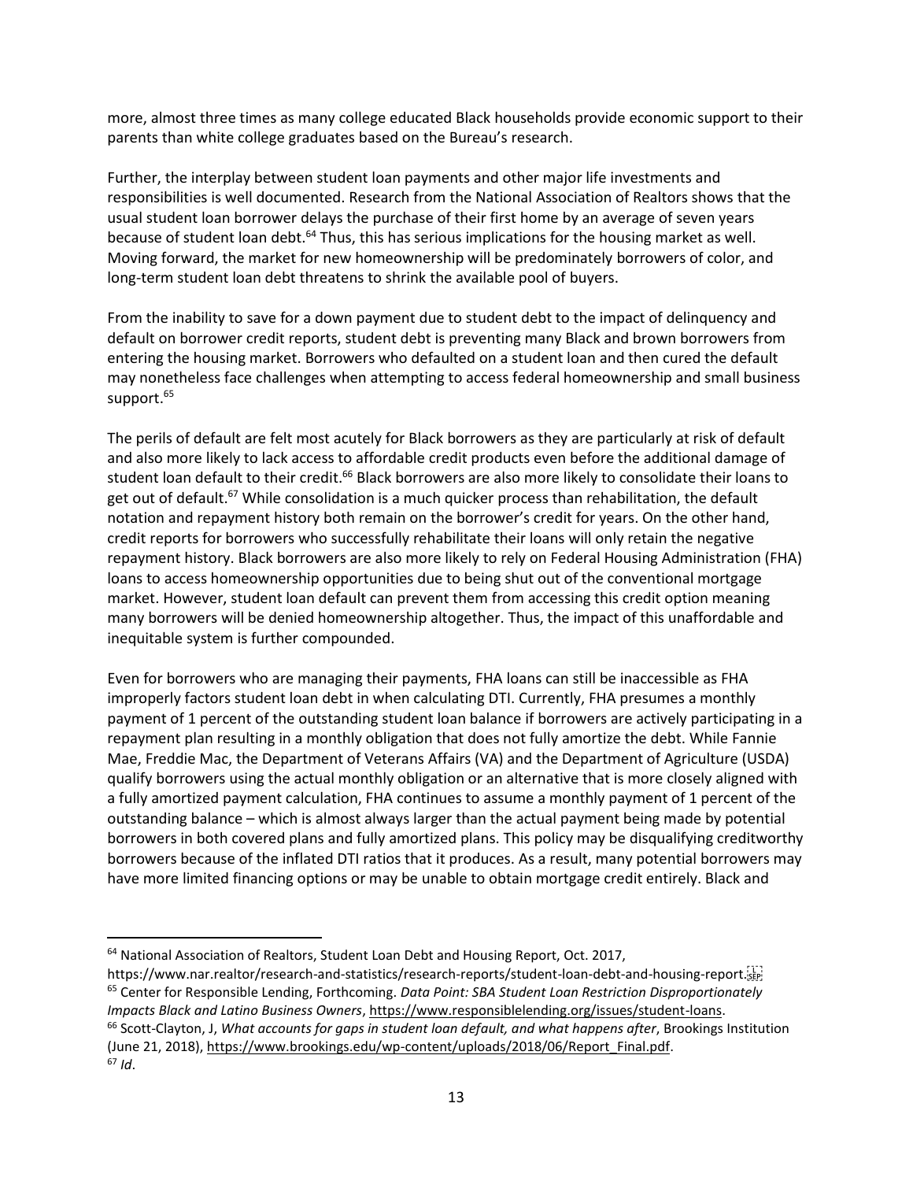more, almost three times as many college educated Black households provide economic support to their parents than white college graduates based on the Bureau's research.

Further, the interplay between student loan payments and other major life investments and responsibilities is well documented. Research from the National Association of Realtors shows that the usual student loan borrower delays the purchase of their first home by an average of seven years because of student loan debt.[64] Thus, this has serious implications for the housing market as well. Moving forward, the market for new homeownership will be predominately borrowers of color, and long-term student loan debt threatens to shrink the available pool of buyers.

From the inability to save for a down payment due to student debt to the impact of delinquency and default on borrower credit reports, student debt is preventing many Black and brown borrowers from entering the housing market. Borrowers who defaulted on a student loan and then cured the default may nonetheless face challenges when attempting to access federal homeownership and small business support.[65]

The perils of default are felt most acutely for Black borrowers as they are particularly at risk of default and also more likely to lack access to affordable credit products even before the additional damage of student loan default to their credit.[66] Black borrowers are also more likely to consolidate their loans to get out of default.[67] While consolidation is a much quicker process than rehabilitation, the default notation and repayment history both remain on the borrower's credit for years. On the other hand, credit reports for borrowers who successfully rehabilitate their loans will only retain the negative repayment history. Black borrowers are also more likely to rely on Federal Housing Administration (FHA) loans to access homeownership opportunities due to being shut out of the conventional mortgage market. However, student loan default can prevent them from accessing this credit option meaning many borrowers will be denied homeownership altogether. Thus, the impact of this unaffordable and inequitable system is further compounded.

Even for borrowers who are managing their payments, FHA loans can still be inaccessible as FHA improperly factors student loan debt in when calculating DTI. Currently, FHA presumes a monthly payment of 1 percent of the outstanding student loan balance if borrowers are actively participating in a repayment plan resulting in a monthly obligation that does not fully amortize the debt. While Fannie Mae, Freddie Mac, the Department of Veterans Affairs (VA) and the Department of Agriculture (USDA) qualify borrowers using the actual monthly obligation or an alternative that is more closely aligned with a fully amortized payment calculation, FHA continues to assume a monthly payment of 1 percent of the outstanding balance – which is almost always larger than the actual payment being made by potential borrowers in both covered plans and fully amortized plans. This policy may be disqualifying creditworthy borrowers because of the inflated DTI ratios that it produces. As a result, many potential borrowers may have more limited financing options or may be unable to obtain mortgage credit entirely. Black and

---

[64] National Association of Realtors, Student Loan Debt and Housing Report, Oct. 2017, https://www.nar.realtor/research-and-statistics/research-reports/student-loan-debt-and-housing-report.

[65] Center for Responsible Lending, Forthcoming. *Data Point: SBA Student Loan Restriction Disproportionately Impacts Black and Latino Business Owners*, https://www.responsiblelending.org/issues/student-loans.

[66] Scott-Clayton, J, *What accounts for gaps in student loan default, and what happens after*, Brookings Institution (June 21, 2018), https://www.brookings.edu/wp-content/uploads/2018/06/Report_Final.pdf.

[67] *Id*.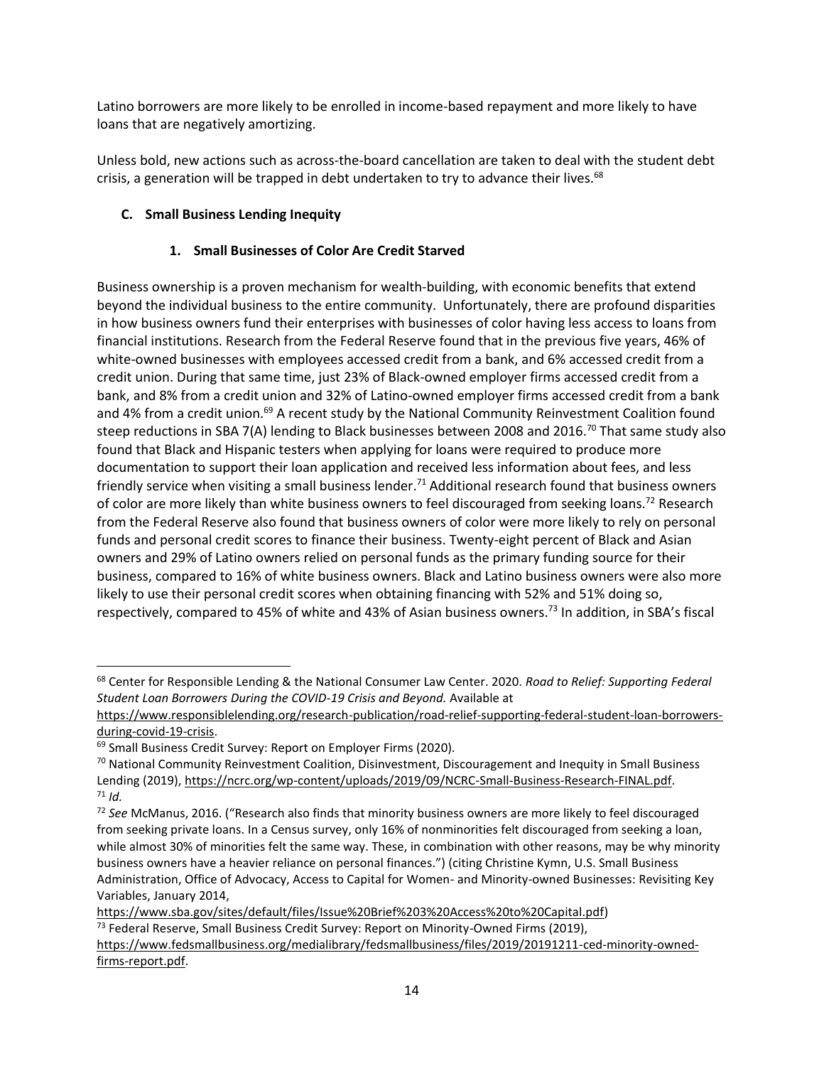Latino borrowers are more likely to be enrolled in income-based repayment and more likely to have loans that are negatively amortizing.

Unless bold, new actions such as across-the-board cancellation are taken to deal with the student debt crisis, a generation will be trapped in debt undertaken to try to advance their lives.[68]

### C. Small Business Lending Inequity

#### 1. Small Businesses of Color Are Credit Starved

Business ownership is a proven mechanism for wealth-building, with economic benefits that extend beyond the individual business to the entire community. Unfortunately, there are profound disparities in how business owners fund their enterprises with businesses of color having less access to loans from financial institutions. Research from the Federal Reserve found that in the previous five years, 46% of white-owned businesses with employees accessed credit from a bank, and 6% accessed credit from a credit union. During that same time, just 23% of Black-owned employer firms accessed credit from a bank, and 8% from a credit union and 32% of Latino-owned employer firms accessed credit from a bank and 4% from a credit union.[69] A recent study by the National Community Reinvestment Coalition found steep reductions in SBA 7(A) lending to Black businesses between 2008 and 2016.[70] That same study also found that Black and Hispanic testers when applying for loans were required to produce more documentation to support their loan application and received less information about fees, and less friendly service when visiting a small business lender.[71] Additional research found that business owners of color are more likely than white business owners to feel discouraged from seeking loans.[72] Research from the Federal Reserve also found that business owners of color were more likely to rely on personal funds and personal credit scores to finance their business. Twenty-eight percent of Black and Asian owners and 29% of Latino owners relied on personal funds as the primary funding source for their business, compared to 16% of white business owners. Black and Latino business owners were also more likely to use their personal credit scores when obtaining financing with 52% and 51% doing so, respectively, compared to 45% of white and 43% of Asian business owners.[73] In addition, in SBA's fiscal

---

[68] Center for Responsible Lending & the National Consumer Law Center. 2020. *Road to Relief: Supporting Federal Student Loan Borrowers During the COVID-19 Crisis and Beyond.* Available at https://www.responsiblelending.org/research-publication/road-relief-supporting-federal-student-loan-borrowers-during-covid-19-crisis.

[69] Small Business Credit Survey: Report on Employer Firms (2020).

[70] National Community Reinvestment Coalition, Disinvestment, Discouragement and Inequity in Small Business Lending (2019), https://ncrc.org/wp-content/uploads/2019/09/NCRC-Small-Business-Research-FINAL.pdf.

[71] *Id.*

[72] *See* McManus, 2016. ("Research also finds that minority business owners are more likely to feel discouraged from seeking private loans. In a Census survey, only 16% of nonminorities felt discouraged from seeking a loan, while almost 30% of minorities felt the same way. These, in combination with other reasons, may be why minority business owners have a heavier reliance on personal finances.") (citing Christine Kymn, U.S. Small Business Administration, Office of Advocacy, Access to Capital for Women- and Minority-owned Businesses: Revisiting Key Variables, January 2014, https://www.sba.gov/sites/default/files/Issue%20Brief%203%20Access%20to%20Capital.pdf)

[73] Federal Reserve, Small Business Credit Survey: Report on Minority-Owned Firms (2019), https://www.fedsmallbusiness.org/medialibrary/fedsmallbusiness/files/2019/20191211-ced-minority-owned-firms-report.pdf.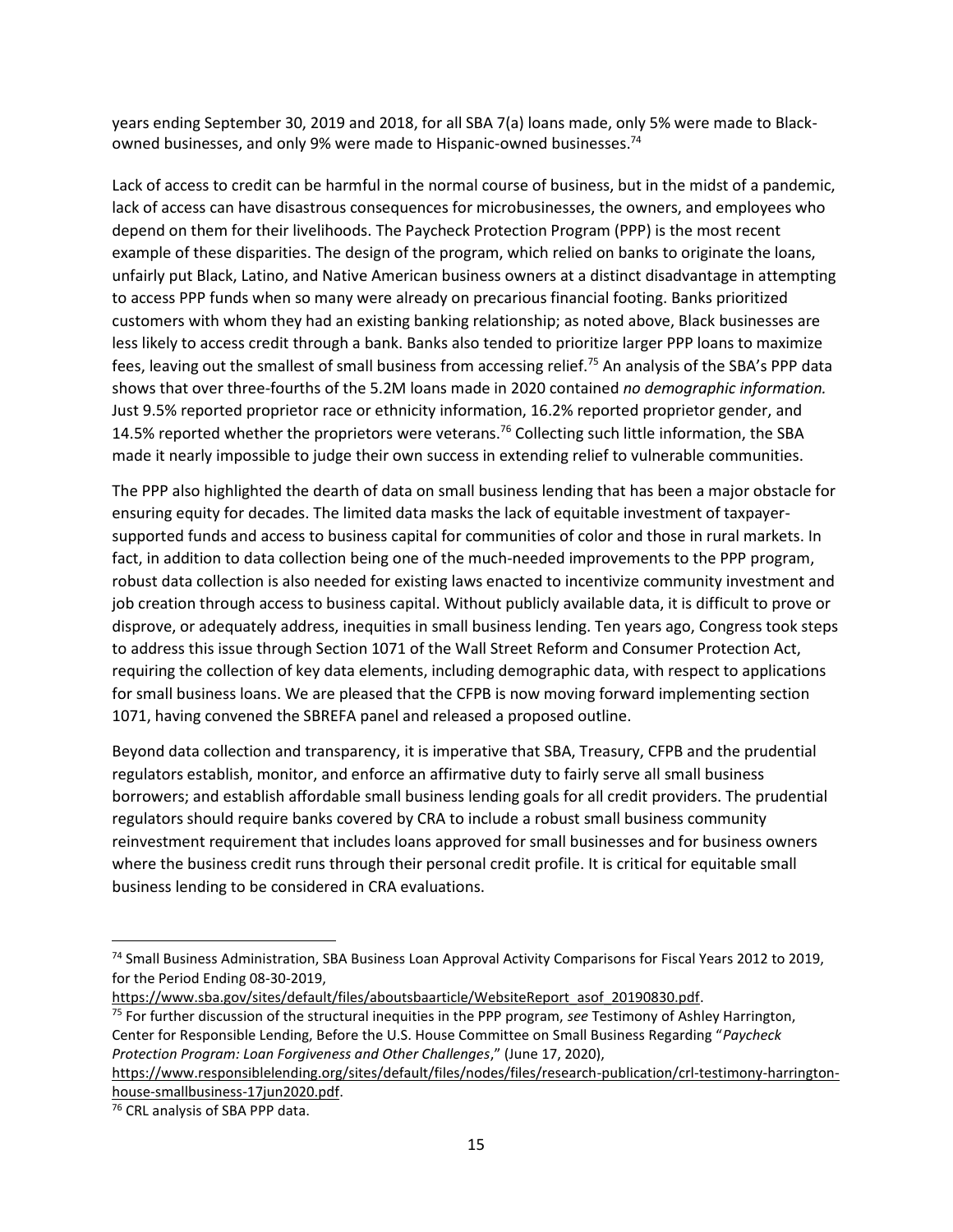years ending September 30, 2019 and 2018, for all SBA 7(a) loans made, only 5% were made to Black-owned businesses, and only 9% were made to Hispanic-owned businesses.[74]

Lack of access to credit can be harmful in the normal course of business, but in the midst of a pandemic, lack of access can have disastrous consequences for microbusinesses, the owners, and employees who depend on them for their livelihoods. The Paycheck Protection Program (PPP) is the most recent example of these disparities. The design of the program, which relied on banks to originate the loans, unfairly put Black, Latino, and Native American business owners at a distinct disadvantage in attempting to access PPP funds when so many were already on precarious financial footing. Banks prioritized customers with whom they had an existing banking relationship; as noted above, Black businesses are less likely to access credit through a bank. Banks also tended to prioritize larger PPP loans to maximize fees, leaving out the smallest of small business from accessing relief.[75] An analysis of the SBA's PPP data shows that over three-fourths of the 5.2M loans made in 2020 contained *no demographic information.* Just 9.5% reported proprietor race or ethnicity information, 16.2% reported proprietor gender, and 14.5% reported whether the proprietors were veterans.[76] Collecting such little information, the SBA made it nearly impossible to judge their own success in extending relief to vulnerable communities.

The PPP also highlighted the dearth of data on small business lending that has been a major obstacle for ensuring equity for decades. The limited data masks the lack of equitable investment of taxpayer-supported funds and access to business capital for communities of color and those in rural markets. In fact, in addition to data collection being one of the much-needed improvements to the PPP program, robust data collection is also needed for existing laws enacted to incentivize community investment and job creation through access to business capital. Without publicly available data, it is difficult to prove or disprove, or adequately address, inequities in small business lending. Ten years ago, Congress took steps to address this issue through Section 1071 of the Wall Street Reform and Consumer Protection Act, requiring the collection of key data elements, including demographic data, with respect to applications for small business loans. We are pleased that the CFPB is now moving forward implementing section 1071, having convened the SBREFA panel and released a proposed outline.

Beyond data collection and transparency, it is imperative that SBA, Treasury, CFPB and the prudential regulators establish, monitor, and enforce an affirmative duty to fairly serve all small business borrowers; and establish affordable small business lending goals for all credit providers. The prudential regulators should require banks covered by CRA to include a robust small business community reinvestment requirement that includes loans approved for small businesses and for business owners where the business credit runs through their personal credit profile. It is critical for equitable small business lending to be considered in CRA evaluations.

---

[74] Small Business Administration, SBA Business Loan Approval Activity Comparisons for Fiscal Years 2012 to 2019, for the Period Ending 08-30-2019, https://www.sba.gov/sites/default/files/aboutsbaarticle/WebsiteReport_asof_20190830.pdf.

[75] For further discussion of the structural inequities in the PPP program, *see* Testimony of Ashley Harrington, Center for Responsible Lending, Before the U.S. House Committee on Small Business Regarding "*Paycheck Protection Program: Loan Forgiveness and Other Challenges*," (June 17, 2020), https://www.responsiblelending.org/sites/default/files/nodes/files/research-publication/crl-testimony-harrington-house-smallbusiness-17jun2020.pdf.

[76] CRL analysis of SBA PPP data.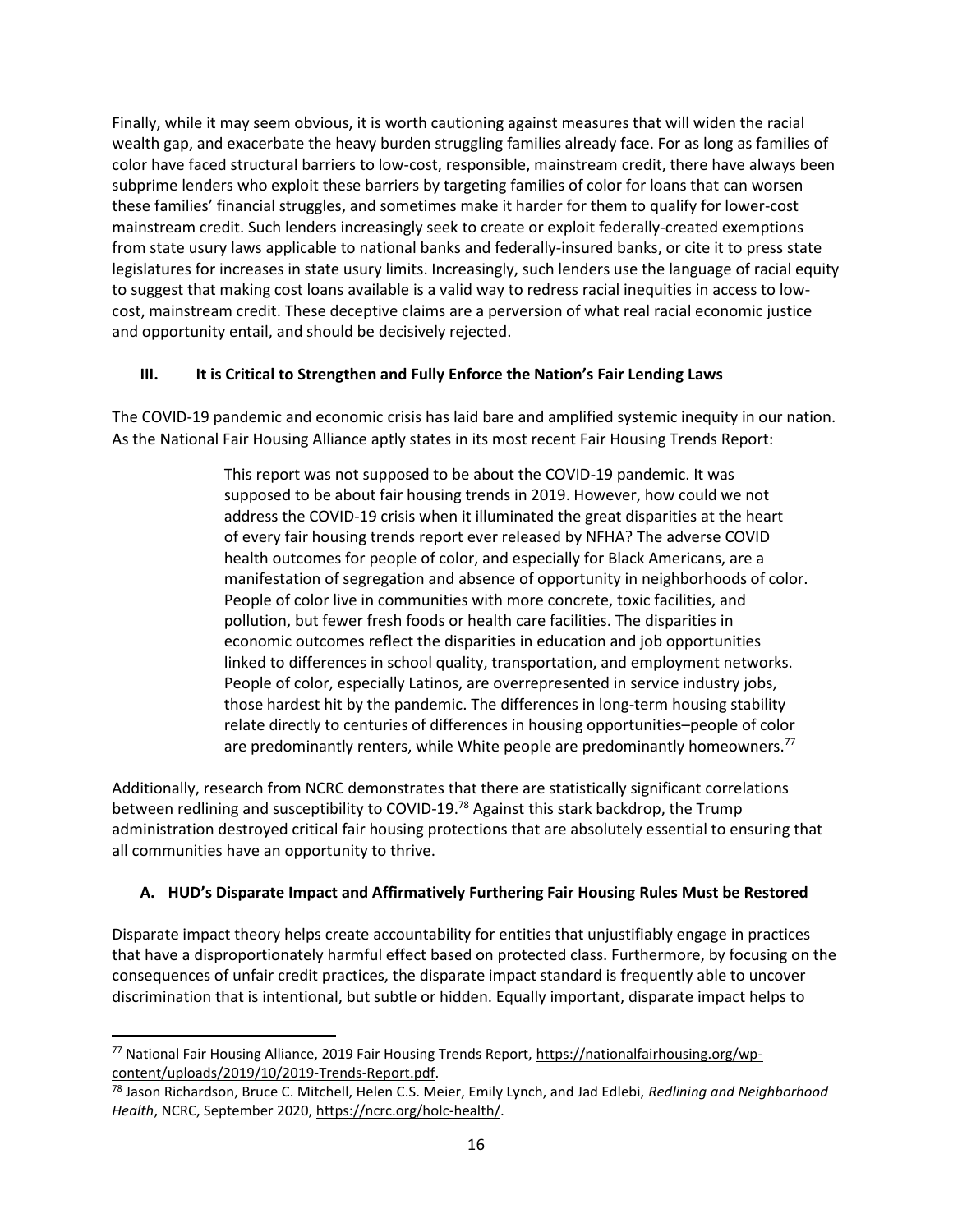Finally, while it may seem obvious, it is worth cautioning against measures that will widen the racial wealth gap, and exacerbate the heavy burden struggling families already face. For as long as families of color have faced structural barriers to low-cost, responsible, mainstream credit, there have always been subprime lenders who exploit these barriers by targeting families of color for loans that can worsen these families' financial struggles, and sometimes make it harder for them to qualify for lower-cost mainstream credit. Such lenders increasingly seek to create or exploit federally-created exemptions from state usury laws applicable to national banks and federally-insured banks, or cite it to press state legislatures for increases in state usury limits. Increasingly, such lenders use the language of racial equity to suggest that making cost loans available is a valid way to redress racial inequities in access to low-cost, mainstream credit. These deceptive claims are a perversion of what real racial economic justice and opportunity entail, and should be decisively rejected.

## III. It is Critical to Strengthen and Fully Enforce the Nation's Fair Lending Laws

The COVID-19 pandemic and economic crisis has laid bare and amplified systemic inequity in our nation. As the National Fair Housing Alliance aptly states in its most recent Fair Housing Trends Report:

> This report was not supposed to be about the COVID-19 pandemic. It was supposed to be about fair housing trends in 2019. However, how could we not address the COVID-19 crisis when it illuminated the great disparities at the heart of every fair housing trends report ever released by NFHA? The adverse COVID health outcomes for people of color, and especially for Black Americans, are a manifestation of segregation and absence of opportunity in neighborhoods of color. People of color live in communities with more concrete, toxic facilities, and pollution, but fewer fresh foods or health care facilities. The disparities in economic outcomes reflect the disparities in education and job opportunities linked to differences in school quality, transportation, and employment networks. People of color, especially Latinos, are overrepresented in service industry jobs, those hardest hit by the pandemic. The differences in long-term housing stability relate directly to centuries of differences in housing opportunities–people of color are predominantly renters, while White people are predominantly homeowners.[77]

Additionally, research from NCRC demonstrates that there are statistically significant correlations between redlining and susceptibility to COVID-19.[78] Against this stark backdrop, the Trump administration destroyed critical fair housing protections that are absolutely essential to ensuring that all communities have an opportunity to thrive.

### A. HUD's Disparate Impact and Affirmatively Furthering Fair Housing Rules Must be Restored

Disparate impact theory helps create accountability for entities that unjustifiably engage in practices that have a disproportionately harmful effect based on protected class. Furthermore, by focusing on the consequences of unfair credit practices, the disparate impact standard is frequently able to uncover discrimination that is intentional, but subtle or hidden. Equally important, disparate impact helps to

---

[77] National Fair Housing Alliance, 2019 Fair Housing Trends Report, https://nationalfairhousing.org/wp-content/uploads/2019/10/2019-Trends-Report.pdf.

[78] Jason Richardson, Bruce C. Mitchell, Helen C.S. Meier, Emily Lynch, and Jad Edlebi, *Redlining and Neighborhood Health*, NCRC, September 2020, https://ncrc.org/holc-health/.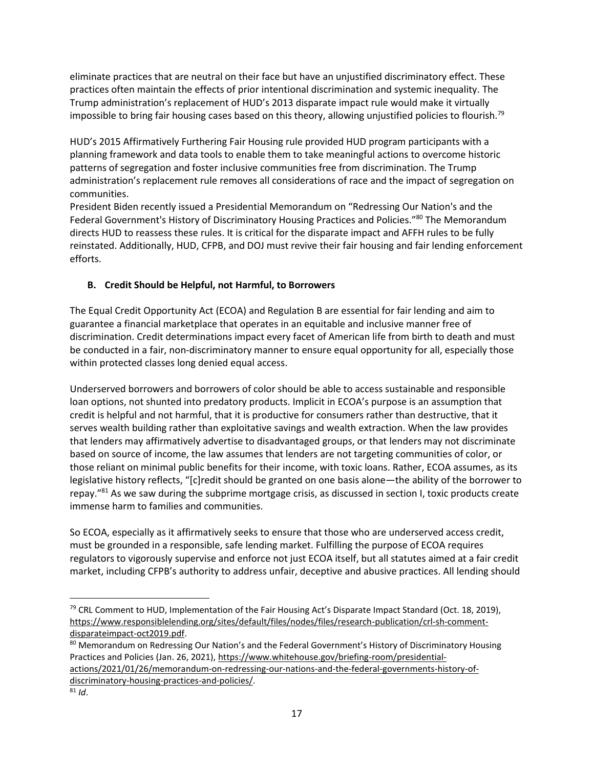eliminate practices that are neutral on their face but have an unjustified discriminatory effect. These practices often maintain the effects of prior intentional discrimination and systemic inequality. The Trump administration's replacement of HUD's 2013 disparate impact rule would make it virtually impossible to bring fair housing cases based on this theory, allowing unjustified policies to flourish.[79]

HUD's 2015 Affirmatively Furthering Fair Housing rule provided HUD program participants with a planning framework and data tools to enable them to take meaningful actions to overcome historic patterns of segregation and foster inclusive communities free from discrimination. The Trump administration's replacement rule removes all considerations of race and the impact of segregation on communities.

President Biden recently issued a Presidential Memorandum on "Redressing Our Nation's and the Federal Government's History of Discriminatory Housing Practices and Policies."[80] The Memorandum directs HUD to reassess these rules. It is critical for the disparate impact and AFFH rules to be fully reinstated. Additionally, HUD, CFPB, and DOJ must revive their fair housing and fair lending enforcement efforts.

### B. Credit Should be Helpful, not Harmful, to Borrowers

The Equal Credit Opportunity Act (ECOA) and Regulation B are essential for fair lending and aim to guarantee a financial marketplace that operates in an equitable and inclusive manner free of discrimination. Credit determinations impact every facet of American life from birth to death and must be conducted in a fair, non-discriminatory manner to ensure equal opportunity for all, especially those within protected classes long denied equal access.

Underserved borrowers and borrowers of color should be able to access sustainable and responsible loan options, not shunted into predatory products. Implicit in ECOA's purpose is an assumption that credit is helpful and not harmful, that it is productive for consumers rather than destructive, that it serves wealth building rather than exploitative savings and wealth extraction. When the law provides that lenders may affirmatively advertise to disadvantaged groups, or that lenders may not discriminate based on source of income, the law assumes that lenders are not targeting communities of color, or those reliant on minimal public benefits for their income, with toxic loans. Rather, ECOA assumes, as its legislative history reflects, "[c]redit should be granted on one basis alone—the ability of the borrower to repay."[81] As we saw during the subprime mortgage crisis, as discussed in section I, toxic products create immense harm to families and communities.

So ECOA, especially as it affirmatively seeks to ensure that those who are underserved access credit, must be grounded in a responsible, safe lending market. Fulfilling the purpose of ECOA requires regulators to vigorously supervise and enforce not just ECOA itself, but all statutes aimed at a fair credit market, including CFPB's authority to address unfair, deceptive and abusive practices. All lending should

---

[79] CRL Comment to HUD, Implementation of the Fair Housing Act's Disparate Impact Standard (Oct. 18, 2019), https://www.responsiblelending.org/sites/default/files/nodes/files/research-publication/crl-sh-comment-disparateimpact-oct2019.pdf.

[80] Memorandum on Redressing Our Nation's and the Federal Government's History of Discriminatory Housing Practices and Policies (Jan. 26, 2021), https://www.whitehouse.gov/briefing-room/presidential-actions/2021/01/26/memorandum-on-redressing-our-nations-and-the-federal-governments-history-of-discriminatory-housing-practices-and-policies/.

[81] *Id*.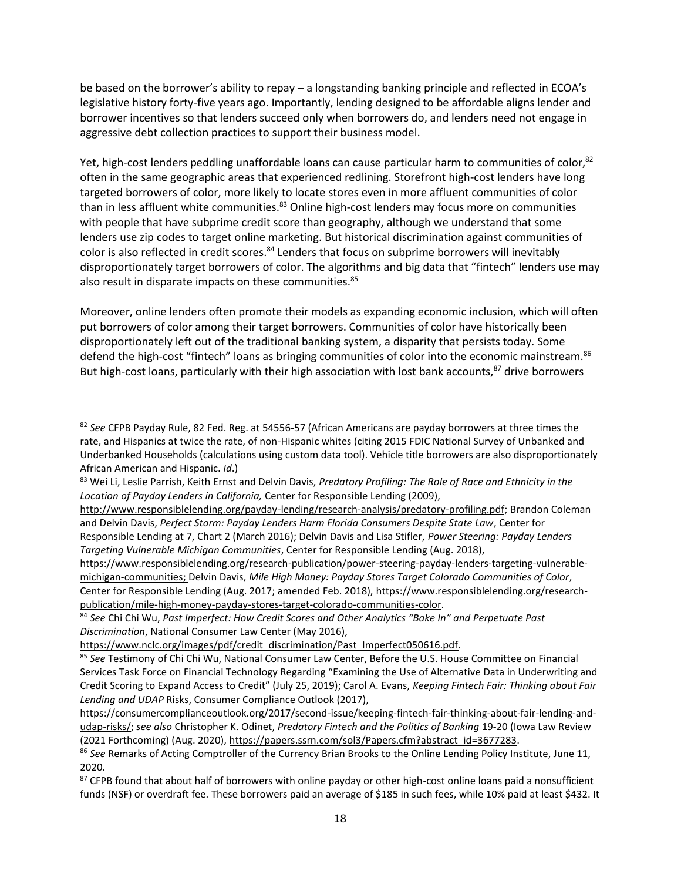be based on the borrower's ability to repay – a longstanding banking principle and reflected in ECOA's legislative history forty-five years ago. Importantly, lending designed to be affordable aligns lender and borrower incentives so that lenders succeed only when borrowers do, and lenders need not engage in aggressive debt collection practices to support their business model.

Yet, high-cost lenders peddling unaffordable loans can cause particular harm to communities of color,[82] often in the same geographic areas that experienced redlining. Storefront high-cost lenders have long targeted borrowers of color, more likely to locate stores even in more affluent communities of color than in less affluent white communities.[83] Online high-cost lenders may focus more on communities with people that have subprime credit score than geography, although we understand that some lenders use zip codes to target online marketing. But historical discrimination against communities of color is also reflected in credit scores.[84] Lenders that focus on subprime borrowers will inevitably disproportionately target borrowers of color. The algorithms and big data that "fintech" lenders use may also result in disparate impacts on these communities.[85]

Moreover, online lenders often promote their models as expanding economic inclusion, which will often put borrowers of color among their target borrowers. Communities of color have historically been disproportionately left out of the traditional banking system, a disparity that persists today. Some defend the high-cost "fintech" loans as bringing communities of color into the economic mainstream.[86] But high-cost loans, particularly with their high association with lost bank accounts,[87] drive borrowers

---

[82] *See* CFPB Payday Rule, 82 Fed. Reg. at 54556-57 (African Americans are payday borrowers at three times the rate, and Hispanics at twice the rate, of non-Hispanic whites (citing 2015 FDIC National Survey of Unbanked and Underbanked Households (calculations using custom data tool). Vehicle title borrowers are also disproportionately African American and Hispanic. *Id*.)

[83] Wei Li, Leslie Parrish, Keith Ernst and Delvin Davis, *Predatory Profiling: The Role of Race and Ethnicity in the Location of Payday Lenders in California,* Center for Responsible Lending (2009), http://www.responsiblelending.org/payday-lending/research-analysis/predatory-profiling.pdf; Brandon Coleman and Delvin Davis, *Perfect Storm: Payday Lenders Harm Florida Consumers Despite State Law*, Center for Responsible Lending at 7, Chart 2 (March 2016); Delvin Davis and Lisa Stifler, *Power Steering: Payday Lenders Targeting Vulnerable Michigan Communities*, Center for Responsible Lending (Aug. 2018), https://www.responsiblelending.org/research-publication/power-steering-payday-lenders-targeting-vulnerable-michigan-communities; Delvin Davis, *Mile High Money: Payday Stores Target Colorado Communities of Color*, Center for Responsible Lending (Aug. 2017; amended Feb. 2018), https://www.responsiblelending.org/research-publication/mile-high-money-payday-stores-target-colorado-communities-color.

[84] *See* Chi Chi Wu, *Past Imperfect: How Credit Scores and Other Analytics "Bake In" and Perpetuate Past Discrimination*, National Consumer Law Center (May 2016), https://www.nclc.org/images/pdf/credit_discrimination/Past_Imperfect050616.pdf.

[85] *See* Testimony of Chi Chi Wu, National Consumer Law Center, Before the U.S. House Committee on Financial Services Task Force on Financial Technology Regarding "Examining the Use of Alternative Data in Underwriting and Credit Scoring to Expand Access to Credit" (July 25, 2019); Carol A. Evans, *Keeping Fintech Fair: Thinking about Fair Lending and UDAP* Risks, Consumer Compliance Outlook (2017), https://consumercomplianceoutlook.org/2017/second-issue/keeping-fintech-fair-thinking-about-fair-lending-and-udap-risks/; *see also* Christopher K. Odinet, *Predatory Fintech and the Politics of Banking* 19-20 (Iowa Law Review (2021 Forthcoming) (Aug. 2020), https://papers.ssrn.com/sol3/Papers.cfm?abstract_id=3677283.

[86] *See* Remarks of Acting Comptroller of the Currency Brian Brooks to the Online Lending Policy Institute, June 11, 2020.

[87] CFPB found that about half of borrowers with online payday or other high-cost online loans paid a nonsufficient funds (NSF) or overdraft fee. These borrowers paid an average of $185 in such fees, while 10% paid at least $432. It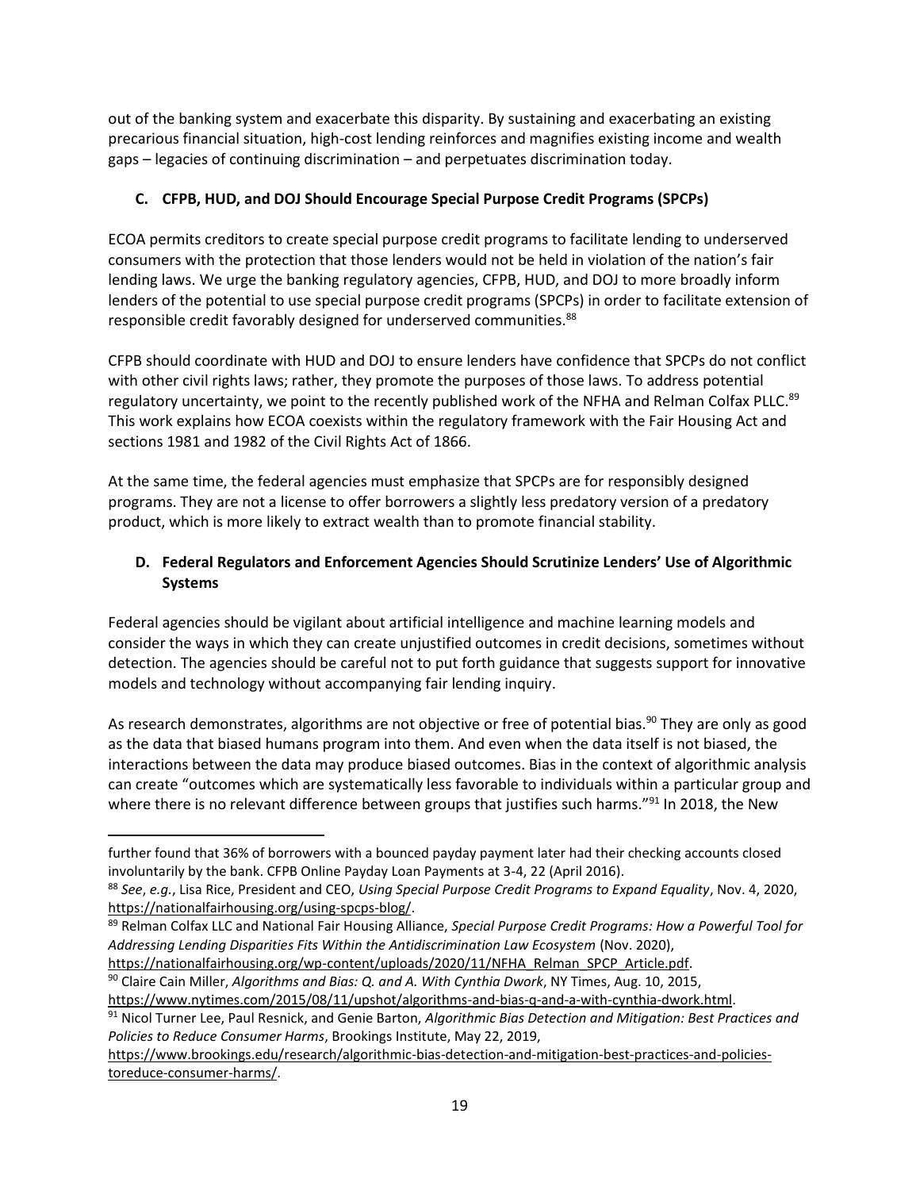out of the banking system and exacerbate this disparity. By sustaining and exacerbating an existing precarious financial situation, high-cost lending reinforces and magnifies existing income and wealth gaps – legacies of continuing discrimination – and perpetuates discrimination today.

### C. CFPB, HUD, and DOJ Should Encourage Special Purpose Credit Programs (SPCPs)

ECOA permits creditors to create special purpose credit programs to facilitate lending to underserved consumers with the protection that those lenders would not be held in violation of the nation's fair lending laws. We urge the banking regulatory agencies, CFPB, HUD, and DOJ to more broadly inform lenders of the potential to use special purpose credit programs (SPCPs) in order to facilitate extension of responsible credit favorably designed for underserved communities.[88]

CFPB should coordinate with HUD and DOJ to ensure lenders have confidence that SPCPs do not conflict with other civil rights laws; rather, they promote the purposes of those laws. To address potential regulatory uncertainty, we point to the recently published work of the NFHA and Relman Colfax PLLC.[89] This work explains how ECOA coexists within the regulatory framework with the Fair Housing Act and sections 1981 and 1982 of the Civil Rights Act of 1866.

At the same time, the federal agencies must emphasize that SPCPs are for responsibly designed programs. They are not a license to offer borrowers a slightly less predatory version of a predatory product, which is more likely to extract wealth than to promote financial stability.

### D. Federal Regulators and Enforcement Agencies Should Scrutinize Lenders' Use of Algorithmic Systems

Federal agencies should be vigilant about artificial intelligence and machine learning models and consider the ways in which they can create unjustified outcomes in credit decisions, sometimes without detection. The agencies should be careful not to put forth guidance that suggests support for innovative models and technology without accompanying fair lending inquiry.

As research demonstrates, algorithms are not objective or free of potential bias.[90] They are only as good as the data that biased humans program into them. And even when the data itself is not biased, the interactions between the data may produce biased outcomes. Bias in the context of algorithmic analysis can create "outcomes which are systematically less favorable to individuals within a particular group and where there is no relevant difference between groups that justifies such harms."[91] In 2018, the New

---

further found that 36% of borrowers with a bounced payday payment later had their checking accounts closed involuntarily by the bank. CFPB Online Payday Loan Payments at 3-4, 22 (April 2016).

[88] *See*, *e.g.*, Lisa Rice, President and CEO, *Using Special Purpose Credit Programs to Expand Equality*, Nov. 4, 2020, https://nationalfairhousing.org/using-spcps-blog/.

[89] Relman Colfax LLC and National Fair Housing Alliance, *Special Purpose Credit Programs: How a Powerful Tool for Addressing Lending Disparities Fits Within the Antidiscrimination Law Ecosystem* (Nov. 2020), https://nationalfairhousing.org/wp-content/uploads/2020/11/NFHA_Relman_SPCP_Article.pdf.

[90] Claire Cain Miller, *Algorithms and Bias: Q. and A. With Cynthia Dwork*, NY Times, Aug. 10, 2015, https://www.nytimes.com/2015/08/11/upshot/algorithms-and-bias-q-and-a-with-cynthia-dwork.html.

[91] Nicol Turner Lee, Paul Resnick, and Genie Barton, *Algorithmic Bias Detection and Mitigation: Best Practices and Policies to Reduce Consumer Harms*, Brookings Institute, May 22, 2019, https://www.brookings.edu/research/algorithmic-bias-detection-and-mitigation-best-practices-and-policies-toreduce-consumer-harms/.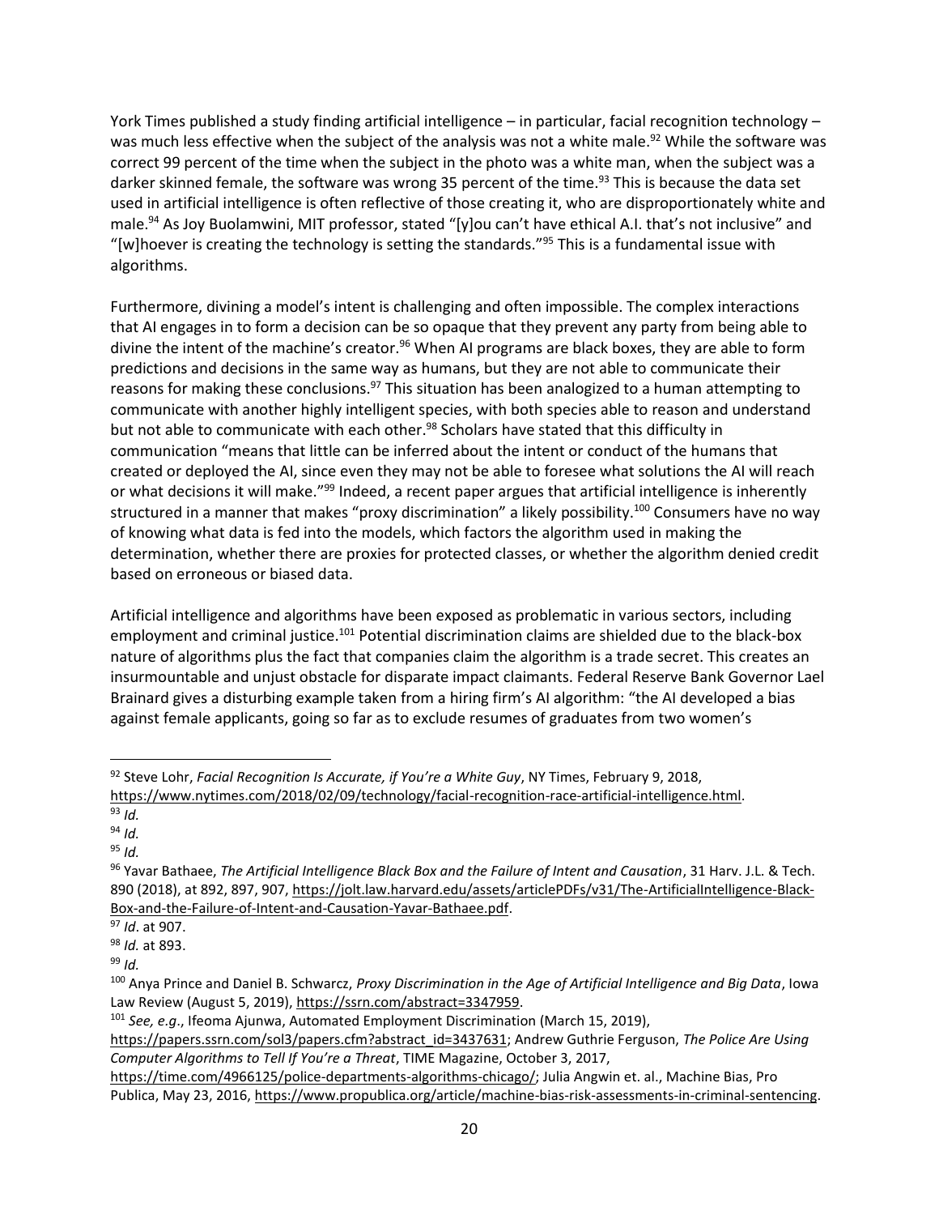York Times published a study finding artificial intelligence – in particular, facial recognition technology – was much less effective when the subject of the analysis was not a white male.[92] While the software was correct 99 percent of the time when the subject in the photo was a white man, when the subject was a darker skinned female, the software was wrong 35 percent of the time.[93] This is because the data set used in artificial intelligence is often reflective of those creating it, who are disproportionately white and male.[94] As Joy Buolamwini, MIT professor, stated "[y]ou can't have ethical A.I. that's not inclusive" and "[w]hoever is creating the technology is setting the standards."[95] This is a fundamental issue with algorithms.

Furthermore, divining a model's intent is challenging and often impossible. The complex interactions that AI engages in to form a decision can be so opaque that they prevent any party from being able to divine the intent of the machine's creator.[96] When AI programs are black boxes, they are able to form predictions and decisions in the same way as humans, but they are not able to communicate their reasons for making these conclusions.[97] This situation has been analogized to a human attempting to communicate with another highly intelligent species, with both species able to reason and understand but not able to communicate with each other.[98] Scholars have stated that this difficulty in communication "means that little can be inferred about the intent or conduct of the humans that created or deployed the AI, since even they may not be able to foresee what solutions the AI will reach or what decisions it will make."[99] Indeed, a recent paper argues that artificial intelligence is inherently structured in a manner that makes "proxy discrimination" a likely possibility.[100] Consumers have no way of knowing what data is fed into the models, which factors the algorithm used in making the determination, whether there are proxies for protected classes, or whether the algorithm denied credit based on erroneous or biased data.

Artificial intelligence and algorithms have been exposed as problematic in various sectors, including employment and criminal justice.[101] Potential discrimination claims are shielded due to the black-box nature of algorithms plus the fact that companies claim the algorithm is a trade secret. This creates an insurmountable and unjust obstacle for disparate impact claimants. Federal Reserve Bank Governor Lael Brainard gives a disturbing example taken from a hiring firm's AI algorithm: "the AI developed a bias against female applicants, going so far as to exclude resumes of graduates from two women's

---

[92] Steve Lohr, *Facial Recognition Is Accurate, if You're a White Guy*, NY Times, February 9, 2018, https://www.nytimes.com/2018/02/09/technology/facial-recognition-race-artificial-intelligence.html.

[93] *Id.*

[94] *Id.*

[95] *Id.*

[96] Yavar Bathaee, *The Artificial Intelligence Black Box and the Failure of Intent and Causation*, 31 Harv. J.L. & Tech. 890 (2018), at 892, 897, 907, https://jolt.law.harvard.edu/assets/articlePDFs/v31/The-ArtificialIntelligence-Black-Box-and-the-Failure-of-Intent-and-Causation-Yavar-Bathaee.pdf.

[97] *Id*. at 907.

[98] *Id.* at 893.

[99] *Id.*

[100] Anya Prince and Daniel B. Schwarcz, *Proxy Discrimination in the Age of Artificial Intelligence and Big Data*, Iowa Law Review (August 5, 2019), https://ssrn.com/abstract=3347959.

[101] *See, e.g*., Ifeoma Ajunwa, Automated Employment Discrimination (March 15, 2019), https://papers.ssrn.com/sol3/papers.cfm?abstract_id=3437631; Andrew Guthrie Ferguson, *The Police Are Using Computer Algorithms to Tell If You're a Threat*, TIME Magazine, October 3, 2017, https://time.com/4966125/police-departments-algorithms-chicago/; Julia Angwin et. al., Machine Bias, Pro Publica, May 23, 2016, https://www.propublica.org/article/machine-bias-risk-assessments-in-criminal-sentencing.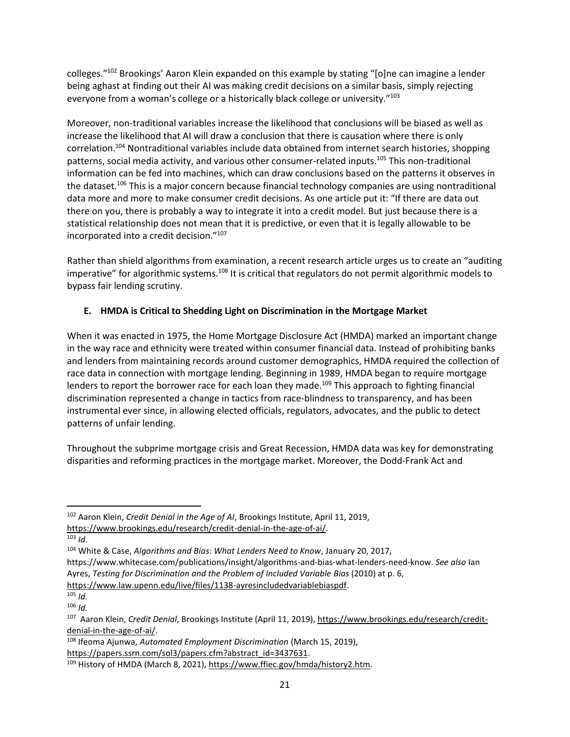colleges."[102] Brookings' Aaron Klein expanded on this example by stating "[o]ne can imagine a lender being aghast at finding out their AI was making credit decisions on a similar basis, simply rejecting everyone from a woman's college or a historically black college or university."[103]

Moreover, non-traditional variables increase the likelihood that conclusions will be biased as well as increase the likelihood that AI will draw a conclusion that there is causation where there is only correlation.[104] Nontraditional variables include data obtained from internet search histories, shopping patterns, social media activity, and various other consumer-related inputs.[105] This non-traditional information can be fed into machines, which can draw conclusions based on the patterns it observes in the dataset.[106] This is a major concern because financial technology companies are using nontraditional data more and more to make consumer credit decisions. As one article put it: "If there are data out there on you, there is probably a way to integrate it into a credit model. But just because there is a statistical relationship does not mean that it is predictive, or even that it is legally allowable to be incorporated into a credit decision."[107]

Rather than shield algorithms from examination, a recent research article urges us to create an "auditing imperative" for algorithmic systems.[108] It is critical that regulators do not permit algorithmic models to bypass fair lending scrutiny.

### E. HMDA is Critical to Shedding Light on Discrimination in the Mortgage Market

When it was enacted in 1975, the Home Mortgage Disclosure Act (HMDA) marked an important change in the way race and ethnicity were treated within consumer financial data. Instead of prohibiting banks and lenders from maintaining records around customer demographics, HMDA required the collection of race data in connection with mortgage lending. Beginning in 1989, HMDA began to require mortgage lenders to report the borrower race for each loan they made.[109] This approach to fighting financial discrimination represented a change in tactics from race-blindness to transparency, and has been instrumental ever since, in allowing elected officials, regulators, advocates, and the public to detect patterns of unfair lending.

Throughout the subprime mortgage crisis and Great Recession, HMDA data was key for demonstrating disparities and reforming practices in the mortgage market. Moreover, the Dodd-Frank Act and

---

[102] Aaron Klein, *Credit Denial in the Age of AI*, Brookings Institute, April 11, 2019, https://www.brookings.edu/research/credit-denial-in-the-age-of-ai/.

[103] *Id*.

[104] White & Case, *Algorithms and Bias: What Lenders Need to Know*, January 20, 2017, https://www.whitecase.com/publications/insight/algorithms-and-bias-what-lenders-need-know. *See also* Ian Ayres, *Testing for Discrimination and the Problem of Included Variable Bias* (2010) at p. 6, https://www.law.upenn.edu/live/files/1138-ayresincludedvariablebiaspdf.

[105] *Id.*

[106] *Id.*

[107] Aaron Klein, *Credit Denial*, Brookings Institute (April 11, 2019), https://www.brookings.edu/research/credit-denial-in-the-age-of-ai/.

[108] Ifeoma Ajunwa, *Automated Employment Discrimination* (March 15, 2019), https://papers.ssrn.com/sol3/papers.cfm?abstract_id=3437631.

[109] History of HMDA (March 8, 2021), https://www.ffiec.gov/hmda/history2.htm.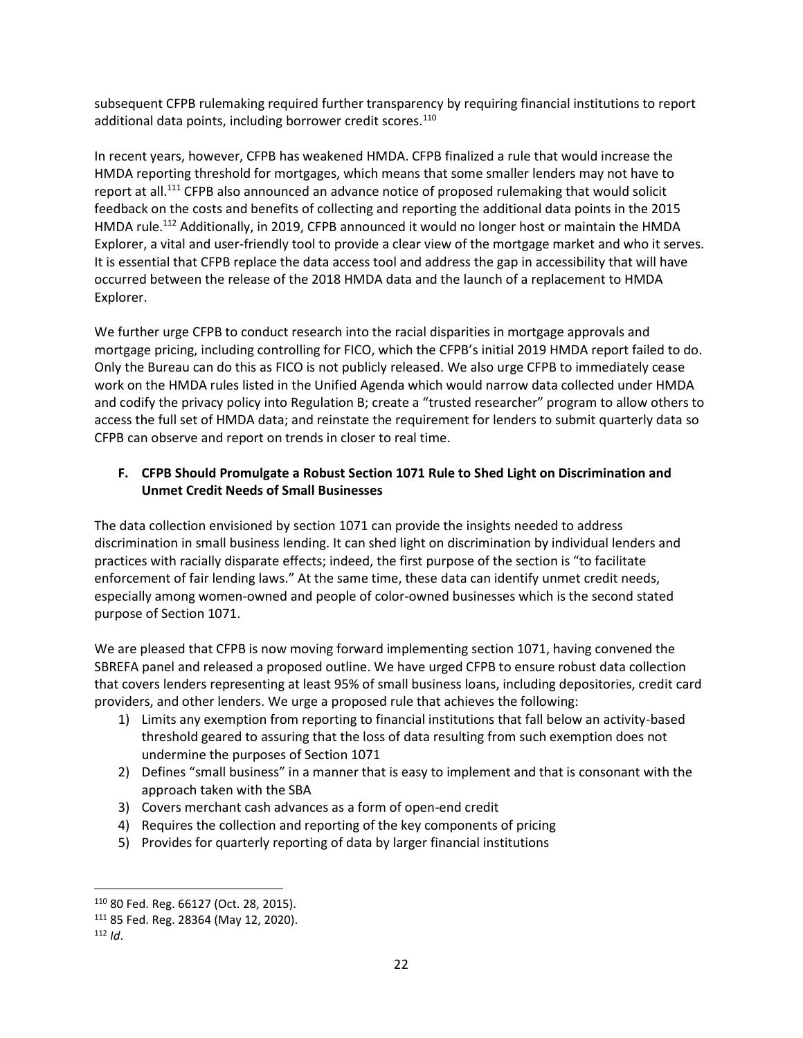subsequent CFPB rulemaking required further transparency by requiring financial institutions to report additional data points, including borrower credit scores.[110]

In recent years, however, CFPB has weakened HMDA. CFPB finalized a rule that would increase the HMDA reporting threshold for mortgages, which means that some smaller lenders may not have to report at all.[111] CFPB also announced an advance notice of proposed rulemaking that would solicit feedback on the costs and benefits of collecting and reporting the additional data points in the 2015 HMDA rule.[112] Additionally, in 2019, CFPB announced it would no longer host or maintain the HMDA Explorer, a vital and user-friendly tool to provide a clear view of the mortgage market and who it serves. It is essential that CFPB replace the data access tool and address the gap in accessibility that will have occurred between the release of the 2018 HMDA data and the launch of a replacement to HMDA Explorer.

We further urge CFPB to conduct research into the racial disparities in mortgage approvals and mortgage pricing, including controlling for FICO, which the CFPB's initial 2019 HMDA report failed to do. Only the Bureau can do this as FICO is not publicly released. We also urge CFPB to immediately cease work on the HMDA rules listed in the Unified Agenda which would narrow data collected under HMDA and codify the privacy policy into Regulation B; create a "trusted researcher" program to allow others to access the full set of HMDA data; and reinstate the requirement for lenders to submit quarterly data so CFPB can observe and report on trends in closer to real time.

### F. CFPB Should Promulgate a Robust Section 1071 Rule to Shed Light on Discrimination and Unmet Credit Needs of Small Businesses

The data collection envisioned by section 1071 can provide the insights needed to address discrimination in small business lending. It can shed light on discrimination by individual lenders and practices with racially disparate effects; indeed, the first purpose of the section is "to facilitate enforcement of fair lending laws." At the same time, these data can identify unmet credit needs, especially among women-owned and people of color-owned businesses which is the second stated purpose of Section 1071.

We are pleased that CFPB is now moving forward implementing section 1071, having convened the SBREFA panel and released a proposed outline. We have urged CFPB to ensure robust data collection that covers lenders representing at least 95% of small business loans, including depositories, credit card providers, and other lenders. We urge a proposed rule that achieves the following:

1) Limits any exemption from reporting to financial institutions that fall below an activity-based threshold geared to assuring that the loss of data resulting from such exemption does not undermine the purposes of Section 1071
2) Defines "small business" in a manner that is easy to implement and that is consonant with the approach taken with the SBA
3) Covers merchant cash advances as a form of open-end credit
4) Requires the collection and reporting of the key components of pricing
5) Provides for quarterly reporting of data by larger financial institutions

---

[110] 80 Fed. Reg. 66127 (Oct. 28, 2015).

[111] 85 Fed. Reg. 28364 (May 12, 2020).

[112] *Id*.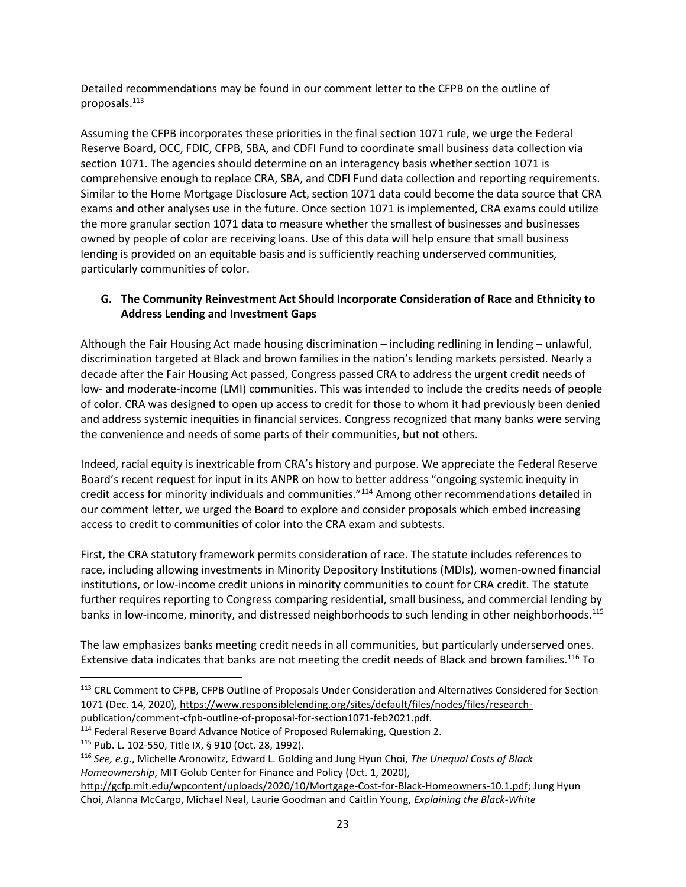Detailed recommendations may be found in our comment letter to the CFPB on the outline of proposals.[113]

Assuming the CFPB incorporates these priorities in the final section 1071 rule, we urge the Federal Reserve Board, OCC, FDIC, CFPB, SBA, and CDFI Fund to coordinate small business data collection via section 1071. The agencies should determine on an interagency basis whether section 1071 is comprehensive enough to replace CRA, SBA, and CDFI Fund data collection and reporting requirements. Similar to the Home Mortgage Disclosure Act, section 1071 data could become the data source that CRA exams and other analyses use in the future. Once section 1071 is implemented, CRA exams could utilize the more granular section 1071 data to measure whether the smallest of businesses and businesses owned by people of color are receiving loans. Use of this data will help ensure that small business lending is provided on an equitable basis and is sufficiently reaching underserved communities, particularly communities of color.

### G. The Community Reinvestment Act Should Incorporate Consideration of Race and Ethnicity to Address Lending and Investment Gaps

Although the Fair Housing Act made housing discrimination – including redlining in lending – unlawful, discrimination targeted at Black and brown families in the nation's lending markets persisted. Nearly a decade after the Fair Housing Act passed, Congress passed CRA to address the urgent credit needs of low- and moderate-income (LMI) communities. This was intended to include the credits needs of people of color. CRA was designed to open up access to credit for those to whom it had previously been denied and address systemic inequities in financial services. Congress recognized that many banks were serving the convenience and needs of some parts of their communities, but not others.

Indeed, racial equity is inextricable from CRA's history and purpose. We appreciate the Federal Reserve Board's recent request for input in its ANPR on how to better address "ongoing systemic inequity in credit access for minority individuals and communities."[114] Among other recommendations detailed in our comment letter, we urged the Board to explore and consider proposals which embed increasing access to credit to communities of color into the CRA exam and subtests.

First, the CRA statutory framework permits consideration of race. The statute includes references to race, including allowing investments in Minority Depository Institutions (MDIs), women-owned financial institutions, or low-income credit unions in minority communities to count for CRA credit. The statute further requires reporting to Congress comparing residential, small business, and commercial lending by banks in low-income, minority, and distressed neighborhoods to such lending in other neighborhoods.[115]

The law emphasizes banks meeting credit needs in all communities, but particularly underserved ones. Extensive data indicates that banks are not meeting the credit needs of Black and brown families.[116] To

---

[113] CRL Comment to CFPB, CFPB Outline of Proposals Under Consideration and Alternatives Considered for Section 1071 (Dec. 14, 2020), https://www.responsiblelending.org/sites/default/files/nodes/files/research-publication/comment-cfpb-outline-of-proposal-for-section1071-feb2021.pdf.

[114] Federal Reserve Board Advance Notice of Proposed Rulemaking, Question 2.

[115] Pub. L. 102-550, Title IX, § 910 (Oct. 28, 1992).

[116] *See, e.g*., Michelle Aronowitz, Edward L. Golding and Jung Hyun Choi, *The Unequal Costs of Black Homeownership*, MIT Golub Center for Finance and Policy (Oct. 1, 2020), http://gcfp.mit.edu/wpcontent/uploads/2020/10/Mortgage-Cost-for-Black-Homeowners-10.1.pdf; Jung Hyun Choi, Alanna McCargo, Michael Neal, Laurie Goodman and Caitlin Young, *Explaining the Black-White*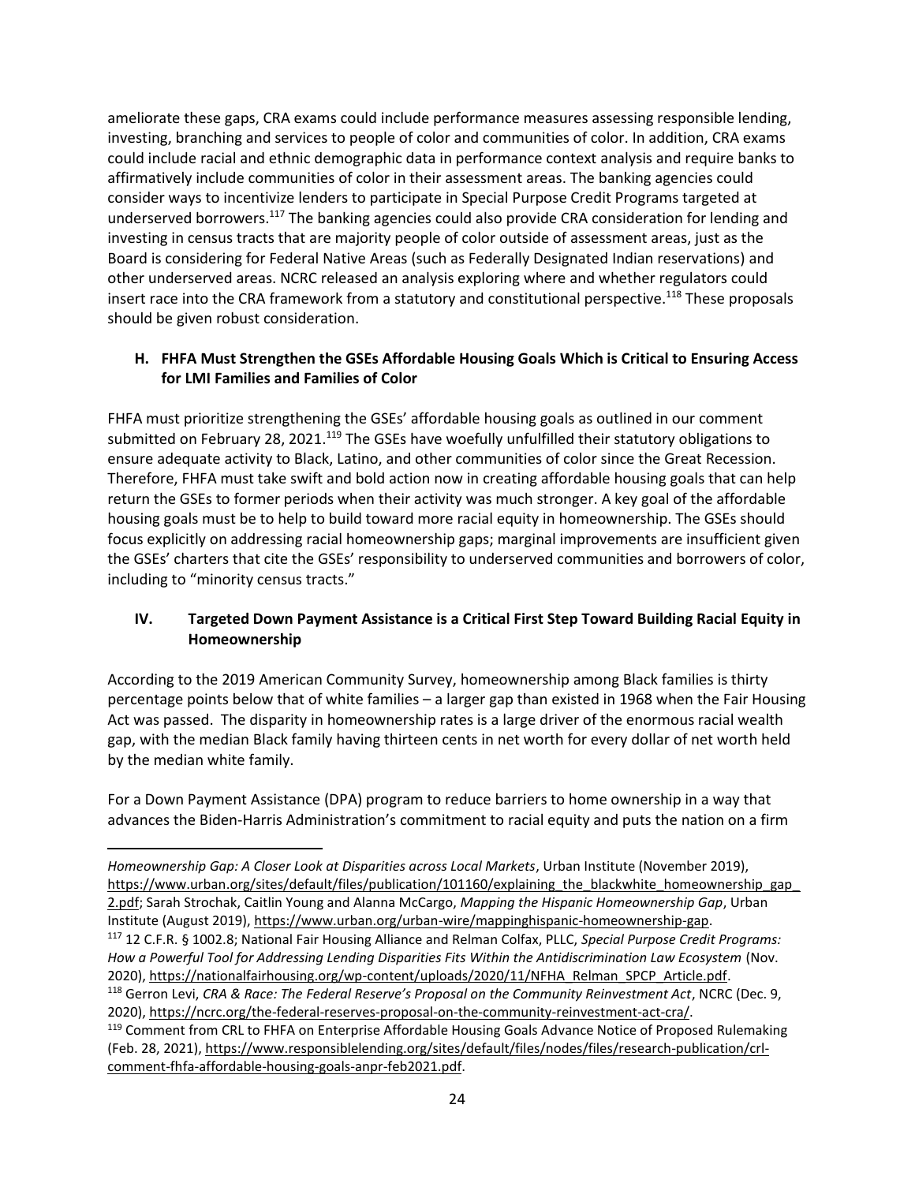ameliorate these gaps, CRA exams could include performance measures assessing responsible lending, investing, branching and services to people of color and communities of color. In addition, CRA exams could include racial and ethnic demographic data in performance context analysis and require banks to affirmatively include communities of color in their assessment areas. The banking agencies could consider ways to incentivize lenders to participate in Special Purpose Credit Programs targeted at underserved borrowers.[117] The banking agencies could also provide CRA consideration for lending and investing in census tracts that are majority people of color outside of assessment areas, just as the Board is considering for Federal Native Areas (such as Federally Designated Indian reservations) and other underserved areas. NCRC released an analysis exploring where and whether regulators could insert race into the CRA framework from a statutory and constitutional perspective.[118] These proposals should be given robust consideration.

### H. FHFA Must Strengthen the GSEs Affordable Housing Goals Which is Critical to Ensuring Access for LMI Families and Families of Color

FHFA must prioritize strengthening the GSEs' affordable housing goals as outlined in our comment submitted on February 28, 2021.[119] The GSEs have woefully unfulfilled their statutory obligations to ensure adequate activity to Black, Latino, and other communities of color since the Great Recession. Therefore, FHFA must take swift and bold action now in creating affordable housing goals that can help return the GSEs to former periods when their activity was much stronger. A key goal of the affordable housing goals must be to help to build toward more racial equity in homeownership. The GSEs should focus explicitly on addressing racial homeownership gaps; marginal improvements are insufficient given the GSEs' charters that cite the GSEs' responsibility to underserved communities and borrowers of color, including to "minority census tracts."

## IV. Targeted Down Payment Assistance is a Critical First Step Toward Building Racial Equity in Homeownership

According to the 2019 American Community Survey, homeownership among Black families is thirty percentage points below that of white families – a larger gap than existed in 1968 when the Fair Housing Act was passed. The disparity in homeownership rates is a large driver of the enormous racial wealth gap, with the median Black family having thirteen cents in net worth for every dollar of net worth held by the median white family.

For a Down Payment Assistance (DPA) program to reduce barriers to home ownership in a way that advances the Biden-Harris Administration's commitment to racial equity and puts the nation on a firm

---

*Homeownership Gap: A Closer Look at Disparities across Local Markets*, Urban Institute (November 2019), https://www.urban.org/sites/default/files/publication/101160/explaining_the_blackwhite_homeownership_gap_2.pdf; Sarah Strochak, Caitlin Young and Alanna McCargo, *Mapping the Hispanic Homeownership Gap*, Urban Institute (August 2019), https://www.urban.org/urban-wire/mappinghispanic-homeownership-gap.

[117] 12 C.F.R. § 1002.8; National Fair Housing Alliance and Relman Colfax, PLLC, *Special Purpose Credit Programs: How a Powerful Tool for Addressing Lending Disparities Fits Within the Antidiscrimination Law Ecosystem* (Nov. 2020), https://nationalfairhousing.org/wp-content/uploads/2020/11/NFHA_Relman_SPCP_Article.pdf.

[118] Gerron Levi, *CRA & Race: The Federal Reserve's Proposal on the Community Reinvestment Act*, NCRC (Dec. 9, 2020), https://ncrc.org/the-federal-reserves-proposal-on-the-community-reinvestment-act-cra/.

[119] Comment from CRL to FHFA on Enterprise Affordable Housing Goals Advance Notice of Proposed Rulemaking (Feb. 28, 2021), https://www.responsiblelending.org/sites/default/files/nodes/files/research-publication/crl-comment-fhfa-affordable-housing-goals-anpr-feb2021.pdf.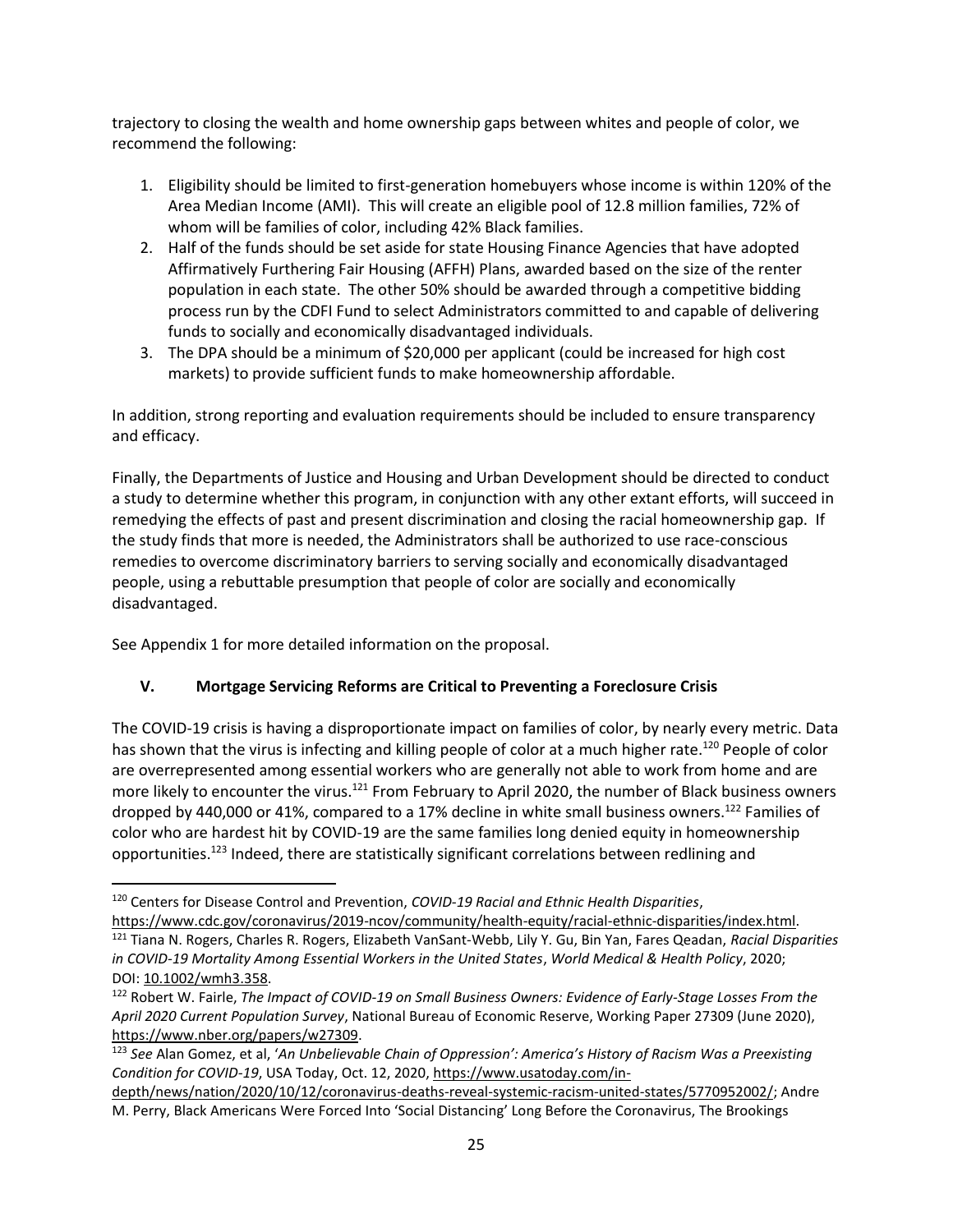trajectory to closing the wealth and home ownership gaps between whites and people of color, we recommend the following:

1. Eligibility should be limited to first-generation homebuyers whose income is within 120% of the Area Median Income (AMI). This will create an eligible pool of 12.8 million families, 72% of whom will be families of color, including 42% Black families.
2. Half of the funds should be set aside for state Housing Finance Agencies that have adopted Affirmatively Furthering Fair Housing (AFFH) Plans, awarded based on the size of the renter population in each state. The other 50% should be awarded through a competitive bidding process run by the CDFI Fund to select Administrators committed to and capable of delivering funds to socially and economically disadvantaged individuals.
3. The DPA should be a minimum of $20,000 per applicant (could be increased for high cost markets) to provide sufficient funds to make homeownership affordable.

In addition, strong reporting and evaluation requirements should be included to ensure transparency and efficacy.

Finally, the Departments of Justice and Housing and Urban Development should be directed to conduct a study to determine whether this program, in conjunction with any other extant efforts, will succeed in remedying the effects of past and present discrimination and closing the racial homeownership gap. If the study finds that more is needed, the Administrators shall be authorized to use race-conscious remedies to overcome discriminatory barriers to serving socially and economically disadvantaged people, using a rebuttable presumption that people of color are socially and economically disadvantaged.

See Appendix 1 for more detailed information on the proposal.

## V. Mortgage Servicing Reforms are Critical to Preventing a Foreclosure Crisis

The COVID-19 crisis is having a disproportionate impact on families of color, by nearly every metric. Data has shown that the virus is infecting and killing people of color at a much higher rate.[120] People of color are overrepresented among essential workers who are generally not able to work from home and are more likely to encounter the virus.[121] From February to April 2020, the number of Black business owners dropped by 440,000 or 41%, compared to a 17% decline in white small business owners.[122] Families of color who are hardest hit by COVID-19 are the same families long denied equity in homeownership opportunities.[123] Indeed, there are statistically significant correlations between redlining and

---

[120] Centers for Disease Control and Prevention, *COVID-19 Racial and Ethnic Health Disparities*, https://www.cdc.gov/coronavirus/2019-ncov/community/health-equity/racial-ethnic-disparities/index.html.

[121] Tiana N. Rogers, Charles R. Rogers, Elizabeth VanSant-Webb, Lily Y. Gu, Bin Yan, Fares Qeadan, *Racial Disparities in COVID-19 Mortality Among Essential Workers in the United States*, *World Medical & Health Policy*, 2020; DOI: 10.1002/wmh3.358.

[122] Robert W. Fairle, *The Impact of COVID-19 on Small Business Owners: Evidence of Early-Stage Losses From the April 2020 Current Population Survey*, National Bureau of Economic Reserve, Working Paper 27309 (June 2020), https://www.nber.org/papers/w27309.

[123] *See* Alan Gomez, et al, '*An Unbelievable Chain of Oppression': America's History of Racism Was a Preexisting Condition for COVID-19*, USA Today, Oct. 12, 2020, https://www.usatoday.com/in-depth/news/nation/2020/10/12/coronavirus-deaths-reveal-systemic-racism-united-states/5770952002/; Andre M. Perry, Black Americans Were Forced Into 'Social Distancing' Long Before the Coronavirus, The Brookings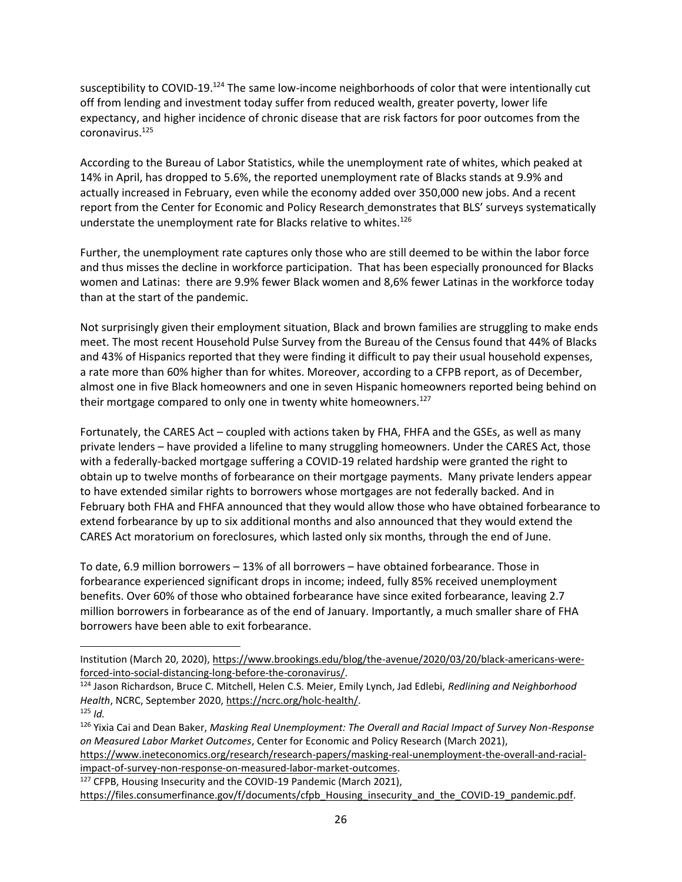susceptibility to COVID-19.[124] The same low-income neighborhoods of color that were intentionally cut off from lending and investment today suffer from reduced wealth, greater poverty, lower life expectancy, and higher incidence of chronic disease that are risk factors for poor outcomes from the coronavirus.[125]

According to the Bureau of Labor Statistics, while the unemployment rate of whites, which peaked at 14% in April, has dropped to 5.6%, the reported unemployment rate of Blacks stands at 9.9% and actually increased in February, even while the economy added over 350,000 new jobs. And a recent report from the Center for Economic and Policy Research demonstrates that BLS' surveys systematically understate the unemployment rate for Blacks relative to whites.[126]

Further, the unemployment rate captures only those who are still deemed to be within the labor force and thus misses the decline in workforce participation. That has been especially pronounced for Blacks women and Latinas: there are 9.9% fewer Black women and 8,6% fewer Latinas in the workforce today than at the start of the pandemic.

Not surprisingly given their employment situation, Black and brown families are struggling to make ends meet. The most recent Household Pulse Survey from the Bureau of the Census found that 44% of Blacks and 43% of Hispanics reported that they were finding it difficult to pay their usual household expenses, a rate more than 60% higher than for whites. Moreover, according to a CFPB report, as of December, almost one in five Black homeowners and one in seven Hispanic homeowners reported being behind on their mortgage compared to only one in twenty white homeowners.[127]

Fortunately, the CARES Act – coupled with actions taken by FHA, FHFA and the GSEs, as well as many private lenders – have provided a lifeline to many struggling homeowners. Under the CARES Act, those with a federally-backed mortgage suffering a COVID-19 related hardship were granted the right to obtain up to twelve months of forbearance on their mortgage payments. Many private lenders appear to have extended similar rights to borrowers whose mortgages are not federally backed. And in February both FHA and FHFA announced that they would allow those who have obtained forbearance to extend forbearance by up to six additional months and also announced that they would extend the CARES Act moratorium on foreclosures, which lasted only six months, through the end of June.

To date, 6.9 million borrowers – 13% of all borrowers – have obtained forbearance. Those in forbearance experienced significant drops in income; indeed, fully 85% received unemployment benefits. Over 60% of those who obtained forbearance have since exited forbearance, leaving 2.7 million borrowers in forbearance as of the end of January. Importantly, a much smaller share of FHA borrowers have been able to exit forbearance.

---

Institution (March 20, 2020), https://www.brookings.edu/blog/the-avenue/2020/03/20/black-americans-were-forced-into-social-distancing-long-before-the-coronavirus/.

[124] Jason Richardson, Bruce C. Mitchell, Helen C.S. Meier, Emily Lynch, Jad Edlebi, *Redlining and Neighborhood Health*, NCRC, September 2020, https://ncrc.org/holc-health/.

[125] *Id.*

[126] Yixia Cai and Dean Baker, *Masking Real Unemployment: The Overall and Racial Impact of Survey Non-Response on Measured Labor Market Outcomes*, Center for Economic and Policy Research (March 2021), https://www.ineteconomics.org/research/research-papers/masking-real-unemployment-the-overall-and-racial-impact-of-survey-non-response-on-measured-labor-market-outcomes.

[127] CFPB, Housing Insecurity and the COVID-19 Pandemic (March 2021), https://files.consumerfinance.gov/f/documents/cfpb_Housing_insecurity_and_the_COVID-19_pandemic.pdf.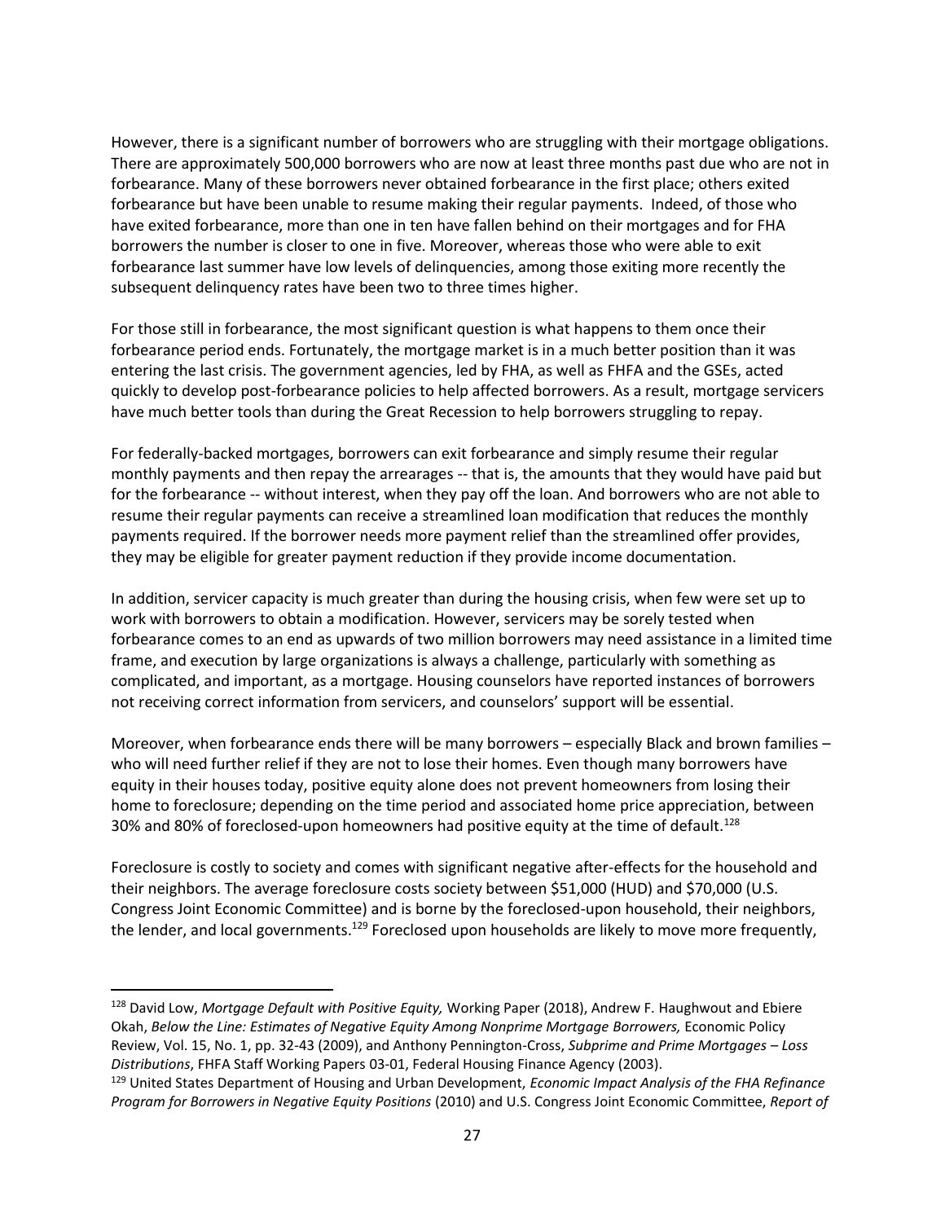However, there is a significant number of borrowers who are struggling with their mortgage obligations. There are approximately 500,000 borrowers who are now at least three months past due who are not in forbearance. Many of these borrowers never obtained forbearance in the first place; others exited forbearance but have been unable to resume making their regular payments. Indeed, of those who have exited forbearance, more than one in ten have fallen behind on their mortgages and for FHA borrowers the number is closer to one in five. Moreover, whereas those who were able to exit forbearance last summer have low levels of delinquencies, among those exiting more recently the subsequent delinquency rates have been two to three times higher.

For those still in forbearance, the most significant question is what happens to them once their forbearance period ends. Fortunately, the mortgage market is in a much better position than it was entering the last crisis. The government agencies, led by FHA, as well as FHFA and the GSEs, acted quickly to develop post-forbearance policies to help affected borrowers. As a result, mortgage servicers have much better tools than during the Great Recession to help borrowers struggling to repay.

For federally-backed mortgages, borrowers can exit forbearance and simply resume their regular monthly payments and then repay the arrearages -- that is, the amounts that they would have paid but for the forbearance -- without interest, when they pay off the loan. And borrowers who are not able to resume their regular payments can receive a streamlined loan modification that reduces the monthly payments required. If the borrower needs more payment relief than the streamlined offer provides, they may be eligible for greater payment reduction if they provide income documentation.

In addition, servicer capacity is much greater than during the housing crisis, when few were set up to work with borrowers to obtain a modification. However, servicers may be sorely tested when forbearance comes to an end as upwards of two million borrowers may need assistance in a limited time frame, and execution by large organizations is always a challenge, particularly with something as complicated, and important, as a mortgage. Housing counselors have reported instances of borrowers not receiving correct information from servicers, and counselors' support will be essential.

Moreover, when forbearance ends there will be many borrowers – especially Black and brown families – who will need further relief if they are not to lose their homes. Even though many borrowers have equity in their houses today, positive equity alone does not prevent homeowners from losing their home to foreclosure; depending on the time period and associated home price appreciation, between 30% and 80% of foreclosed-upon homeowners had positive equity at the time of default.[128]

Foreclosure is costly to society and comes with significant negative after-effects for the household and their neighbors. The average foreclosure costs society between $51,000 (HUD) and $70,000 (U.S. Congress Joint Economic Committee) and is borne by the foreclosed-upon household, their neighbors, the lender, and local governments.[129] Foreclosed upon households are likely to move more frequently,

---

[128] David Low, *Mortgage Default with Positive Equity,* Working Paper (2018), Andrew F. Haughwout and Ebiere Okah, *Below the Line: Estimates of Negative Equity Among Nonprime Mortgage Borrowers,* Economic Policy Review, Vol. 15, No. 1, pp. 32-43 (2009), and Anthony Pennington-Cross, *Subprime and Prime Mortgages – Loss Distributions*, FHFA Staff Working Papers 03-01, Federal Housing Finance Agency (2003).

[129] United States Department of Housing and Urban Development, *Economic Impact Analysis of the FHA Refinance Program for Borrowers in Negative Equity Positions* (2010) and U.S. Congress Joint Economic Committee, *Report of*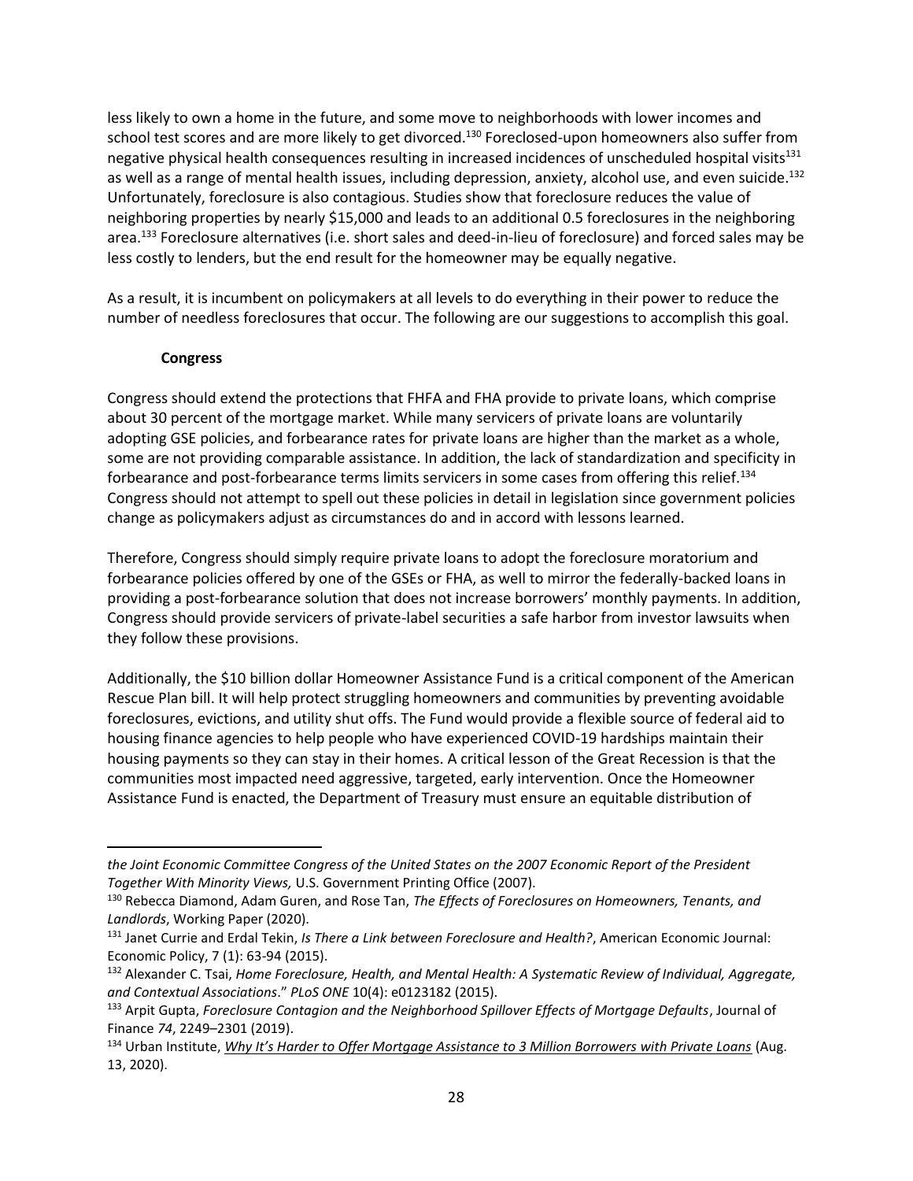less likely to own a home in the future, and some move to neighborhoods with lower incomes and school test scores and are more likely to get divorced.[130] Foreclosed-upon homeowners also suffer from negative physical health consequences resulting in increased incidences of unscheduled hospital visits[131] as well as a range of mental health issues, including depression, anxiety, alcohol use, and even suicide.[132] Unfortunately, foreclosure is also contagious. Studies show that foreclosure reduces the value of neighboring properties by nearly $15,000 and leads to an additional 0.5 foreclosures in the neighboring area.[133] Foreclosure alternatives (i.e. short sales and deed-in-lieu of foreclosure) and forced sales may be less costly to lenders, but the end result for the homeowner may be equally negative.

As a result, it is incumbent on policymakers at all levels to do everything in their power to reduce the number of needless foreclosures that occur. The following are our suggestions to accomplish this goal.

**Congress**

Congress should extend the protections that FHFA and FHA provide to private loans, which comprise about 30 percent of the mortgage market. While many servicers of private loans are voluntarily adopting GSE policies, and forbearance rates for private loans are higher than the market as a whole, some are not providing comparable assistance. In addition, the lack of standardization and specificity in forbearance and post-forbearance terms limits servicers in some cases from offering this relief.[134] Congress should not attempt to spell out these policies in detail in legislation since government policies change as policymakers adjust as circumstances do and in accord with lessons learned.

Therefore, Congress should simply require private loans to adopt the foreclosure moratorium and forbearance policies offered by one of the GSEs or FHA, as well to mirror the federally-backed loans in providing a post-forbearance solution that does not increase borrowers' monthly payments. In addition, Congress should provide servicers of private-label securities a safe harbor from investor lawsuits when they follow these provisions.

Additionally, the $10 billion dollar Homeowner Assistance Fund is a critical component of the American Rescue Plan bill. It will help protect struggling homeowners and communities by preventing avoidable foreclosures, evictions, and utility shut offs. The Fund would provide a flexible source of federal aid to housing finance agencies to help people who have experienced COVID-19 hardships maintain their housing payments so they can stay in their homes. A critical lesson of the Great Recession is that the communities most impacted need aggressive, targeted, early intervention. Once the Homeowner Assistance Fund is enacted, the Department of Treasury must ensure an equitable distribution of

---

*the Joint Economic Committee Congress of the United States on the 2007 Economic Report of the President Together With Minority Views,* U.S. Government Printing Office (2007).

[130] Rebecca Diamond, Adam Guren, and Rose Tan, *The Effects of Foreclosures on Homeowners, Tenants, and Landlords*, Working Paper (2020).

[131] Janet Currie and Erdal Tekin, *Is There a Link between Foreclosure and Health?*, American Economic Journal: Economic Policy, 7 (1): 63-94 (2015).

[132] Alexander C. Tsai, *Home Foreclosure, Health, and Mental Health: A Systematic Review of Individual, Aggregate, and Contextual Associations*." *PLoS ONE* 10(4): e0123182 (2015).

[133] Arpit Gupta, *Foreclosure Contagion and the Neighborhood Spillover Effects of Mortgage Defaults*, Journal of Finance *74*, 2249–2301 (2019).

[134] Urban Institute, *Why It's Harder to Offer Mortgage Assistance to 3 Million Borrowers with Private Loans* (Aug. 13, 2020).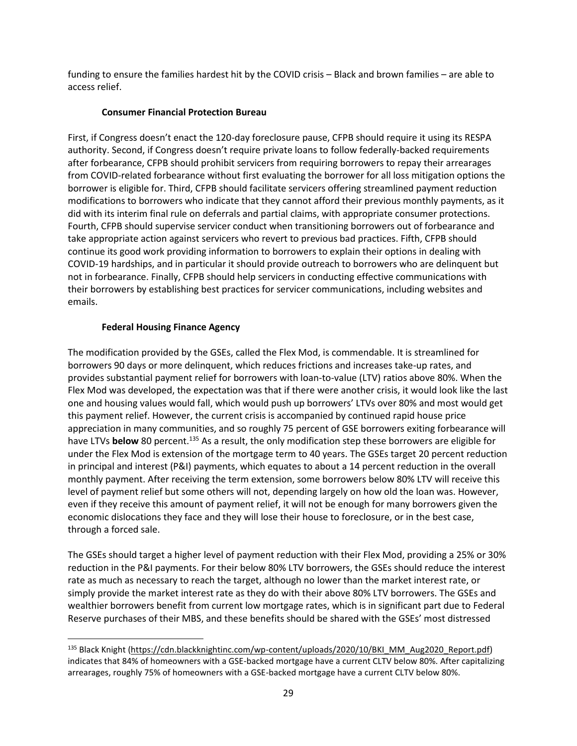funding to ensure the families hardest hit by the COVID crisis – Black and brown families – are able to access relief.

### Consumer Financial Protection Bureau

First, if Congress doesn't enact the 120-day foreclosure pause, CFPB should require it using its RESPA authority. Second, if Congress doesn't require private loans to follow federally-backed requirements after forbearance, CFPB should prohibit servicers from requiring borrowers to repay their arrearages from COVID-related forbearance without first evaluating the borrower for all loss mitigation options the borrower is eligible for. Third, CFPB should facilitate servicers offering streamlined payment reduction modifications to borrowers who indicate that they cannot afford their previous monthly payments, as it did with its interim final rule on deferrals and partial claims, with appropriate consumer protections. Fourth, CFPB should supervise servicer conduct when transitioning borrowers out of forbearance and take appropriate action against servicers who revert to previous bad practices. Fifth, CFPB should continue its good work providing information to borrowers to explain their options in dealing with COVID-19 hardships, and in particular it should provide outreach to borrowers who are delinquent but not in forbearance. Finally, CFPB should help servicers in conducting effective communications with their borrowers by establishing best practices for servicer communications, including websites and emails.

### Federal Housing Finance Agency

The modification provided by the GSEs, called the Flex Mod, is commendable. It is streamlined for borrowers 90 days or more delinquent, which reduces frictions and increases take-up rates, and provides substantial payment relief for borrowers with loan-to-value (LTV) ratios above 80%. When the Flex Mod was developed, the expectation was that if there were another crisis, it would look like the last one and housing values would fall, which would push up borrowers' LTVs over 80% and most would get this payment relief. However, the current crisis is accompanied by continued rapid house price appreciation in many communities, and so roughly 75 percent of GSE borrowers exiting forbearance will have LTVs **below** 80 percent.[135] As a result, the only modification step these borrowers are eligible for under the Flex Mod is extension of the mortgage term to 40 years. The GSEs target 20 percent reduction in principal and interest (P&I) payments, which equates to about a 14 percent reduction in the overall monthly payment. After receiving the term extension, some borrowers below 80% LTV will receive this level of payment relief but some others will not, depending largely on how old the loan was. However, even if they receive this amount of payment relief, it will not be enough for many borrowers given the economic dislocations they face and they will lose their house to foreclosure, or in the best case, through a forced sale.

The GSEs should target a higher level of payment reduction with their Flex Mod, providing a 25% or 30% reduction in the P&I payments. For their below 80% LTV borrowers, the GSEs should reduce the interest rate as much as necessary to reach the target, although no lower than the market interest rate, or simply provide the market interest rate as they do with their above 80% LTV borrowers. The GSEs and wealthier borrowers benefit from current low mortgage rates, which is in significant part due to Federal Reserve purchases of their MBS, and these benefits should be shared with the GSEs' most distressed

---

[135] Black Knight (https://cdn.blackknightinc.com/wp-content/uploads/2020/10/BKI_MM_Aug2020_Report.pdf) indicates that 84% of homeowners with a GSE-backed mortgage have a current CLTV below 80%. After capitalizing arrearages, roughly 75% of homeowners with a GSE-backed mortgage have a current CLTV below 80%.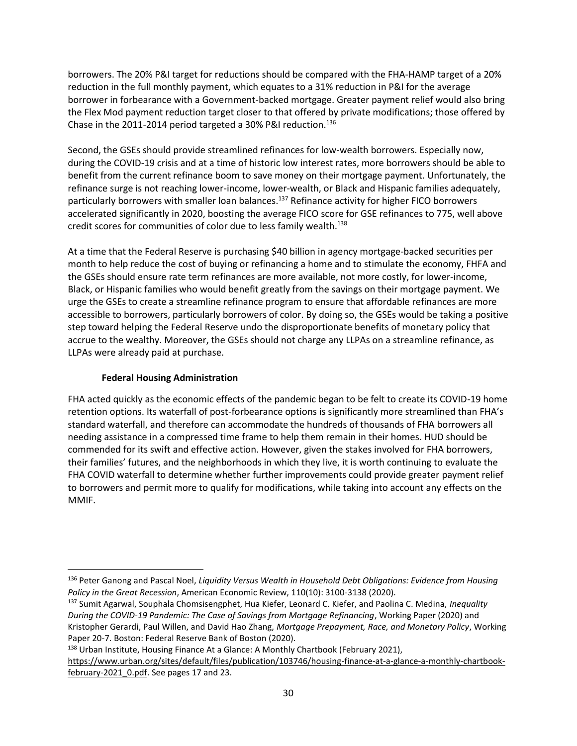borrowers. The 20% P&I target for reductions should be compared with the FHA-HAMP target of a 20% reduction in the full monthly payment, which equates to a 31% reduction in P&I for the average borrower in forbearance with a Government-backed mortgage. Greater payment relief would also bring the Flex Mod payment reduction target closer to that offered by private modifications; those offered by Chase in the 2011-2014 period targeted a 30% P&I reduction.[136]

Second, the GSEs should provide streamlined refinances for low-wealth borrowers. Especially now, during the COVID-19 crisis and at a time of historic low interest rates, more borrowers should be able to benefit from the current refinance boom to save money on their mortgage payment. Unfortunately, the refinance surge is not reaching lower-income, lower-wealth, or Black and Hispanic families adequately, particularly borrowers with smaller loan balances.[137] Refinance activity for higher FICO borrowers accelerated significantly in 2020, boosting the average FICO score for GSE refinances to 775, well above credit scores for communities of color due to less family wealth.[138]

At a time that the Federal Reserve is purchasing $40 billion in agency mortgage-backed securities per month to help reduce the cost of buying or refinancing a home and to stimulate the economy, FHFA and the GSEs should ensure rate term refinances are more available, not more costly, for lower-income, Black, or Hispanic families who would benefit greatly from the savings on their mortgage payment. We urge the GSEs to create a streamline refinance program to ensure that affordable refinances are more accessible to borrowers, particularly borrowers of color. By doing so, the GSEs would be taking a positive step toward helping the Federal Reserve undo the disproportionate benefits of monetary policy that accrue to the wealthy. Moreover, the GSEs should not charge any LLPAs on a streamline refinance, as LLPAs were already paid at purchase.

**Federal Housing Administration**

FHA acted quickly as the economic effects of the pandemic began to be felt to create its COVID-19 home retention options. Its waterfall of post-forbearance options is significantly more streamlined than FHA's standard waterfall, and therefore can accommodate the hundreds of thousands of FHA borrowers all needing assistance in a compressed time frame to help them remain in their homes. HUD should be commended for its swift and effective action. However, given the stakes involved for FHA borrowers, their families' futures, and the neighborhoods in which they live, it is worth continuing to evaluate the FHA COVID waterfall to determine whether further improvements could provide greater payment relief to borrowers and permit more to qualify for modifications, while taking into account any effects on the MMIF.

---

[136] Peter Ganong and Pascal Noel, *Liquidity Versus Wealth in Household Debt Obligations: Evidence from Housing Policy in the Great Recession*, American Economic Review, 110(10): 3100-3138 (2020).

[137] Sumit Agarwal, Souphala Chomsisengphet, Hua Kiefer, Leonard C. Kiefer, and Paolina C. Medina, *Inequality During the COVID-19 Pandemic: The Case of Savings from Mortgage Refinancing*, Working Paper (2020) and Kristopher Gerardi, Paul Willen, and David Hao Zhang, *Mortgage Prepayment, Race, and Monetary Policy*, Working Paper 20-7. Boston: Federal Reserve Bank of Boston (2020).

[138] Urban Institute, Housing Finance At a Glance: A Monthly Chartbook (February 2021), https://www.urban.org/sites/default/files/publication/103746/housing-finance-at-a-glance-a-monthly-chartbook-february-2021_0.pdf. See pages 17 and 23.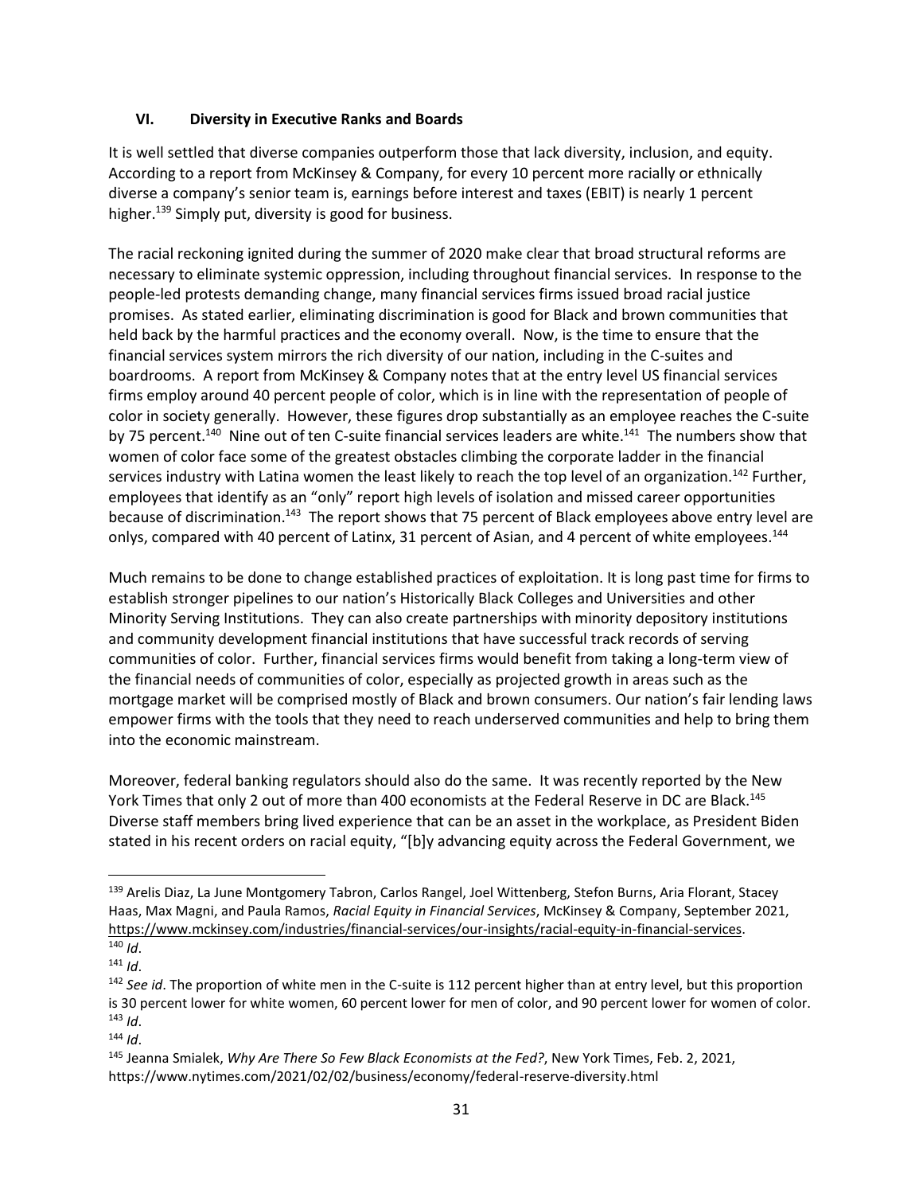## VI. Diversity in Executive Ranks and Boards

It is well settled that diverse companies outperform those that lack diversity, inclusion, and equity. According to a report from McKinsey & Company, for every 10 percent more racially or ethnically diverse a company's senior team is, earnings before interest and taxes (EBIT) is nearly 1 percent higher.[139] Simply put, diversity is good for business.

The racial reckoning ignited during the summer of 2020 make clear that broad structural reforms are necessary to eliminate systemic oppression, including throughout financial services. In response to the people-led protests demanding change, many financial services firms issued broad racial justice promises. As stated earlier, eliminating discrimination is good for Black and brown communities that held back by the harmful practices and the economy overall. Now, is the time to ensure that the financial services system mirrors the rich diversity of our nation, including in the C-suites and boardrooms. A report from McKinsey & Company notes that at the entry level US financial services firms employ around 40 percent people of color, which is in line with the representation of people of color in society generally. However, these figures drop substantially as an employee reaches the C-suite by 75 percent.[140] Nine out of ten C-suite financial services leaders are white.[141] The numbers show that women of color face some of the greatest obstacles climbing the corporate ladder in the financial services industry with Latina women the least likely to reach the top level of an organization.[142] Further, employees that identify as an "only" report high levels of isolation and missed career opportunities because of discrimination.[143] The report shows that 75 percent of Black employees above entry level are onlys, compared with 40 percent of Latinx, 31 percent of Asian, and 4 percent of white employees.[144]

Much remains to be done to change established practices of exploitation. It is long past time for firms to establish stronger pipelines to our nation's Historically Black Colleges and Universities and other Minority Serving Institutions. They can also create partnerships with minority depository institutions and community development financial institutions that have successful track records of serving communities of color. Further, financial services firms would benefit from taking a long-term view of the financial needs of communities of color, especially as projected growth in areas such as the mortgage market will be comprised mostly of Black and brown consumers. Our nation's fair lending laws empower firms with the tools that they need to reach underserved communities and help to bring them into the economic mainstream.

Moreover, federal banking regulators should also do the same. It was recently reported by the New York Times that only 2 out of more than 400 economists at the Federal Reserve in DC are Black.[145] Diverse staff members bring lived experience that can be an asset in the workplace, as President Biden stated in his recent orders on racial equity, "[b]y advancing equity across the Federal Government, we

---

[139] Arelis Diaz, La June Montgomery Tabron, Carlos Rangel, Joel Wittenberg, Stefon Burns, Aria Florant, Stacey Haas, Max Magni, and Paula Ramos, *Racial Equity in Financial Services*, McKinsey & Company, September 2021, https://www.mckinsey.com/industries/financial-services/our-insights/racial-equity-in-financial-services.

[140] *Id*.

[141] *Id*.

[142] *See id*. The proportion of white men in the C-suite is 112 percent higher than at entry level, but this proportion is 30 percent lower for white women, 60 percent lower for men of color, and 90 percent lower for women of color.

[143] *Id*.

[144] *Id*.

[145] Jeanna Smialek, *Why Are There So Few Black Economists at the Fed?*, New York Times, Feb. 2, 2021, https://www.nytimes.com/2021/02/02/business/economy/federal-reserve-diversity.html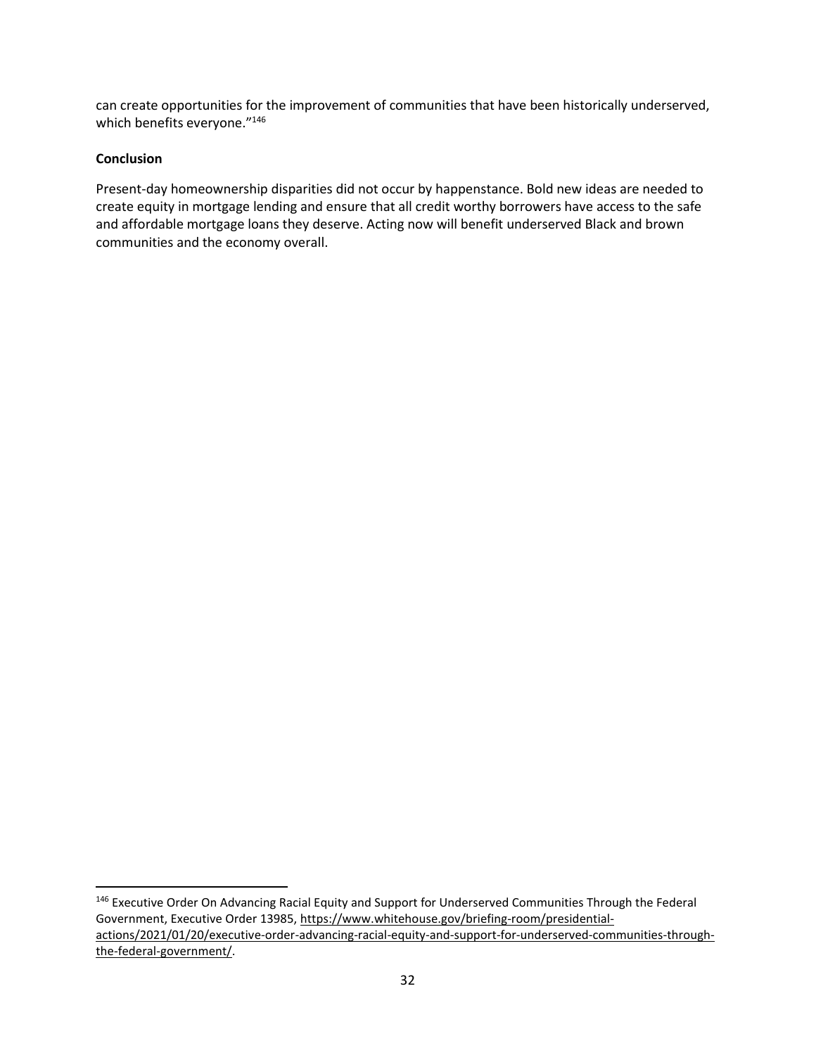can create opportunities for the improvement of communities that have been historically underserved, which benefits everyone."[146]

**Conclusion**

Present-day homeownership disparities did not occur by happenstance. Bold new ideas are needed to create equity in mortgage lending and ensure that all credit worthy borrowers have access to the safe and affordable mortgage loans they deserve. Acting now will benefit underserved Black and brown communities and the economy overall.

---

[146] Executive Order On Advancing Racial Equity and Support for Underserved Communities Through the Federal Government, Executive Order 13985, https://www.whitehouse.gov/briefing-room/presidential-actions/2021/01/20/executive-order-advancing-racial-equity-and-support-for-underserved-communities-through-the-federal-government/.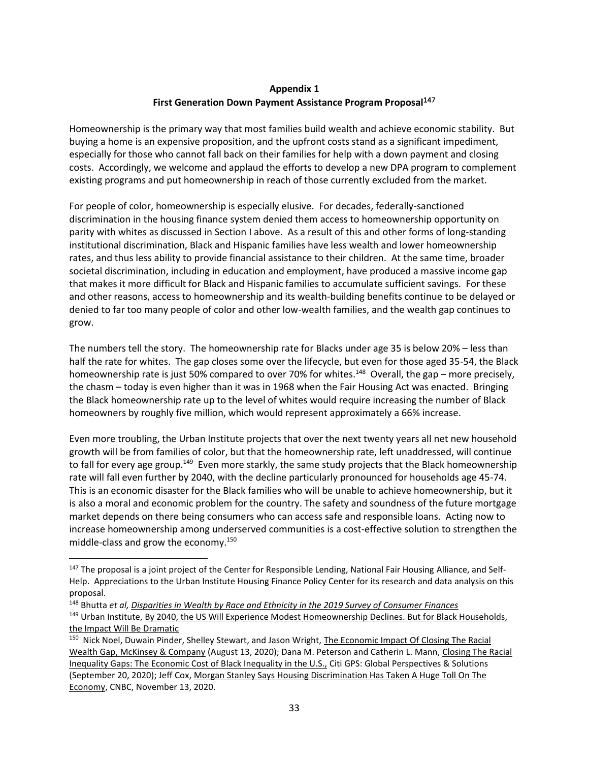## Appendix 1
## First Generation Down Payment Assistance Program Proposal[147]

Homeownership is the primary way that most families build wealth and achieve economic stability. But buying a home is an expensive proposition, and the upfront costs stand as a significant impediment, especially for those who cannot fall back on their families for help with a down payment and closing costs. Accordingly, we welcome and applaud the efforts to develop a new DPA program to complement existing programs and put homeownership in reach of those currently excluded from the market.

For people of color, homeownership is especially elusive. For decades, federally-sanctioned discrimination in the housing finance system denied them access to homeownership opportunity on parity with whites as discussed in Section I above. As a result of this and other forms of long-standing institutional discrimination, Black and Hispanic families have less wealth and lower homeownership rates, and thus less ability to provide financial assistance to their children. At the same time, broader societal discrimination, including in education and employment, have produced a massive income gap that makes it more difficult for Black and Hispanic families to accumulate sufficient savings. For these and other reasons, access to homeownership and its wealth-building benefits continue to be delayed or denied to far too many people of color and other low-wealth families, and the wealth gap continues to grow.

The numbers tell the story. The homeownership rate for Blacks under age 35 is below 20% – less than half the rate for whites. The gap closes some over the lifecycle, but even for those aged 35-54, the Black homeownership rate is just 50% compared to over 70% for whites.[148] Overall, the gap – more precisely, the chasm – today is even higher than it was in 1968 when the Fair Housing Act was enacted. Bringing the Black homeownership rate up to the level of whites would require increasing the number of Black homeowners by roughly five million, which would represent approximately a 66% increase.

Even more troubling, the Urban Institute projects that over the next twenty years all net new household growth will be from families of color, but that the homeownership rate, left unaddressed, will continue to fall for every age group.[149] Even more starkly, the same study projects that the Black homeownership rate will fall even further by 2040, with the decline particularly pronounced for households age 45-74. This is an economic disaster for the Black families who will be unable to achieve homeownership, but it is also a moral and economic problem for the country. The safety and soundness of the future mortgage market depends on there being consumers who can access safe and responsible loans. Acting now to increase homeownership among underserved communities is a cost-effective solution to strengthen the middle-class and grow the economy.[150]

---

[147] The proposal is a joint project of the Center for Responsible Lending, National Fair Housing Alliance, and Self-Help. Appreciations to the Urban Institute Housing Finance Policy Center for its research and data analysis on this proposal.

[148] Bhutta *et al*, *Disparities in Wealth by Race and Ethnicity in the 2019 Survey of Consumer Finances*

[149] Urban Institute, By 2040, the US Will Experience Modest Homeownership Declines. But for Black Households, the Impact Will Be Dramatic

[150] Nick Noel, Duwain Pinder, Shelley Stewart, and Jason Wright, The Economic Impact Of Closing The Racial Wealth Gap, McKinsey & Company (August 13, 2020); Dana M. Peterson and Catherin L. Mann, Closing The Racial Inequality Gaps: The Economic Cost of Black Inequality in the U.S., Citi GPS: Global Perspectives & Solutions (September 20, 2020); Jeff Cox, Morgan Stanley Says Housing Discrimination Has Taken A Huge Toll On The Economy, CNBC, November 13, 2020.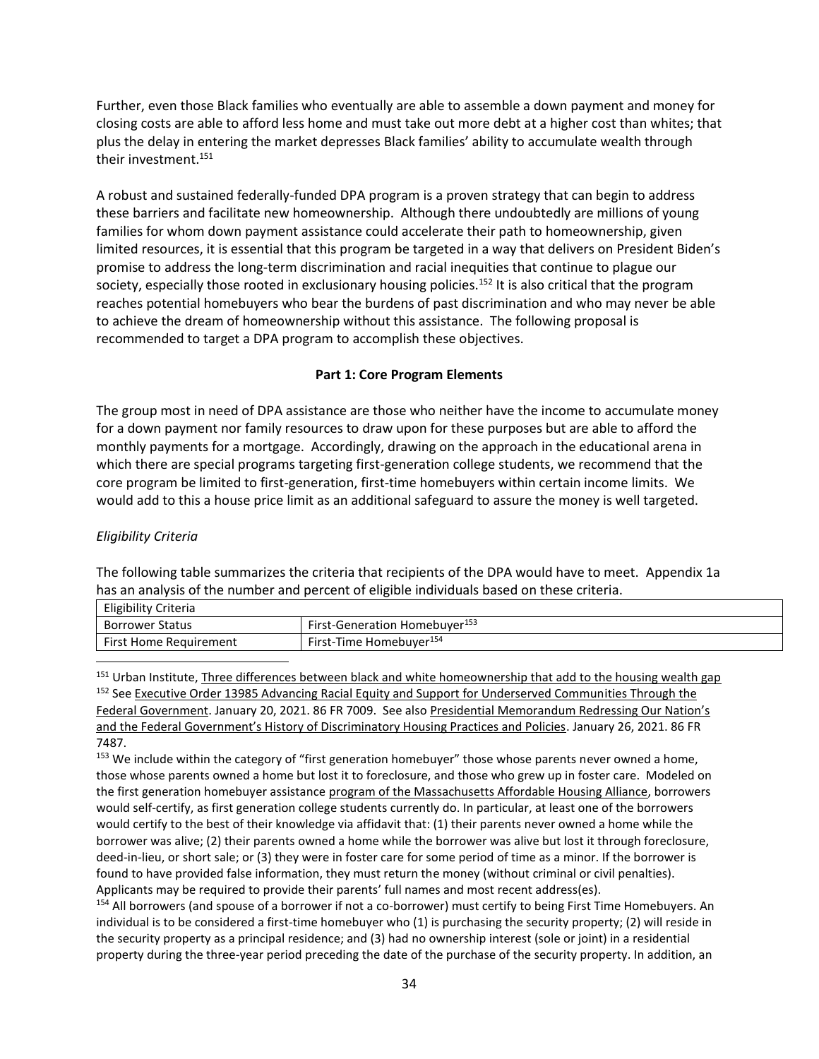Further, even those Black families who eventually are able to assemble a down payment and money for closing costs are able to afford less home and must take out more debt at a higher cost than whites; that plus the delay in entering the market depresses Black families' ability to accumulate wealth through their investment.[151]

A robust and sustained federally-funded DPA program is a proven strategy that can begin to address these barriers and facilitate new homeownership. Although there undoubtedly are millions of young families for whom down payment assistance could accelerate their path to homeownership, given limited resources, it is essential that this program be targeted in a way that delivers on President Biden's promise to address the long-term discrimination and racial inequities that continue to plague our society, especially those rooted in exclusionary housing policies.[152] It is also critical that the program reaches potential homebuyers who bear the burdens of past discrimination and who may never be able to achieve the dream of homeownership without this assistance. The following proposal is recommended to target a DPA program to accomplish these objectives.

**Part 1: Core Program Elements**

The group most in need of DPA assistance are those who neither have the income to accumulate money for a down payment nor family resources to draw upon for these purposes but are able to afford the monthly payments for a mortgage. Accordingly, drawing on the approach in the educational arena in which there are special programs targeting first-generation college students, we recommend that the core program be limited to first-generation, first-time homebuyers within certain income limits. We would add to this a house price limit as an additional safeguard to assure the money is well targeted.

*Eligibility Criteria*

The following table summarizes the criteria that recipients of the DPA would have to meet. Appendix 1a has an analysis of the number and percent of eligible individuals based on these criteria.

| Eligibility Criteria | |
|---|---|
| Borrower Status | First-Generation Homebuyer[153] |
| First Home Requirement | First-Time Homebuyer[154] |

[151] Urban Institute, Three differences between black and white homeownership that add to the housing wealth gap

[152] See Executive Order 13985 Advancing Racial Equity and Support for Underserved Communities Through the Federal Government. January 20, 2021. 86 FR 7009. See also Presidential Memorandum Redressing Our Nation's and the Federal Government's History of Discriminatory Housing Practices and Policies. January 26, 2021. 86 FR 7487.

[153] We include within the category of "first generation homebuyer" those whose parents never owned a home, those whose parents owned a home but lost it to foreclosure, and those who grew up in foster care. Modeled on the first generation homebuyer assistance program of the Massachusetts Affordable Housing Alliance, borrowers would self-certify, as first generation college students currently do. In particular, at least one of the borrowers would certify to the best of their knowledge via affidavit that: (1) their parents never owned a home while the borrower was alive; (2) their parents owned a home while the borrower was alive but lost it through foreclosure, deed-in-lieu, or short sale; or (3) they were in foster care for some period of time as a minor. If the borrower is found to have provided false information, they must return the money (without criminal or civil penalties). Applicants may be required to provide their parents' full names and most recent address(es).

[154] All borrowers (and spouse of a borrower if not a co-borrower) must certify to being First Time Homebuyers. An individual is to be considered a first-time homebuyer who (1) is purchasing the security property; (2) will reside in the security property as a principal residence; and (3) had no ownership interest (sole or joint) in a residential property during the three-year period preceding the date of the purchase of the security property. In addition, an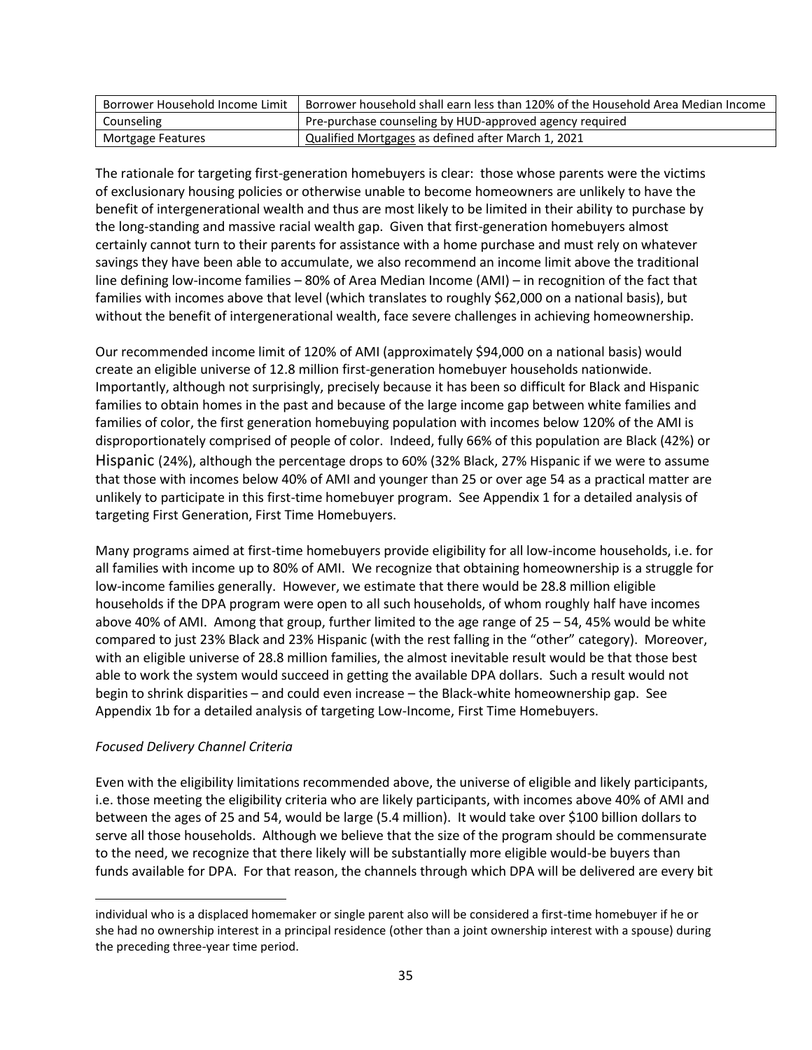| Borrower Household Income Limit | Borrower household shall earn less than 120% of the Household Area Median Income |
| --- | --- |
| Counseling | Pre-purchase counseling by HUD-approved agency required |
| Mortgage Features | Qualified Mortgages as defined after March 1, 2021 |

The rationale for targeting first-generation homebuyers is clear: those whose parents were the victims of exclusionary housing policies or otherwise unable to become homeowners are unlikely to have the benefit of intergenerational wealth and thus are most likely to be limited in their ability to purchase by the long-standing and massive racial wealth gap. Given that first-generation homebuyers almost certainly cannot turn to their parents for assistance with a home purchase and must rely on whatever savings they have been able to accumulate, we also recommend an income limit above the traditional line defining low-income families – 80% of Area Median Income (AMI) – in recognition of the fact that families with incomes above that level (which translates to roughly $62,000 on a national basis), but without the benefit of intergenerational wealth, face severe challenges in achieving homeownership.

Our recommended income limit of 120% of AMI (approximately $94,000 on a national basis) would create an eligible universe of 12.8 million first-generation homebuyer households nationwide. Importantly, although not surprisingly, precisely because it has been so difficult for Black and Hispanic families to obtain homes in the past and because of the large income gap between white families and families of color, the first generation homebuying population with incomes below 120% of the AMI is disproportionately comprised of people of color. Indeed, fully 66% of this population are Black (42%) or Hispanic (24%), although the percentage drops to 60% (32% Black, 27% Hispanic if we were to assume that those with incomes below 40% of AMI and younger than 25 or over age 54 as a practical matter are unlikely to participate in this first-time homebuyer program. See Appendix 1 for a detailed analysis of targeting First Generation, First Time Homebuyers.

Many programs aimed at first-time homebuyers provide eligibility for all low-income households, i.e. for all families with income up to 80% of AMI. We recognize that obtaining homeownership is a struggle for low-income families generally. However, we estimate that there would be 28.8 million eligible households if the DPA program were open to all such households, of whom roughly half have incomes above 40% of AMI. Among that group, further limited to the age range of 25 – 54, 45% would be white compared to just 23% Black and 23% Hispanic (with the rest falling in the "other" category). Moreover, with an eligible universe of 28.8 million families, the almost inevitable result would be that those best able to work the system would succeed in getting the available DPA dollars. Such a result would not begin to shrink disparities – and could even increase – the Black-white homeownership gap. See Appendix 1b for a detailed analysis of targeting Low-Income, First Time Homebuyers.

*Focused Delivery Channel Criteria*

Even with the eligibility limitations recommended above, the universe of eligible and likely participants, i.e. those meeting the eligibility criteria who are likely participants, with incomes above 40% of AMI and between the ages of 25 and 54, would be large (5.4 million). It would take over $100 billion dollars to serve all those households. Although we believe that the size of the program should be commensurate to the need, we recognize that there likely will be substantially more eligible would-be buyers than funds available for DPA. For that reason, the channels through which DPA will be delivered are every bit

individual who is a displaced homemaker or single parent also will be considered a first-time homebuyer if he or she had no ownership interest in a principal residence (other than a joint ownership interest with a spouse) during the preceding three-year time period.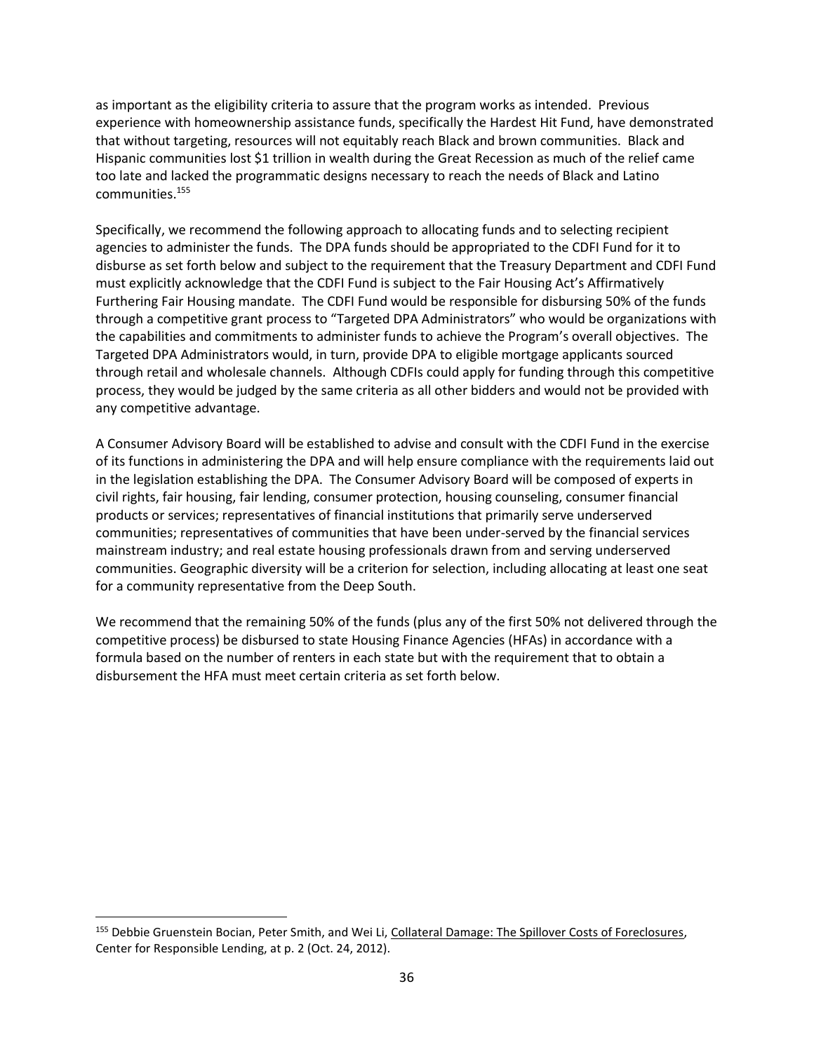as important as the eligibility criteria to assure that the program works as intended. Previous experience with homeownership assistance funds, specifically the Hardest Hit Fund, have demonstrated that without targeting, resources will not equitably reach Black and brown communities. Black and Hispanic communities lost $1 trillion in wealth during the Great Recession as much of the relief came too late and lacked the programmatic designs necessary to reach the needs of Black and Latino communities.[155]

Specifically, we recommend the following approach to allocating funds and to selecting recipient agencies to administer the funds. The DPA funds should be appropriated to the CDFI Fund for it to disburse as set forth below and subject to the requirement that the Treasury Department and CDFI Fund must explicitly acknowledge that the CDFI Fund is subject to the Fair Housing Act's Affirmatively Furthering Fair Housing mandate. The CDFI Fund would be responsible for disbursing 50% of the funds through a competitive grant process to "Targeted DPA Administrators" who would be organizations with the capabilities and commitments to administer funds to achieve the Program's overall objectives. The Targeted DPA Administrators would, in turn, provide DPA to eligible mortgage applicants sourced through retail and wholesale channels. Although CDFIs could apply for funding through this competitive process, they would be judged by the same criteria as all other bidders and would not be provided with any competitive advantage.

A Consumer Advisory Board will be established to advise and consult with the CDFI Fund in the exercise of its functions in administering the DPA and will help ensure compliance with the requirements laid out in the legislation establishing the DPA. The Consumer Advisory Board will be composed of experts in civil rights, fair housing, fair lending, consumer protection, housing counseling, consumer financial products or services; representatives of financial institutions that primarily serve underserved communities; representatives of communities that have been under-served by the financial services mainstream industry; and real estate housing professionals drawn from and serving underserved communities. Geographic diversity will be a criterion for selection, including allocating at least one seat for a community representative from the Deep South.

We recommend that the remaining 50% of the funds (plus any of the first 50% not delivered through the competitive process) be disbursed to state Housing Finance Agencies (HFAs) in accordance with a formula based on the number of renters in each state but with the requirement that to obtain a disbursement the HFA must meet certain criteria as set forth below.

---

[155] Debbie Gruenstein Bocian, Peter Smith, and Wei Li, Collateral Damage: The Spillover Costs of Foreclosures, Center for Responsible Lending, at p. 2 (Oct. 24, 2012).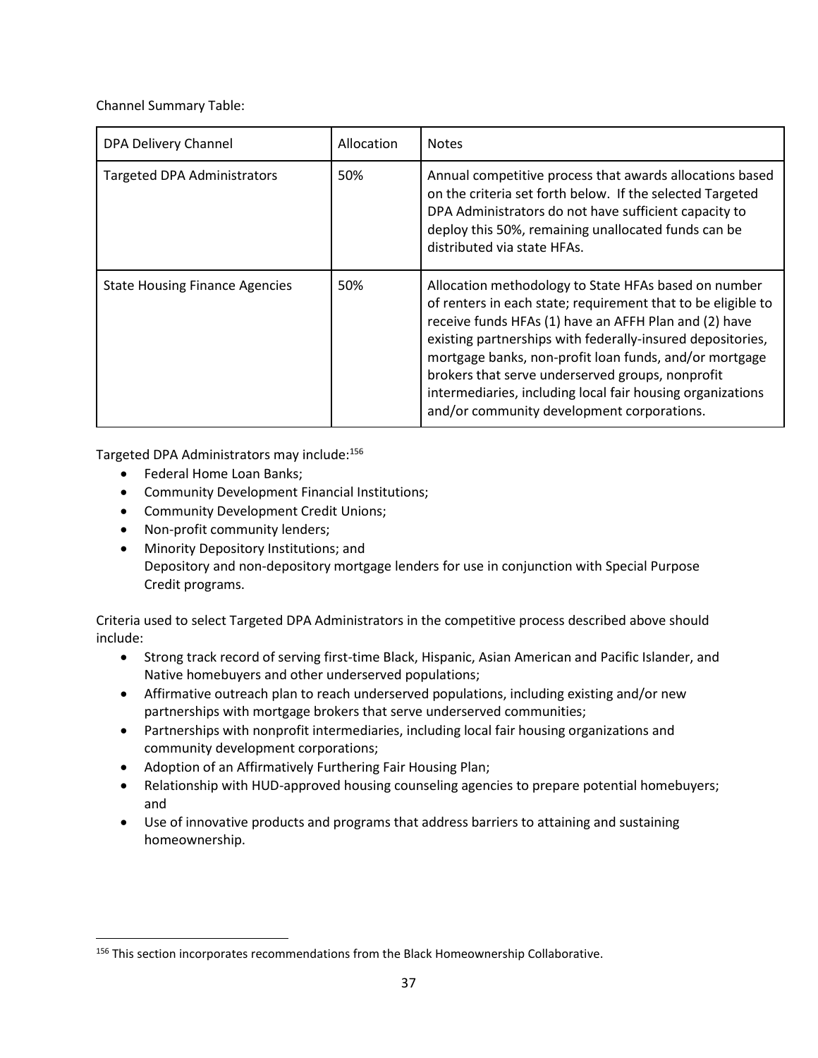Channel Summary Table:

| DPA Delivery Channel | Allocation | Notes |
|---|---|---|
| Targeted DPA Administrators | 50% | Annual competitive process that awards allocations based on the criteria set forth below. If the selected Targeted DPA Administrators do not have sufficient capacity to deploy this 50%, remaining unallocated funds can be distributed via state HFAs. |
| State Housing Finance Agencies | 50% | Allocation methodology to State HFAs based on number of renters in each state; requirement that to be eligible to receive funds HFAs (1) have an AFFH Plan and (2) have existing partnerships with federally-insured depositories, mortgage banks, non-profit loan funds, and/or mortgage brokers that serve underserved groups, nonprofit intermediaries, including local fair housing organizations and/or community development corporations. |

Targeted DPA Administrators may include:[156]

- Federal Home Loan Banks;
- Community Development Financial Institutions;
- Community Development Credit Unions;
- Non-profit community lenders;
- Minority Depository Institutions; and
  Depository and non-depository mortgage lenders for use in conjunction with Special Purpose Credit programs.

Criteria used to select Targeted DPA Administrators in the competitive process described above should include:

- Strong track record of serving first-time Black, Hispanic, Asian American and Pacific Islander, and Native homebuyers and other underserved populations;
- Affirmative outreach plan to reach underserved populations, including existing and/or new partnerships with mortgage brokers that serve underserved communities;
- Partnerships with nonprofit intermediaries, including local fair housing organizations and community development corporations;
- Adoption of an Affirmatively Furthering Fair Housing Plan;
- Relationship with HUD-approved housing counseling agencies to prepare potential homebuyers; and
- Use of innovative products and programs that address barriers to attaining and sustaining homeownership.

[156] This section incorporates recommendations from the Black Homeownership Collaborative.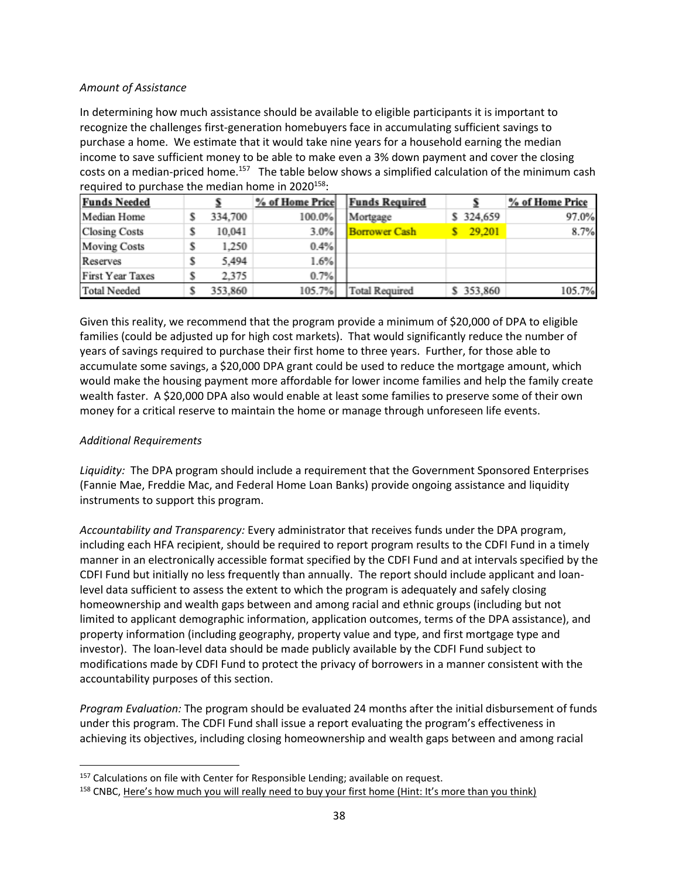*Amount of Assistance*

In determining how much assistance should be available to eligible participants it is important to recognize the challenges first-generation homebuyers face in accumulating sufficient savings to purchase a home. We estimate that it would take nine years for a household earning the median income to save sufficient money to be able to make even a 3% down payment and cover the closing costs on a median-priced home.[157] The table below shows a simplified calculation of the minimum cash required to purchase the median home in 2020[158]:

| Funds Needed | $ | % of Home Price | Funds Required | $ | % of Home Price |
|---|---|---|---|---|---|
| Median Home | $ 334,700 | 100.0% | Mortgage | $ 324,659 | 97.0% |
| Closing Costs | $ 10,041 | 3.0% | Borrower Cash | $ 29,201 | 8.7% |
| Moving Costs | $ 1,250 | 0.4% | | | |
| Reserves | $ 5,494 | 1.6% | | | |
| First Year Taxes | $ 2,375 | 0.7% | | | |
| Total Needed | $ 353,860 | 105.7% | Total Required | $ 353,860 | 105.7% |

Given this reality, we recommend that the program provide a minimum of $20,000 of DPA to eligible families (could be adjusted up for high cost markets). That would significantly reduce the number of years of savings required to purchase their first home to three years. Further, for those able to accumulate some savings, a $20,000 DPA grant could be used to reduce the mortgage amount, which would make the housing payment more affordable for lower income families and help the family create wealth faster. A $20,000 DPA also would enable at least some families to preserve some of their own money for a critical reserve to maintain the home or manage through unforeseen life events.

*Additional Requirements*

*Liquidity:* The DPA program should include a requirement that the Government Sponsored Enterprises (Fannie Mae, Freddie Mac, and Federal Home Loan Banks) provide ongoing assistance and liquidity instruments to support this program.

*Accountability and Transparency:* Every administrator that receives funds under the DPA program, including each HFA recipient, should be required to report program results to the CDFI Fund in a timely manner in an electronically accessible format specified by the CDFI Fund and at intervals specified by the CDFI Fund but initially no less frequently than annually. The report should include applicant and loan-level data sufficient to assess the extent to which the program is adequately and safely closing homeownership and wealth gaps between and among racial and ethnic groups (including but not limited to applicant demographic information, application outcomes, terms of the DPA assistance), and property information (including geography, property value and type, and first mortgage type and investor). The loan-level data should be made publicly available by the CDFI Fund subject to modifications made by CDFI Fund to protect the privacy of borrowers in a manner consistent with the accountability purposes of this section.

*Program Evaluation:* The program should be evaluated 24 months after the initial disbursement of funds under this program. The CDFI Fund shall issue a report evaluating the program's effectiveness in achieving its objectives, including closing homeownership and wealth gaps between and among racial

---

[157] Calculations on file with Center for Responsible Lending; available on request.

[158] CNBC, Here's how much you will really need to buy your first home (Hint: It's more than you think)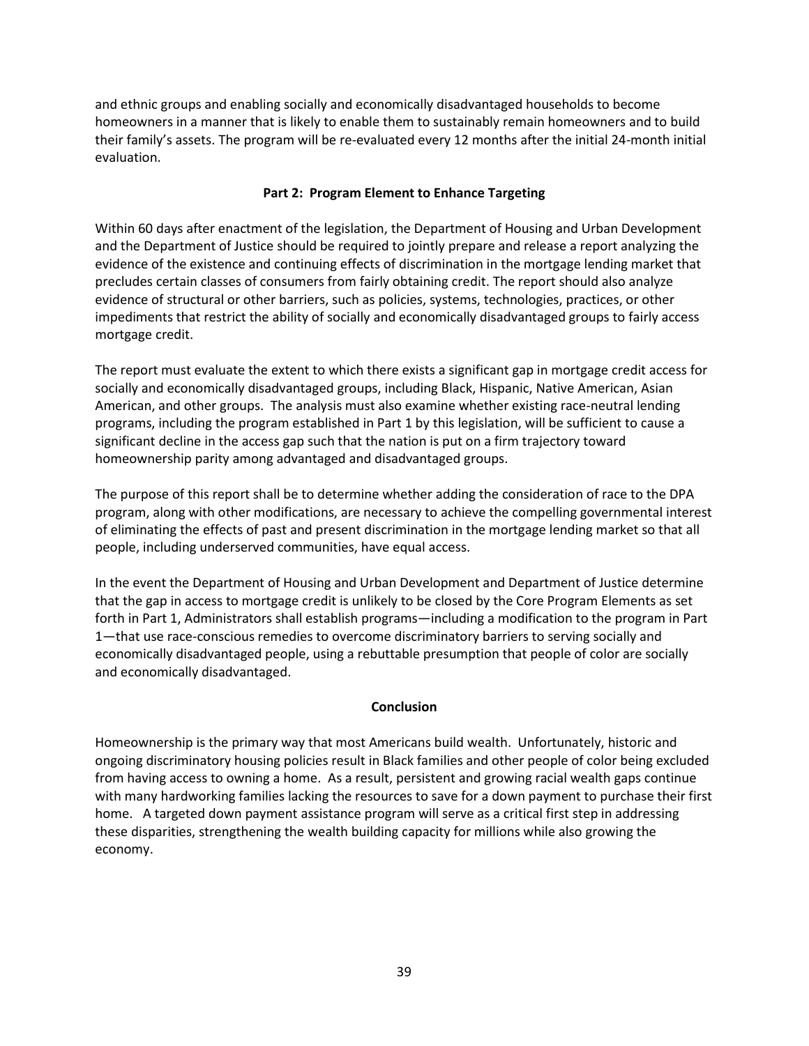and ethnic groups and enabling socially and economically disadvantaged households to become homeowners in a manner that is likely to enable them to sustainably remain homeowners and to build their family's assets. The program will be re-evaluated every 12 months after the initial 24-month initial evaluation.

### Part 2: Program Element to Enhance Targeting

Within 60 days after enactment of the legislation, the Department of Housing and Urban Development and the Department of Justice should be required to jointly prepare and release a report analyzing the evidence of the existence and continuing effects of discrimination in the mortgage lending market that precludes certain classes of consumers from fairly obtaining credit. The report should also analyze evidence of structural or other barriers, such as policies, systems, technologies, practices, or other impediments that restrict the ability of socially and economically disadvantaged groups to fairly access mortgage credit.

The report must evaluate the extent to which there exists a significant gap in mortgage credit access for socially and economically disadvantaged groups, including Black, Hispanic, Native American, Asian American, and other groups. The analysis must also examine whether existing race-neutral lending programs, including the program established in Part 1 by this legislation, will be sufficient to cause a significant decline in the access gap such that the nation is put on a firm trajectory toward homeownership parity among advantaged and disadvantaged groups.

The purpose of this report shall be to determine whether adding the consideration of race to the DPA program, along with other modifications, are necessary to achieve the compelling governmental interest of eliminating the effects of past and present discrimination in the mortgage lending market so that all people, including underserved communities, have equal access.

In the event the Department of Housing and Urban Development and Department of Justice determine that the gap in access to mortgage credit is unlikely to be closed by the Core Program Elements as set forth in Part 1, Administrators shall establish programs—including a modification to the program in Part 1—that use race-conscious remedies to overcome discriminatory barriers to serving socially and economically disadvantaged people, using a rebuttable presumption that people of color are socially and economically disadvantaged.

### Conclusion

Homeownership is the primary way that most Americans build wealth. Unfortunately, historic and ongoing discriminatory housing policies result in Black families and other people of color being excluded from having access to owning a home. As a result, persistent and growing racial wealth gaps continue with many hardworking families lacking the resources to save for a down payment to purchase their first home. A targeted down payment assistance program will serve as a critical first step in addressing these disparities, strengthening the wealth building capacity for millions while also growing the economy.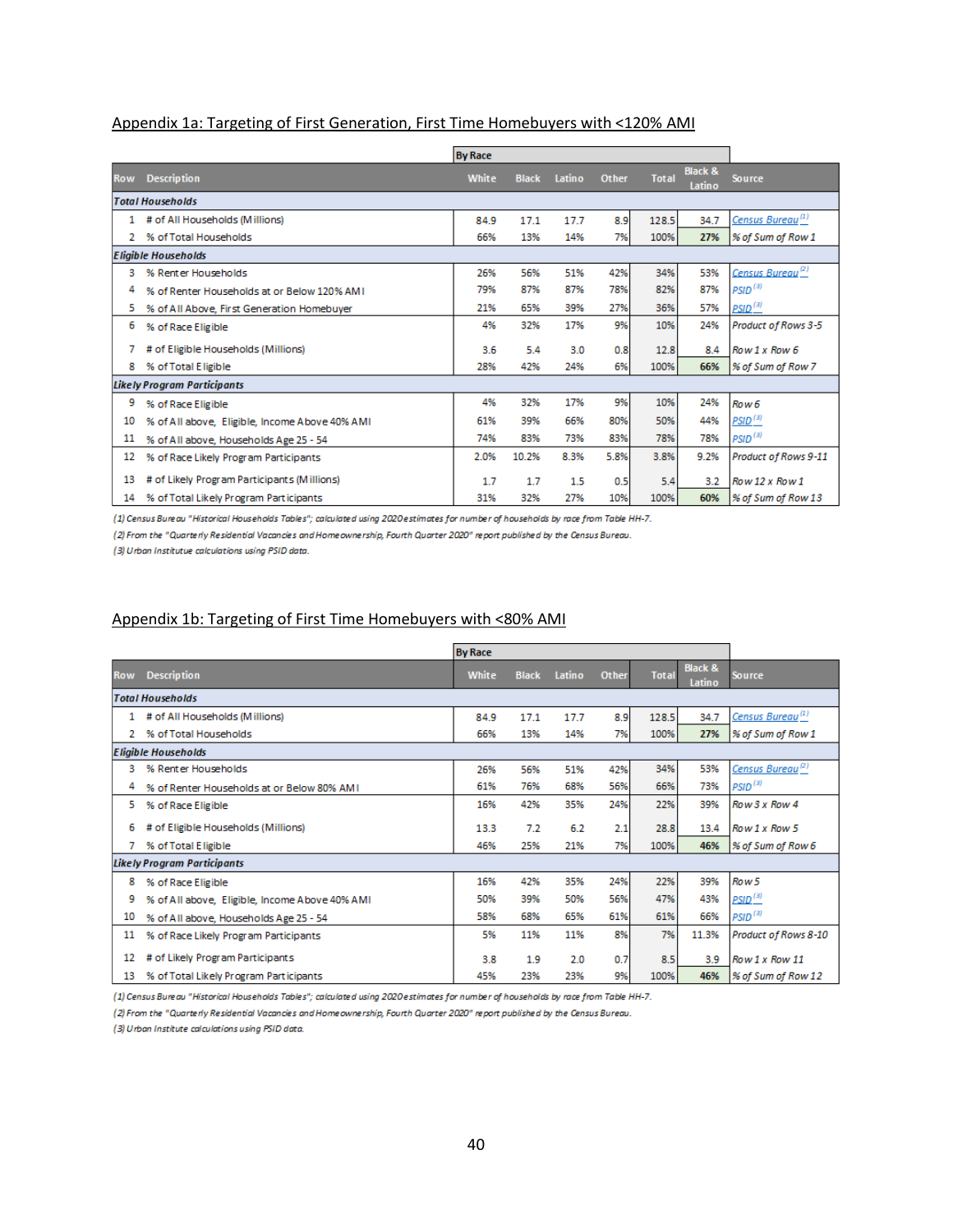## Appendix 1a: Targeting of First Generation, First Time Homebuyers with <120% AMI

| Row | Description | By Race: White | Black | Latino | Other | Total | Black & Latino | Source |
|---|---|---|---|---|---|---|---|---|
| ***Total Households*** | | | | | | | | |
| 1 | # of All Households (Millions) | 84.9 | 17.1 | 17.7 | 8.9 | 128.5 | 34.7 | Census Bureau [1] |
| 2 | % of Total Households | 66% | 13% | 14% | 7% | 100% | **27%** | *% of Sum of Row 1* |
| ***Eligible Households*** | | | | | | | | |
| 3 | % Renter Households | 26% | 56% | 51% | 42% | 34% | 53% | Census Bureau [2] |
| 4 | % of Renter Households at or Below 120% AMI | 79% | 87% | 87% | 78% | 82% | 87% | PSID [3] |
| 5 | % of All Above, First Generation Homebuyer | 21% | 65% | 39% | 27% | 36% | 57% | PSID [3] |
| 6 | % of Race Eligible | 4% | 32% | 17% | 9% | 10% | 24% | *Product of Rows 3-5* |
| 7 | # of Eligible Households (Millions) | 3.6 | 5.4 | 3.0 | 0.8 | 12.8 | 8.4 | *Row 1 x Row 6* |
| 8 | % of Total Eligible | 28% | 42% | 24% | 6% | 100% | **66%** | *% of Sum of Row 7* |
| ***Likely Program Participants*** | | | | | | | | |
| 9 | % of Race Eligible | 4% | 32% | 17% | 9% | 10% | 24% | *Row 6* |
| 10 | % of All above, Eligible, Income Above 40% AMI | 61% | 39% | 66% | 80% | 50% | 44% | PSID [3] |
| 11 | % of All above, Households Age 25 - 54 | 74% | 83% | 73% | 83% | 78% | 78% | PSID [3] |
| 12 | % of Race Likely Program Participants | 2.0% | 10.2% | 8.3% | 5.8% | 3.8% | 9.2% | *Product of Rows 9-11* |
| 13 | # of Likely Program Participants (Millions) | 1.7 | 1.7 | 1.5 | 0.5 | 5.4 | 3.2 | *Row 12 x Row 1* |
| 14 | % of Total Likely Program Participants | 31% | 32% | 27% | 10% | 100% | **60%** | *% of Sum of Row 13* |

*(1) Census Bureau "Historical Households Tables"; calculated using 2020 estimates for number of households by race from Table HH-7.*
*(2) From the "Quarterly Residential Vacancies and Homeownership, Fourth Quarter 2020" report published by the Census Bureau.*
*(3) Urban Institutue calculations using PSID data.*

## Appendix 1b: Targeting of First Time Homebuyers with <80% AMI

| Row | Description | By Race: White | Black | Latino | Other | Total | Black & Latino | Source |
|---|---|---|---|---|---|---|---|---|
| ***Total Households*** | | | | | | | | |
| 1 | # of All Households (Millions) | 84.9 | 17.1 | 17.7 | 8.9 | 128.5 | 34.7 | Census Bureau [1] |
| 2 | % of Total Households | 66% | 13% | 14% | 7% | 100% | **27%** | *% of Sum of Row 1* |
| ***Eligible Households*** | | | | | | | | |
| 3 | % Renter Households | 26% | 56% | 51% | 42% | 34% | 53% | Census Bureau [2] |
| 4 | % of Renter Households at or Below 80% AMI | 61% | 76% | 68% | 56% | 66% | 73% | PSID [3] |
| 5 | % of Race Eligible | 16% | 42% | 35% | 24% | 22% | 39% | *Row 3 x Row 4* |
| 6 | # of Eligible Households (Millions) | 13.3 | 7.2 | 6.2 | 2.1 | 28.8 | 13.4 | *Row 1 x Row 5* |
| 7 | % of Total Eligible | 46% | 25% | 21% | 7% | 100% | **46%** | *% of Sum of Row 6* |
| ***Likely Program Participants*** | | | | | | | | |
| 8 | % of Race Eligible | 16% | 42% | 35% | 24% | 22% | 39% | *Row 5* |
| 9 | % of All above, Eligible, Income Above 40% AMI | 50% | 39% | 50% | 56% | 47% | 43% | PSID [3] |
| 10 | % of All above, Households Age 25 - 54 | 58% | 68% | 65% | 61% | 61% | 66% | PSID [3] |
| 11 | % of Race Likely Program Participants | 5% | 11% | 11% | 8% | 7% | 11.3% | *Product of Rows 8-10* |
| 12 | # of Likely Program Participants | 3.8 | 1.9 | 2.0 | 0.7 | 8.5 | 3.9 | *Row 1 x Row 11* |
| 13 | % of Total Likely Program Participants | 45% | 23% | 23% | 9% | 100% | **46%** | *% of Sum of Row 12* |

*(1) Census Bureau "Historical Households Tables"; calculated using 2020 estimates for number of households by race from Table HH-7.*
*(2) From the "Quarterly Residential Vacancies and Homeownership, Fourth Quarter 2020" report published by the Census Bureau.*
*(3) Urban Institutue calculations using PSID data.*